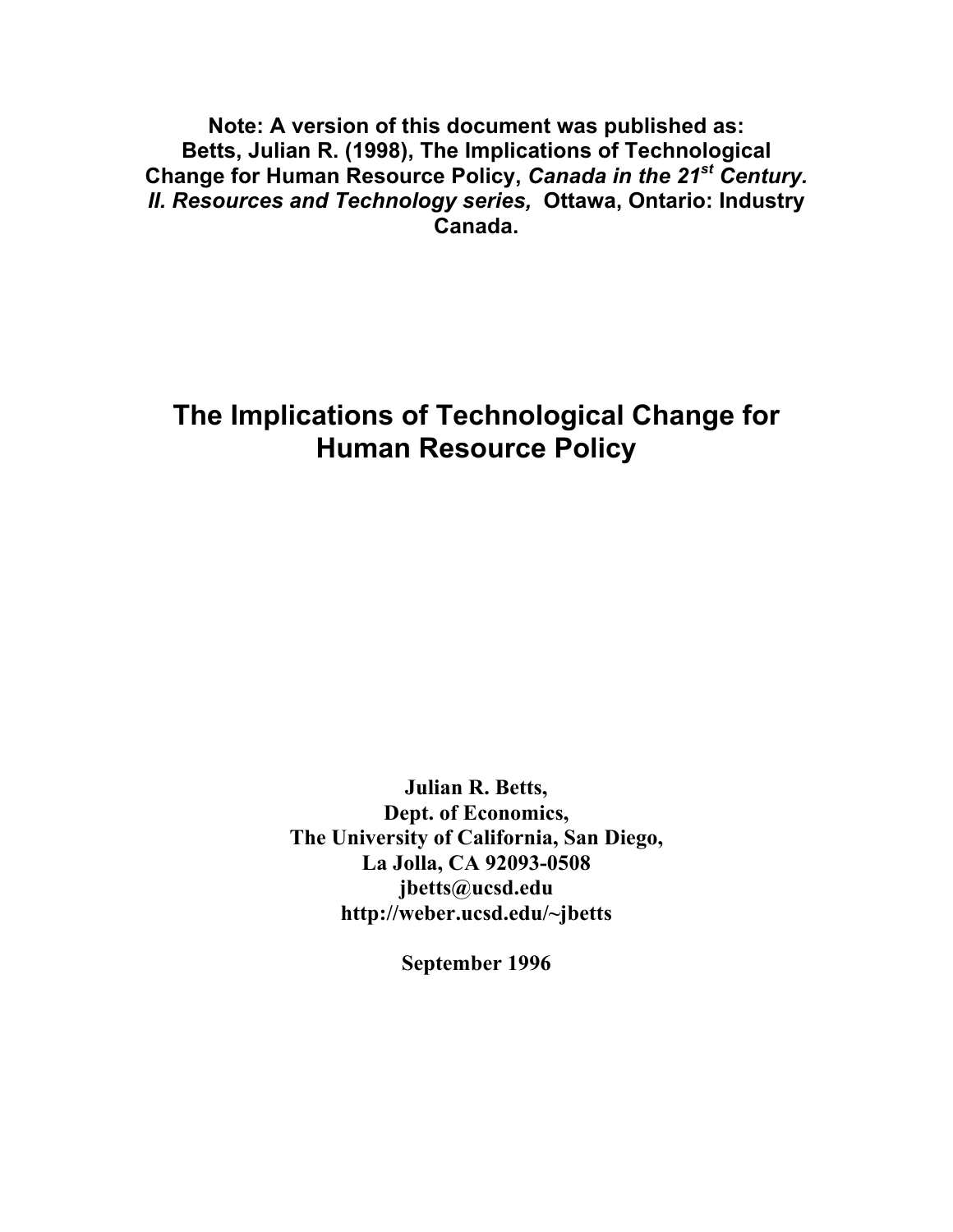**Note: A version of this document was published as: Betts, Julian R. (1998), The Implications of Technological Change for Human Resource Policy, *Canada in the 21st Century. II. Resources and Technology series,* Ottawa, Ontario: Industry Canada.**

# The Implications of Technological Change for Human Resource Policy

**Julian R. Betts,**
**Dept. of Economics,**
**The University of California, San Diego,**
**La Jolla, CA 92093-0508**
**jbetts@ucsd.edu**
**http://weber.ucsd.edu/~jbetts**

**September 1996**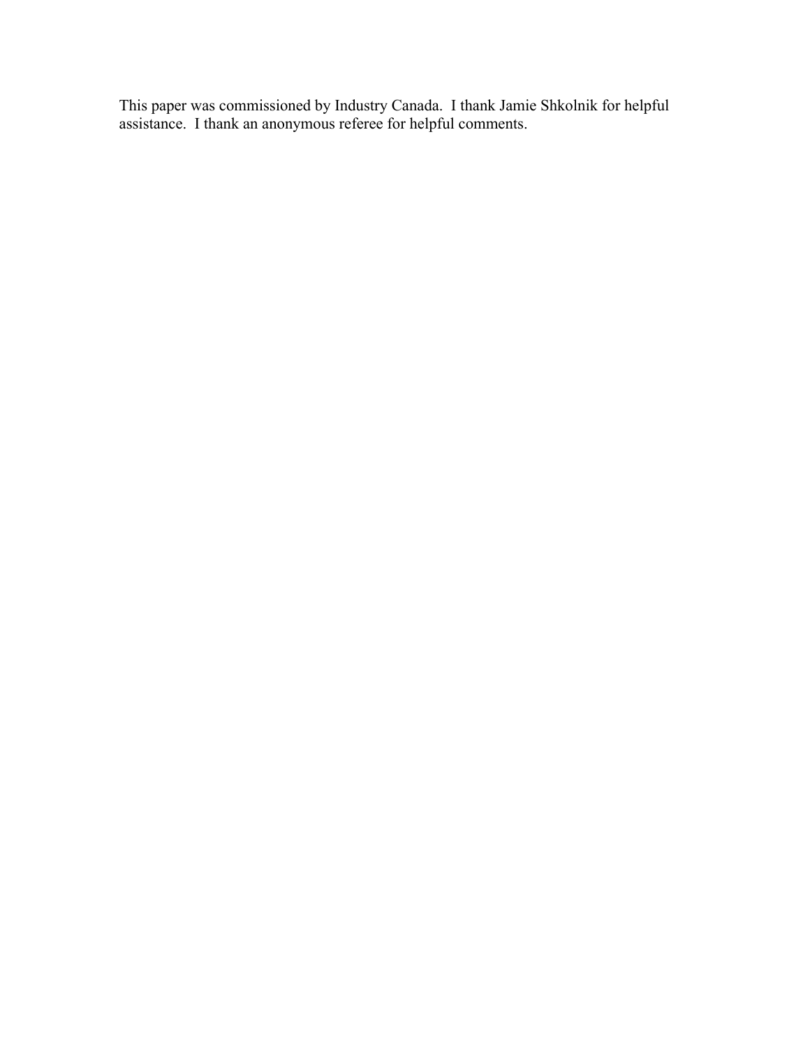This paper was commissioned by Industry Canada. I thank Jamie Shkolnik for helpful assistance. I thank an anonymous referee for helpful comments.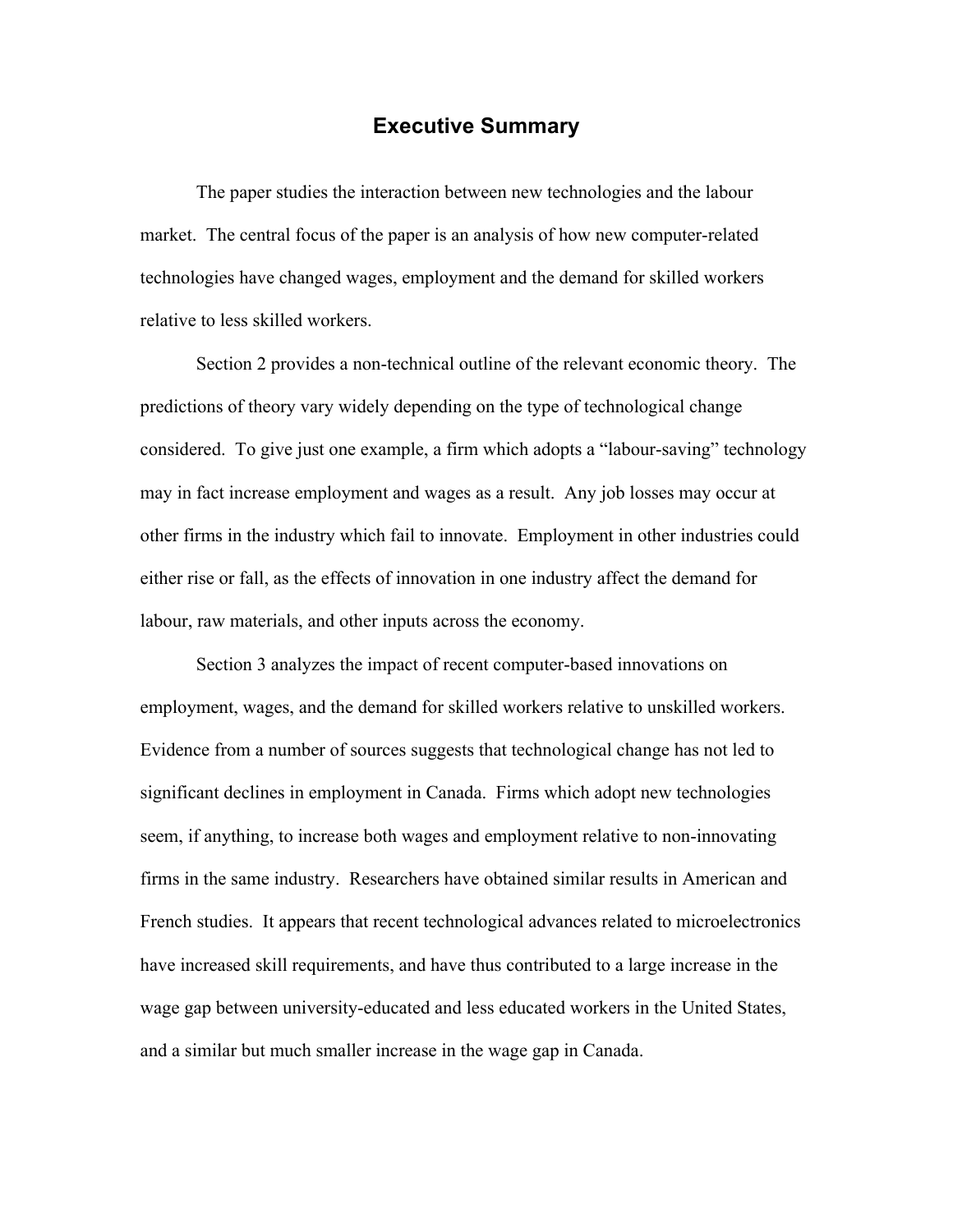# Executive Summary

The paper studies the interaction between new technologies and the labour market. The central focus of the paper is an analysis of how new computer-related technologies have changed wages, employment and the demand for skilled workers relative to less skilled workers.

Section 2 provides a non-technical outline of the relevant economic theory. The predictions of theory vary widely depending on the type of technological change considered. To give just one example, a firm which adopts a "labour-saving" technology may in fact increase employment and wages as a result. Any job losses may occur at other firms in the industry which fail to innovate. Employment in other industries could either rise or fall, as the effects of innovation in one industry affect the demand for labour, raw materials, and other inputs across the economy.

Section 3 analyzes the impact of recent computer-based innovations on employment, wages, and the demand for skilled workers relative to unskilled workers. Evidence from a number of sources suggests that technological change has not led to significant declines in employment in Canada. Firms which adopt new technologies seem, if anything, to increase both wages and employment relative to non-innovating firms in the same industry. Researchers have obtained similar results in American and French studies. It appears that recent technological advances related to microelectronics have increased skill requirements, and have thus contributed to a large increase in the wage gap between university-educated and less educated workers in the United States, and a similar but much smaller increase in the wage gap in Canada.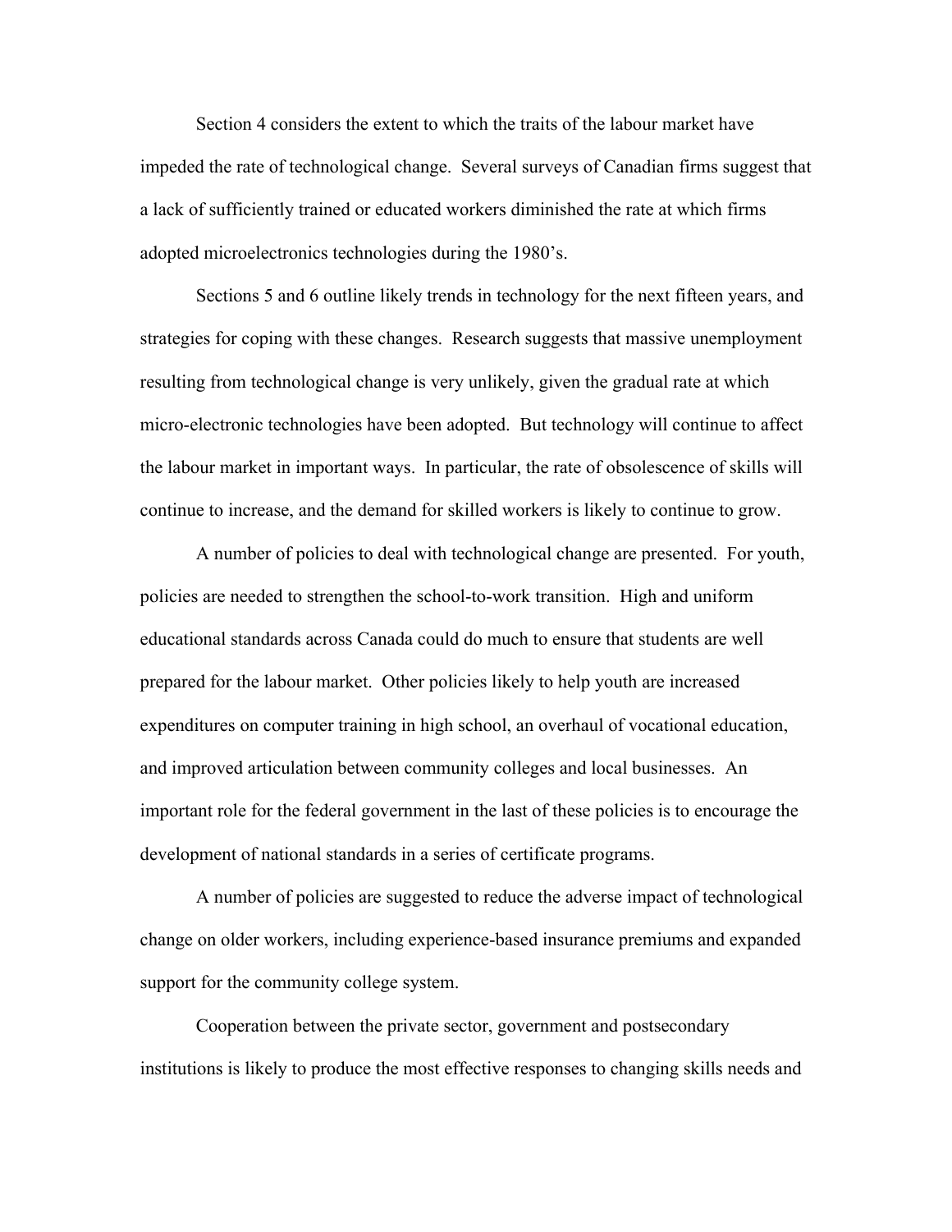Section 4 considers the extent to which the traits of the labour market have impeded the rate of technological change. Several surveys of Canadian firms suggest that a lack of sufficiently trained or educated workers diminished the rate at which firms adopted microelectronics technologies during the 1980's.

Sections 5 and 6 outline likely trends in technology for the next fifteen years, and strategies for coping with these changes. Research suggests that massive unemployment resulting from technological change is very unlikely, given the gradual rate at which micro-electronic technologies have been adopted. But technology will continue to affect the labour market in important ways. In particular, the rate of obsolescence of skills will continue to increase, and the demand for skilled workers is likely to continue to grow.

A number of policies to deal with technological change are presented. For youth, policies are needed to strengthen the school-to-work transition. High and uniform educational standards across Canada could do much to ensure that students are well prepared for the labour market. Other policies likely to help youth are increased expenditures on computer training in high school, an overhaul of vocational education, and improved articulation between community colleges and local businesses. An important role for the federal government in the last of these policies is to encourage the development of national standards in a series of certificate programs.

A number of policies are suggested to reduce the adverse impact of technological change on older workers, including experience-based insurance premiums and expanded support for the community college system.

Cooperation between the private sector, government and postsecondary institutions is likely to produce the most effective responses to changing skills needs and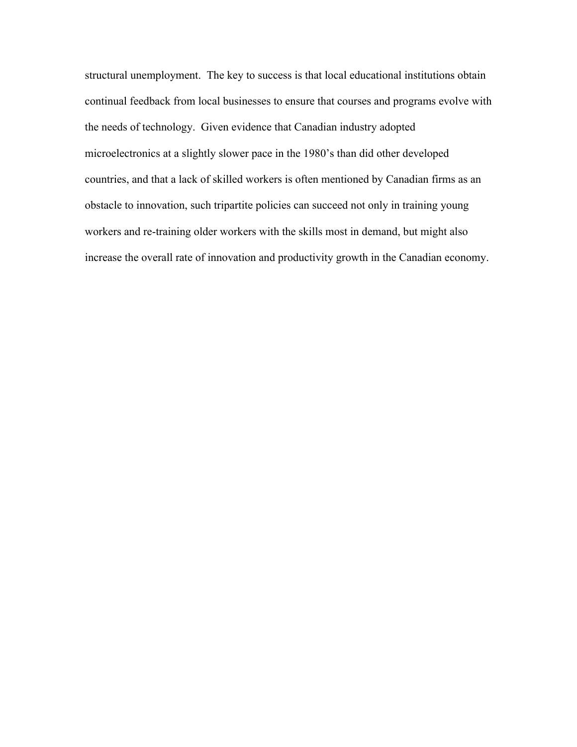structural unemployment. The key to success is that local educational institutions obtain continual feedback from local businesses to ensure that courses and programs evolve with the needs of technology. Given evidence that Canadian industry adopted microelectronics at a slightly slower pace in the 1980's than did other developed countries, and that a lack of skilled workers is often mentioned by Canadian firms as an obstacle to innovation, such tripartite policies can succeed not only in training young workers and re-training older workers with the skills most in demand, but might also increase the overall rate of innovation and productivity growth in the Canadian economy.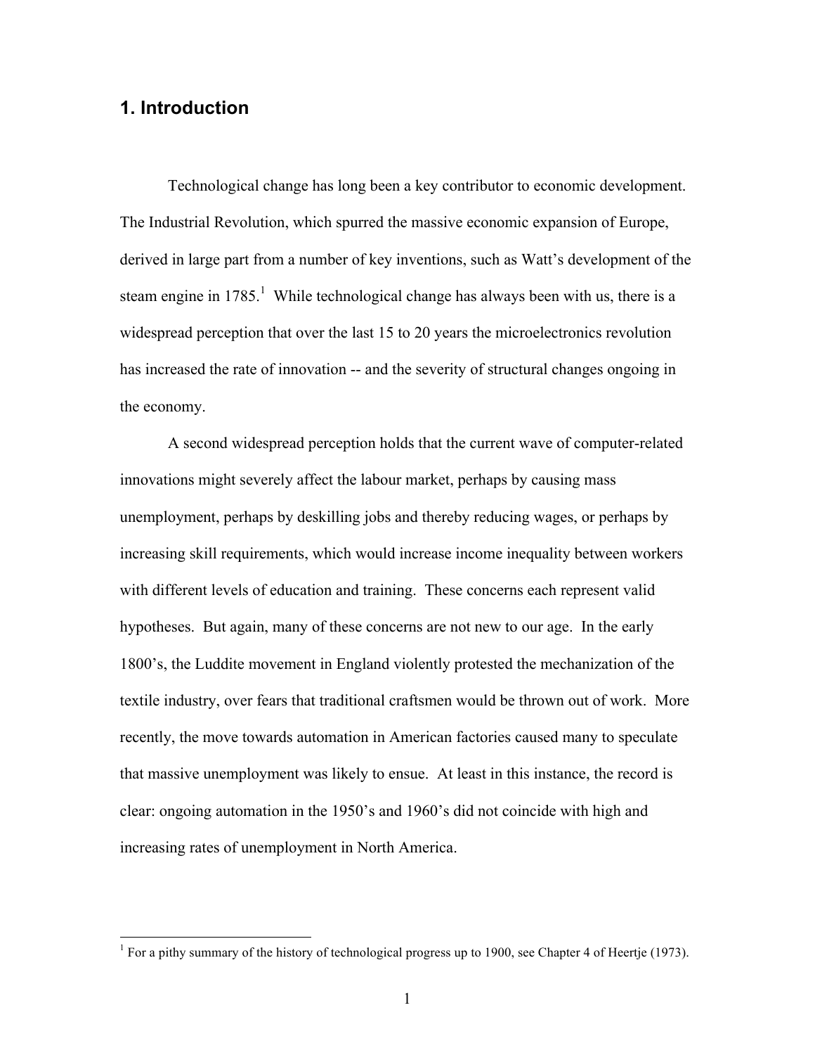## 1. Introduction

Technological change has long been a key contributor to economic development. The Industrial Revolution, which spurred the massive economic expansion of Europe, derived in large part from a number of key inventions, such as Watt's development of the steam engine in 1785.[1] While technological change has always been with us, there is a widespread perception that over the last 15 to 20 years the microelectronics revolution has increased the rate of innovation -- and the severity of structural changes ongoing in the economy.

A second widespread perception holds that the current wave of computer-related innovations might severely affect the labour market, perhaps by causing mass unemployment, perhaps by deskilling jobs and thereby reducing wages, or perhaps by increasing skill requirements, which would increase income inequality between workers with different levels of education and training. These concerns each represent valid hypotheses. But again, many of these concerns are not new to our age. In the early 1800's, the Luddite movement in England violently protested the mechanization of the textile industry, over fears that traditional craftsmen would be thrown out of work. More recently, the move towards automation in American factories caused many to speculate that massive unemployment was likely to ensue. At least in this instance, the record is clear: ongoing automation in the 1950's and 1960's did not coincide with high and increasing rates of unemployment in North America.

---

[1] For a pithy summary of the history of technological progress up to 1900, see Chapter 4 of Heertje (1973).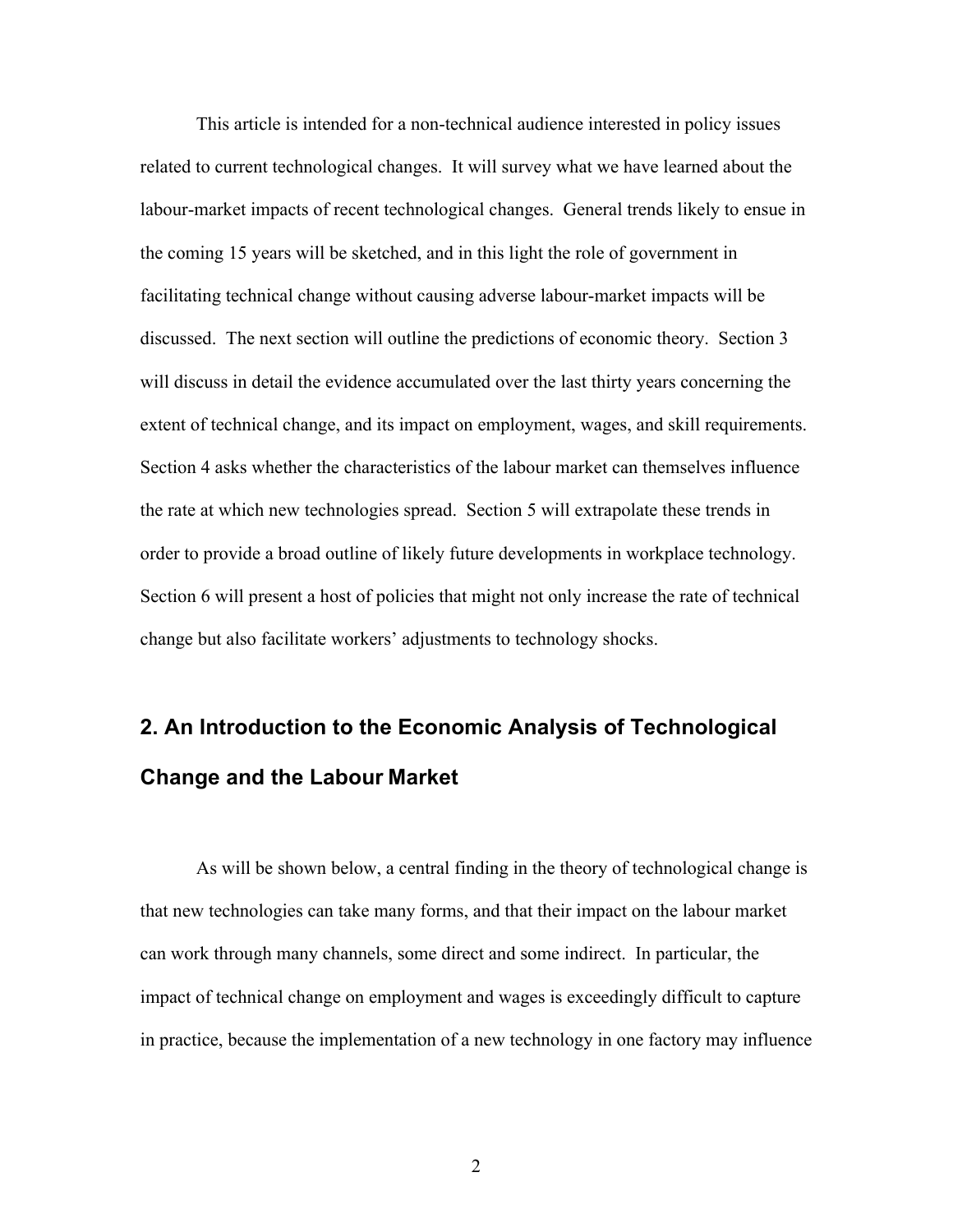This article is intended for a non-technical audience interested in policy issues related to current technological changes. It will survey what we have learned about the labour-market impacts of recent technological changes. General trends likely to ensue in the coming 15 years will be sketched, and in this light the role of government in facilitating technical change without causing adverse labour-market impacts will be discussed. The next section will outline the predictions of economic theory. Section 3 will discuss in detail the evidence accumulated over the last thirty years concerning the extent of technical change, and its impact on employment, wages, and skill requirements. Section 4 asks whether the characteristics of the labour market can themselves influence the rate at which new technologies spread. Section 5 will extrapolate these trends in order to provide a broad outline of likely future developments in workplace technology. Section 6 will present a host of policies that might not only increase the rate of technical change but also facilitate workers' adjustments to technology shocks.

## 2. An Introduction to the Economic Analysis of Technological Change and the Labour Market

As will be shown below, a central finding in the theory of technological change is that new technologies can take many forms, and that their impact on the labour market can work through many channels, some direct and some indirect. In particular, the impact of technical change on employment and wages is exceedingly difficult to capture in practice, because the implementation of a new technology in one factory may influence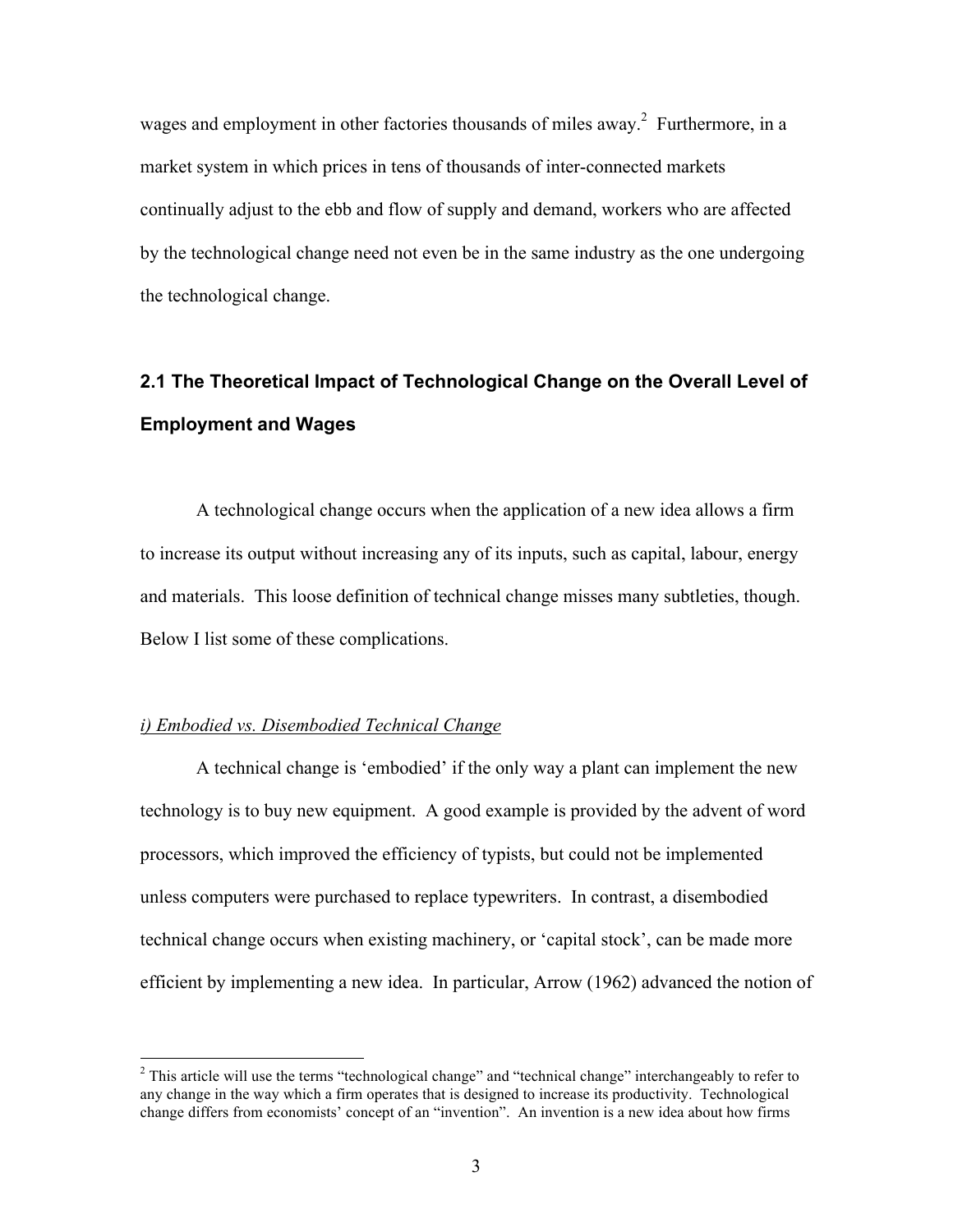wages and employment in other factories thousands of miles away.[2] Furthermore, in a market system in which prices in tens of thousands of inter-connected markets continually adjust to the ebb and flow of supply and demand, workers who are affected by the technological change need not even be in the same industry as the one undergoing the technological change.

## 2.1 The Theoretical Impact of Technological Change on the Overall Level of Employment and Wages

A technological change occurs when the application of a new idea allows a firm to increase its output without increasing any of its inputs, such as capital, labour, energy and materials. This loose definition of technical change misses many subtleties, though. Below I list some of these complications.

### *i) Embodied vs. Disembodied Technical Change*

A technical change is 'embodied' if the only way a plant can implement the new technology is to buy new equipment. A good example is provided by the advent of word processors, which improved the efficiency of typists, but could not be implemented unless computers were purchased to replace typewriters. In contrast, a disembodied technical change occurs when existing machinery, or 'capital stock', can be made more efficient by implementing a new idea. In particular, Arrow (1962) advanced the notion of

---

[2] This article will use the terms "technological change" and "technical change" interchangeably to refer to any change in the way which a firm operates that is designed to increase its productivity. Technological change differs from economists' concept of an "invention". An invention is a new idea about how firms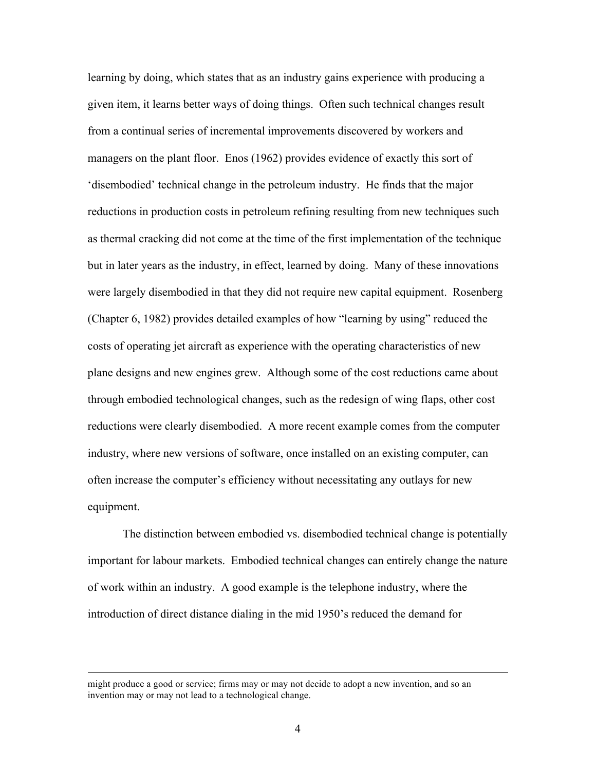learning by doing, which states that as an industry gains experience with producing a given item, it learns better ways of doing things. Often such technical changes result from a continual series of incremental improvements discovered by workers and managers on the plant floor. Enos (1962) provides evidence of exactly this sort of 'disembodied' technical change in the petroleum industry. He finds that the major reductions in production costs in petroleum refining resulting from new techniques such as thermal cracking did not come at the time of the first implementation of the technique but in later years as the industry, in effect, learned by doing. Many of these innovations were largely disembodied in that they did not require new capital equipment. Rosenberg (Chapter 6, 1982) provides detailed examples of how "learning by using" reduced the costs of operating jet aircraft as experience with the operating characteristics of new plane designs and new engines grew. Although some of the cost reductions came about through embodied technological changes, such as the redesign of wing flaps, other cost reductions were clearly disembodied. A more recent example comes from the computer industry, where new versions of software, once installed on an existing computer, can often increase the computer's efficiency without necessitating any outlays for new equipment.

The distinction between embodied vs. disembodied technical change is potentially important for labour markets. Embodied technical changes can entirely change the nature of work within an industry. A good example is the telephone industry, where the introduction of direct distance dialing in the mid 1950's reduced the demand for

---

might produce a good or service; firms may or may not decide to adopt a new invention, and so an invention may or may not lead to a technological change.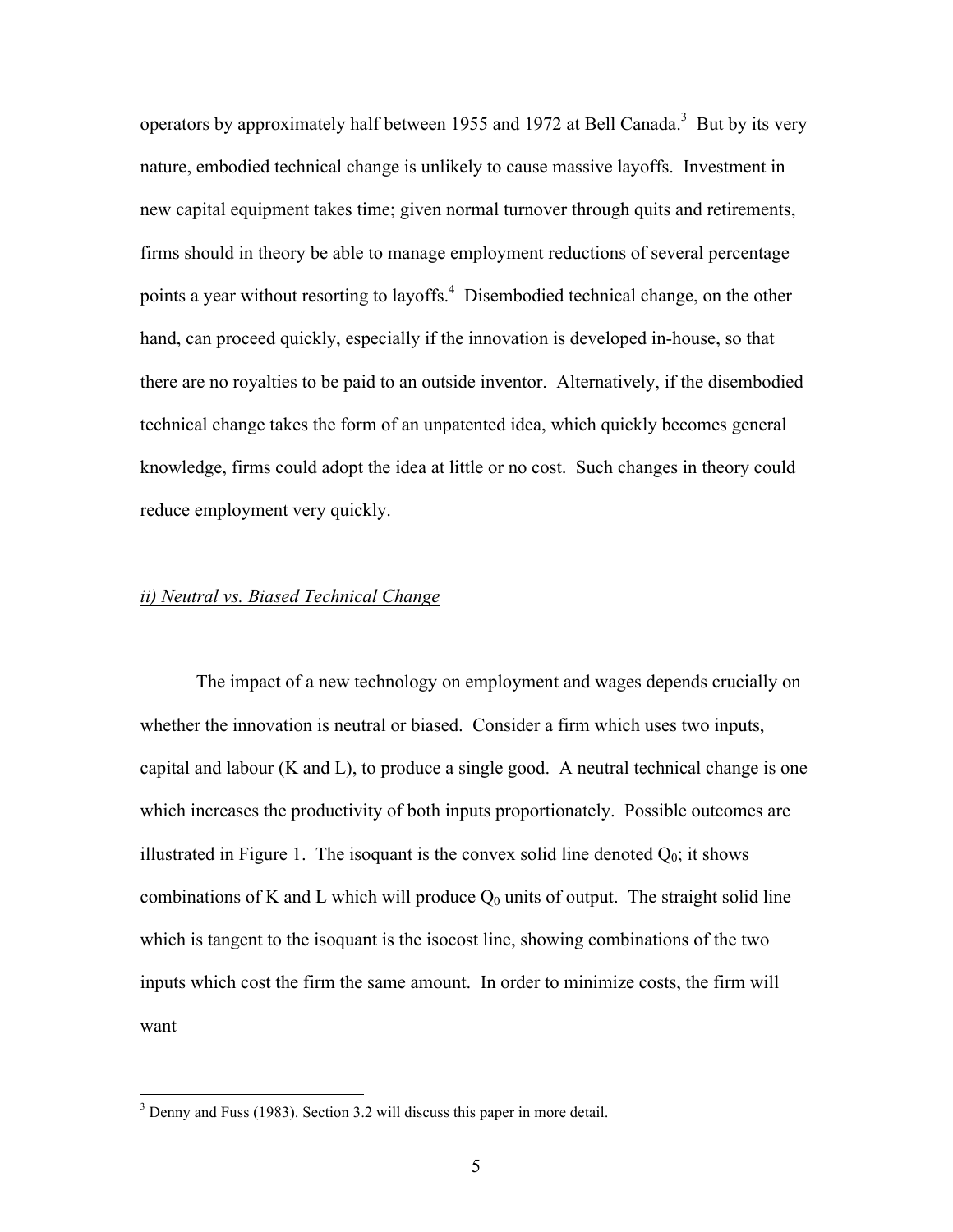operators by approximately half between 1955 and 1972 at Bell Canada.[3] But by its very nature, embodied technical change is unlikely to cause massive layoffs. Investment in new capital equipment takes time; given normal turnover through quits and retirements, firms should in theory be able to manage employment reductions of several percentage points a year without resorting to layoffs.[4] Disembodied technical change, on the other hand, can proceed quickly, especially if the innovation is developed in-house, so that there are no royalties to be paid to an outside inventor. Alternatively, if the disembodied technical change takes the form of an unpatented idea, which quickly becomes general knowledge, firms could adopt the idea at little or no cost. Such changes in theory could reduce employment very quickly.

*ii) Neutral vs. Biased Technical Change*

The impact of a new technology on employment and wages depends crucially on whether the innovation is neutral or biased. Consider a firm which uses two inputs, capital and labour (K and L), to produce a single good. A neutral technical change is one which increases the productivity of both inputs proportionately. Possible outcomes are illustrated in Figure 1. The isoquant is the convex solid line denoted $Q_0$; it shows combinations of K and L which will produce $Q_0$ units of output. The straight solid line which is tangent to the isoquant is the isocost line, showing combinations of the two inputs which cost the firm the same amount. In order to minimize costs, the firm will want

[3] Denny and Fuss (1983). Section 3.2 will discuss this paper in more detail.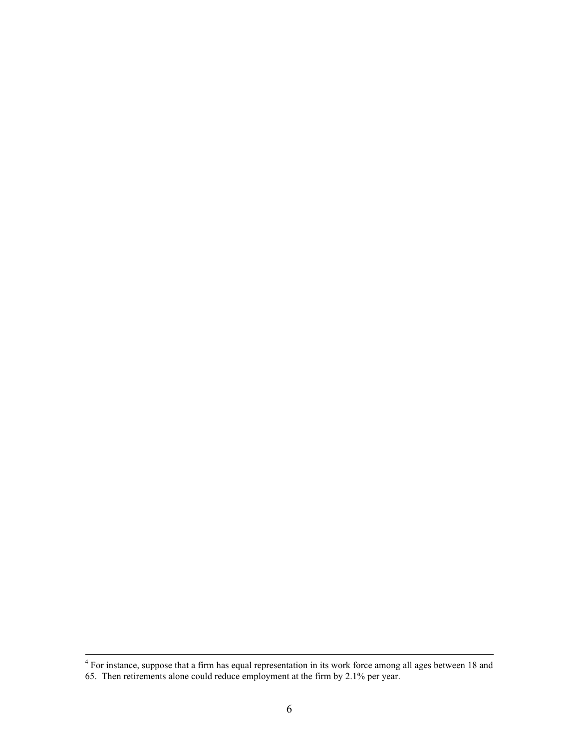[4] For instance, suppose that a firm has equal representation in its work force among all ages between 18 and 65. Then retirements alone could reduce employment at the firm by 2.1% per year.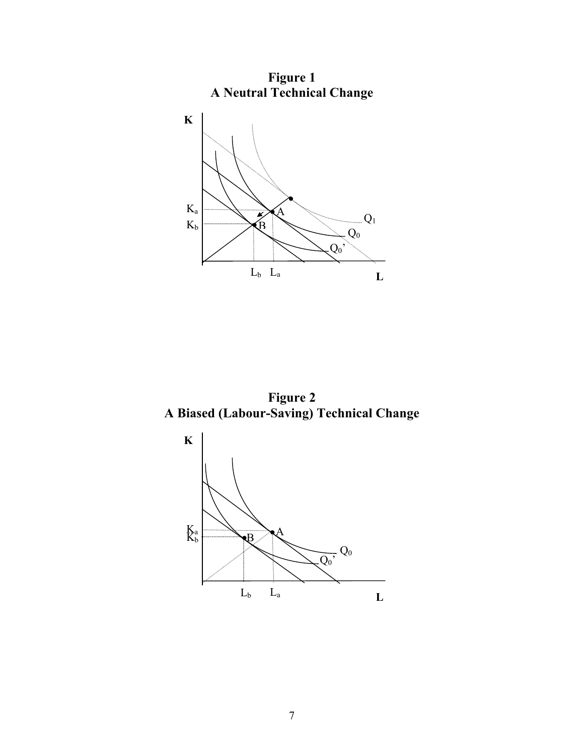**Figure 1**
**A Neutral Technical Change**

**Figure 2**
**A Biased (Labour-Saving) Technical Change**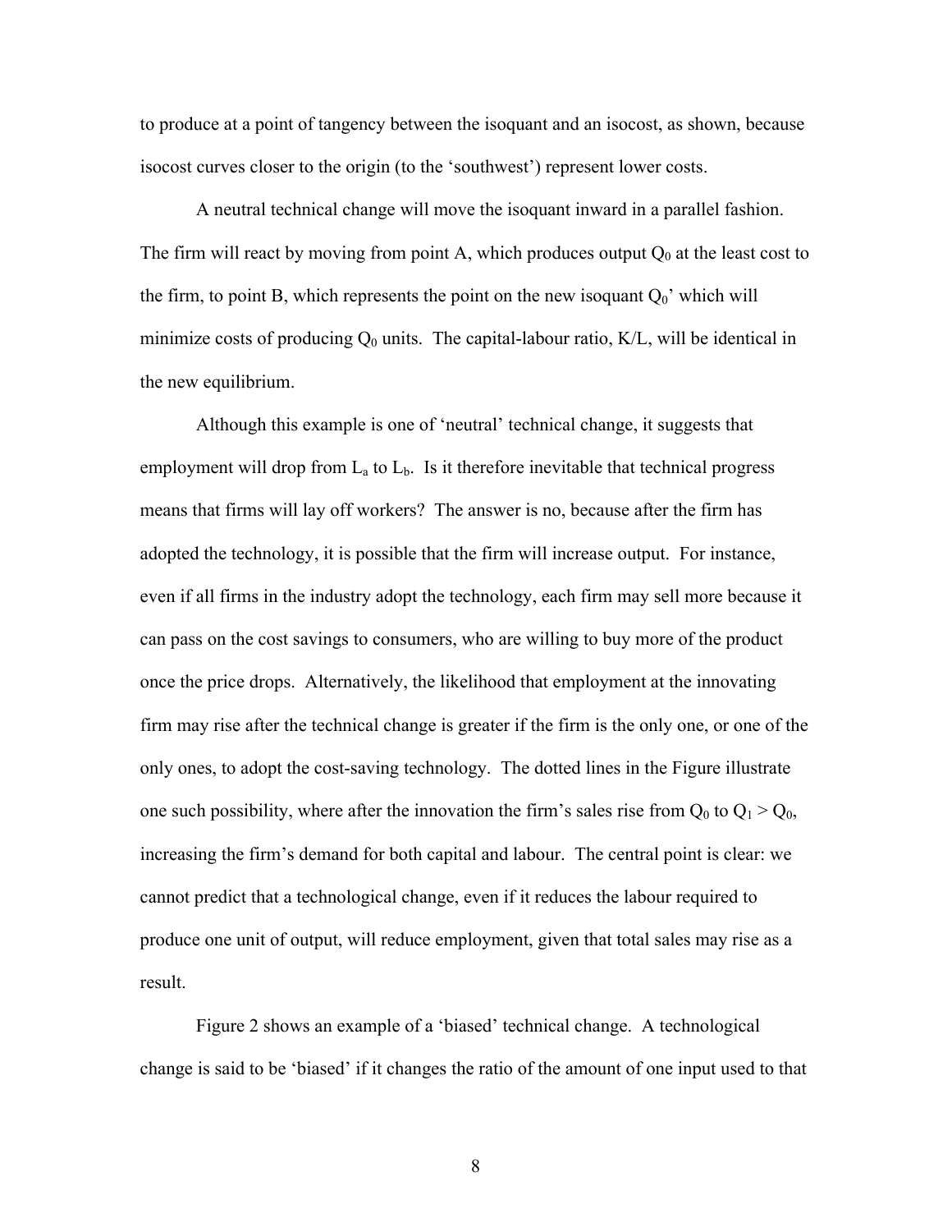to produce at a point of tangency between the isoquant and an isocost, as shown, because isocost curves closer to the origin (to the 'southwest') represent lower costs.

A neutral technical change will move the isoquant inward in a parallel fashion. The firm will react by moving from point A, which produces output $Q_0$ at the least cost to the firm, to point B, which represents the point on the new isoquant $Q_0$' which will minimize costs of producing $Q_0$ units. The capital-labour ratio, K/L, will be identical in the new equilibrium.

Although this example is one of 'neutral' technical change, it suggests that employment will drop from $L_a$ to $L_b$. Is it therefore inevitable that technical progress means that firms will lay off workers? The answer is no, because after the firm has adopted the technology, it is possible that the firm will increase output. For instance, even if all firms in the industry adopt the technology, each firm may sell more because it can pass on the cost savings to consumers, who are willing to buy more of the product once the price drops. Alternatively, the likelihood that employment at the innovating firm may rise after the technical change is greater if the firm is the only one, or one of the only ones, to adopt the cost-saving technology. The dotted lines in the Figure illustrate one such possibility, where after the innovation the firm's sales rise from $Q_0$ to $Q_1 > Q_0$, increasing the firm's demand for both capital and labour. The central point is clear: we cannot predict that a technological change, even if it reduces the labour required to produce one unit of output, will reduce employment, given that total sales may rise as a result.

Figure 2 shows an example of a 'biased' technical change. A technological change is said to be 'biased' if it changes the ratio of the amount of one input used to that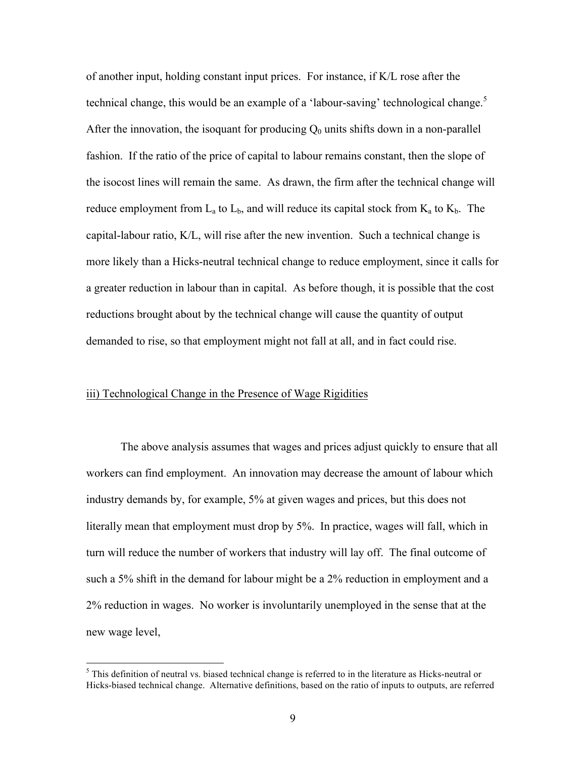of another input, holding constant input prices. For instance, if K/L rose after the technical change, this would be an example of a 'labour-saving' technological change.[5] After the innovation, the isoquant for producing $Q_0$ units shifts down in a non-parallel fashion. If the ratio of the price of capital to labour remains constant, then the slope of the isocost lines will remain the same. As drawn, the firm after the technical change will reduce employment from $L_a$ to $L_b$, and will reduce its capital stock from $K_a$ to $K_b$. The capital-labour ratio, K/L, will rise after the new invention. Such a technical change is more likely than a Hicks-neutral technical change to reduce employment, since it calls for a greater reduction in labour than in capital. As before though, it is possible that the cost reductions brought about by the technical change will cause the quantity of output demanded to rise, so that employment might not fall at all, and in fact could rise.

### iii) Technological Change in the Presence of Wage Rigidities

The above analysis assumes that wages and prices adjust quickly to ensure that all workers can find employment. An innovation may decrease the amount of labour which industry demands by, for example, 5% at given wages and prices, but this does not literally mean that employment must drop by 5%. In practice, wages will fall, which in turn will reduce the number of workers that industry will lay off. The final outcome of such a 5% shift in the demand for labour might be a 2% reduction in employment and a 2% reduction in wages. No worker is involuntarily unemployed in the sense that at the new wage level,

[5] This definition of neutral vs. biased technical change is referred to in the literature as Hicks-neutral or Hicks-biased technical change. Alternative definitions, based on the ratio of inputs to outputs, are referred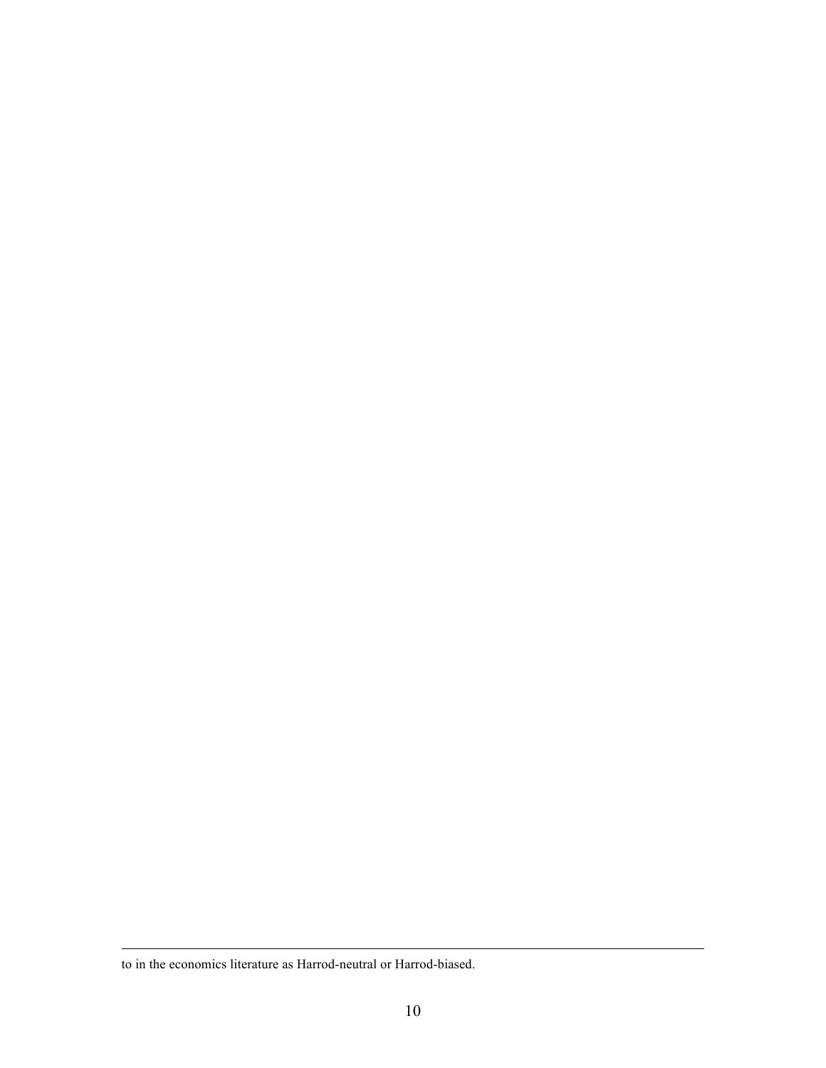to in the economics literature as Harrod-neutral or Harrod-biased.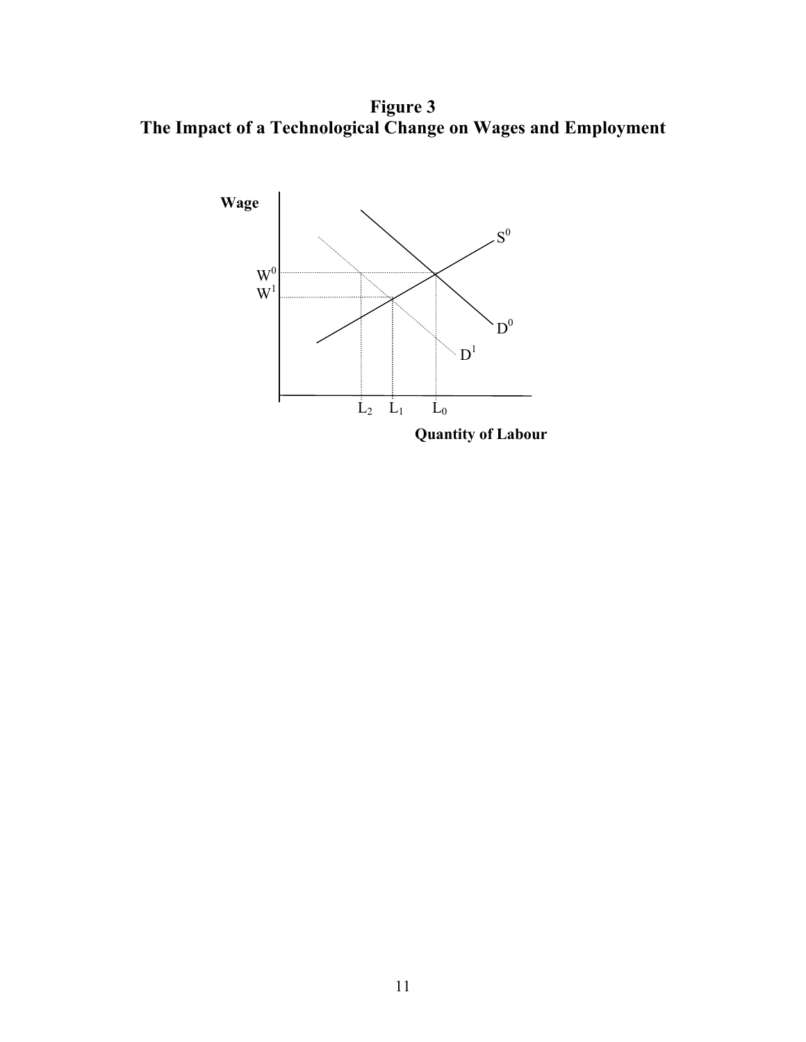**Figure 3**
**The Impact of a Technological Change on Wages and Employment**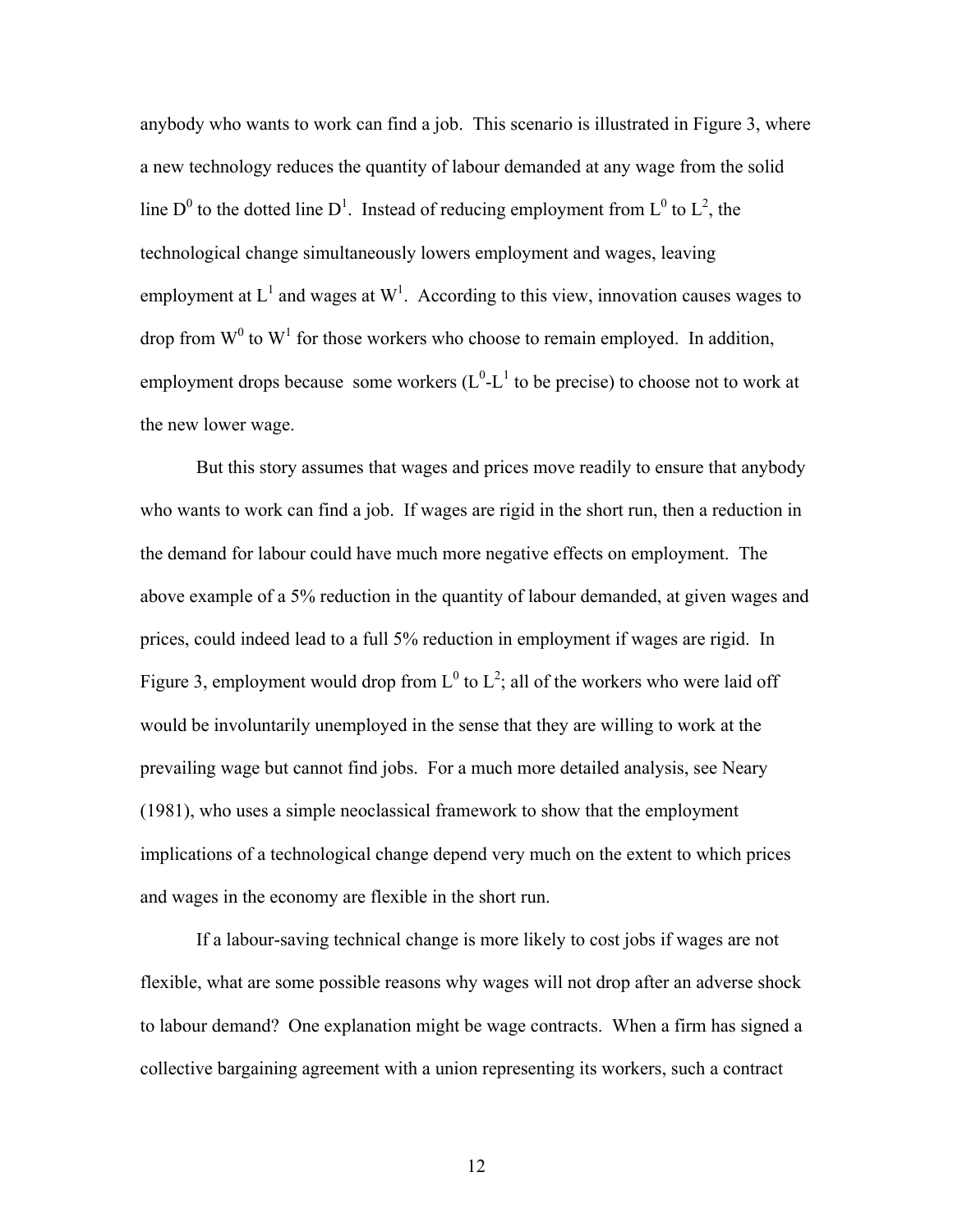anybody who wants to work can find a job. This scenario is illustrated in Figure 3, where a new technology reduces the quantity of labour demanded at any wage from the solid line $D^0$ to the dotted line $D^1$. Instead of reducing employment from $L^0$ to $L^2$, the technological change simultaneously lowers employment and wages, leaving employment at $L^1$ and wages at $W^1$. According to this view, innovation causes wages to drop from $W^0$ to $W^1$ for those workers who choose to remain employed. In addition, employment drops because some workers ($L^0$-$L^1$ to be precise) to choose not to work at the new lower wage.

But this story assumes that wages and prices move readily to ensure that anybody who wants to work can find a job. If wages are rigid in the short run, then a reduction in the demand for labour could have much more negative effects on employment. The above example of a 5% reduction in the quantity of labour demanded, at given wages and prices, could indeed lead to a full 5% reduction in employment if wages are rigid. In Figure 3, employment would drop from $L^0$ to $L^2$; all of the workers who were laid off would be involuntarily unemployed in the sense that they are willing to work at the prevailing wage but cannot find jobs. For a much more detailed analysis, see Neary (1981), who uses a simple neoclassical framework to show that the employment implications of a technological change depend very much on the extent to which prices and wages in the economy are flexible in the short run.

If a labour-saving technical change is more likely to cost jobs if wages are not flexible, what are some possible reasons why wages will not drop after an adverse shock to labour demand? One explanation might be wage contracts. When a firm has signed a collective bargaining agreement with a union representing its workers, such a contract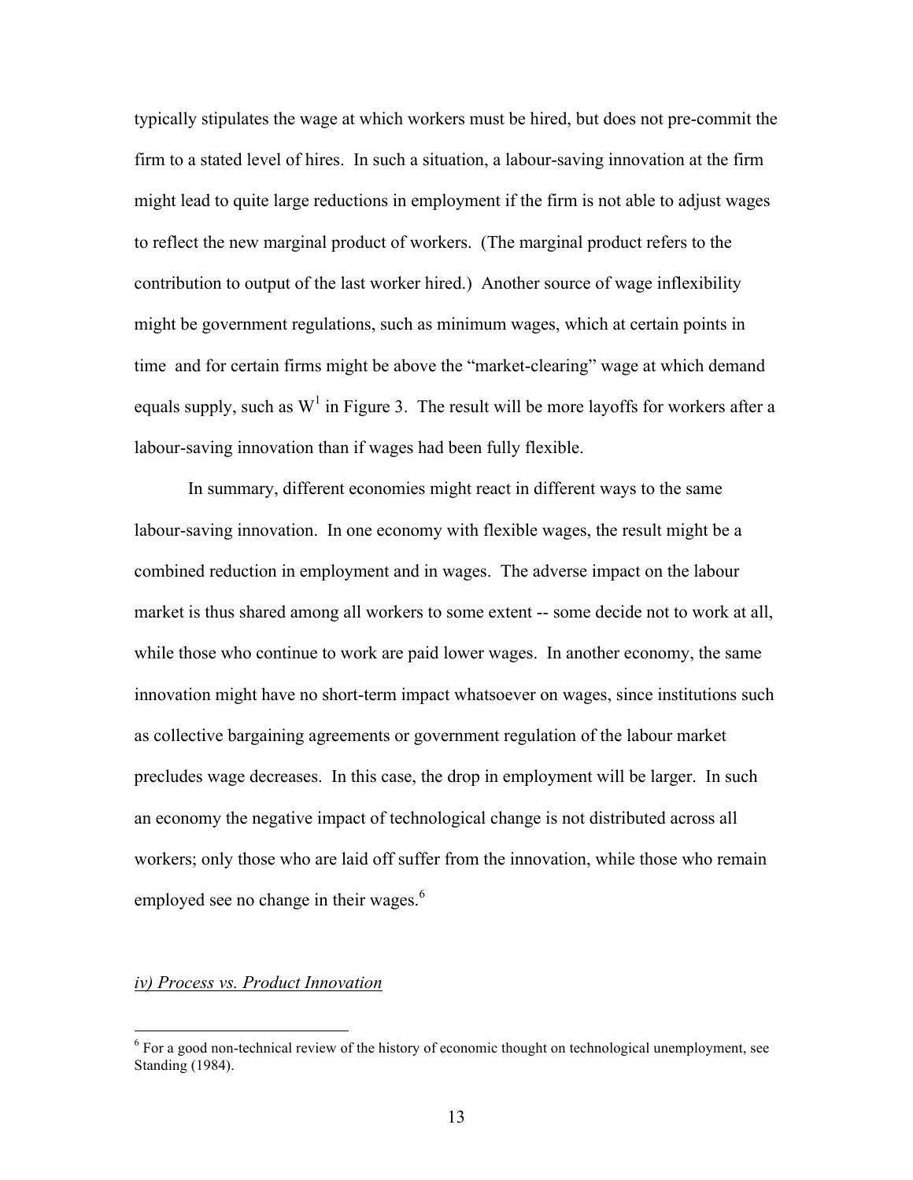typically stipulates the wage at which workers must be hired, but does not pre-commit the firm to a stated level of hires. In such a situation, a labour-saving innovation at the firm might lead to quite large reductions in employment if the firm is not able to adjust wages to reflect the new marginal product of workers. (The marginal product refers to the contribution to output of the last worker hired.) Another source of wage inflexibility might be government regulations, such as minimum wages, which at certain points in time and for certain firms might be above the "market-clearing" wage at which demand equals supply, such as $W^1$ in Figure 3. The result will be more layoffs for workers after a labour-saving innovation than if wages had been fully flexible.

In summary, different economies might react in different ways to the same labour-saving innovation. In one economy with flexible wages, the result might be a combined reduction in employment and in wages. The adverse impact on the labour market is thus shared among all workers to some extent -- some decide not to work at all, while those who continue to work are paid lower wages. In another economy, the same innovation might have no short-term impact whatsoever on wages, since institutions such as collective bargaining agreements or government regulation of the labour market precludes wage decreases. In this case, the drop in employment will be larger. In such an economy the negative impact of technological change is not distributed across all workers; only those who are laid off suffer from the innovation, while those who remain employed see no change in their wages.[6]

*iv) Process vs. Product Innovation*

[6] For a good non-technical review of the history of economic thought on technological unemployment, see Standing (1984).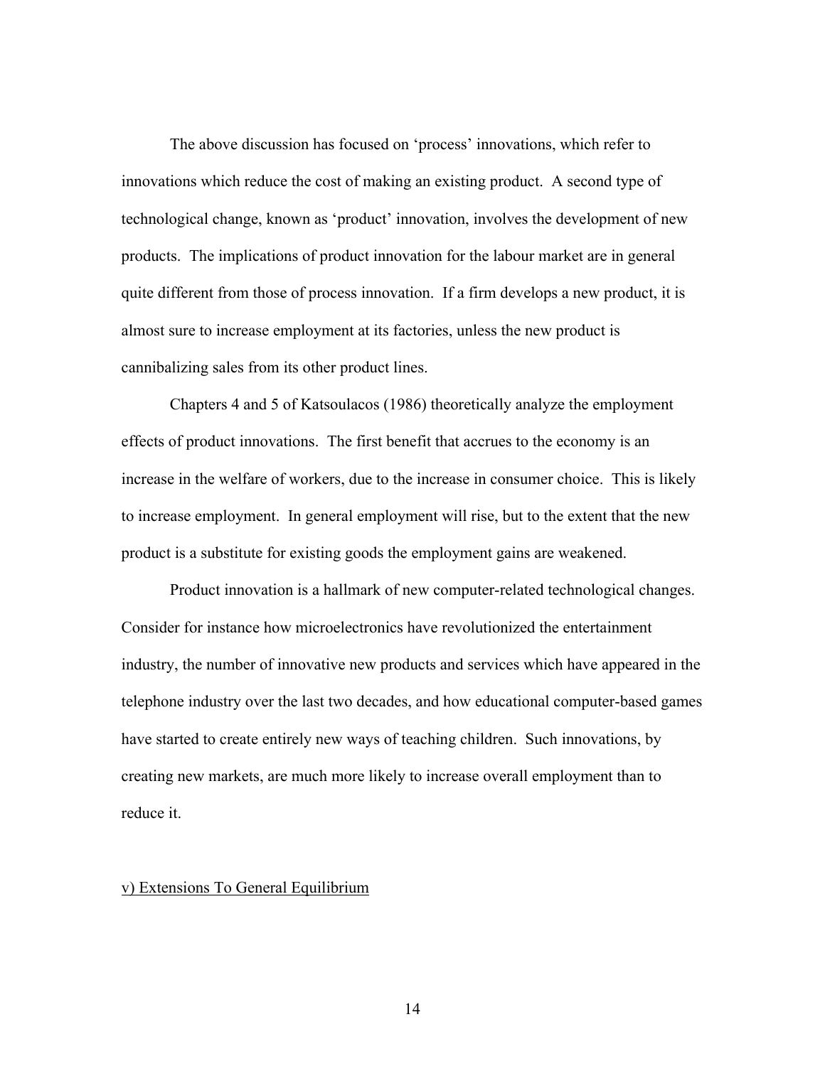The above discussion has focused on 'process' innovations, which refer to innovations which reduce the cost of making an existing product. A second type of technological change, known as 'product' innovation, involves the development of new products. The implications of product innovation for the labour market are in general quite different from those of process innovation. If a firm develops a new product, it is almost sure to increase employment at its factories, unless the new product is cannibalizing sales from its other product lines.

Chapters 4 and 5 of Katsoulacos (1986) theoretically analyze the employment effects of product innovations. The first benefit that accrues to the economy is an increase in the welfare of workers, due to the increase in consumer choice. This is likely to increase employment. In general employment will rise, but to the extent that the new product is a substitute for existing goods the employment gains are weakened.

Product innovation is a hallmark of new computer-related technological changes. Consider for instance how microelectronics have revolutionized the entertainment industry, the number of innovative new products and services which have appeared in the telephone industry over the last two decades, and how educational computer-based games have started to create entirely new ways of teaching children. Such innovations, by creating new markets, are much more likely to increase overall employment than to reduce it.

### v) Extensions To General Equilibrium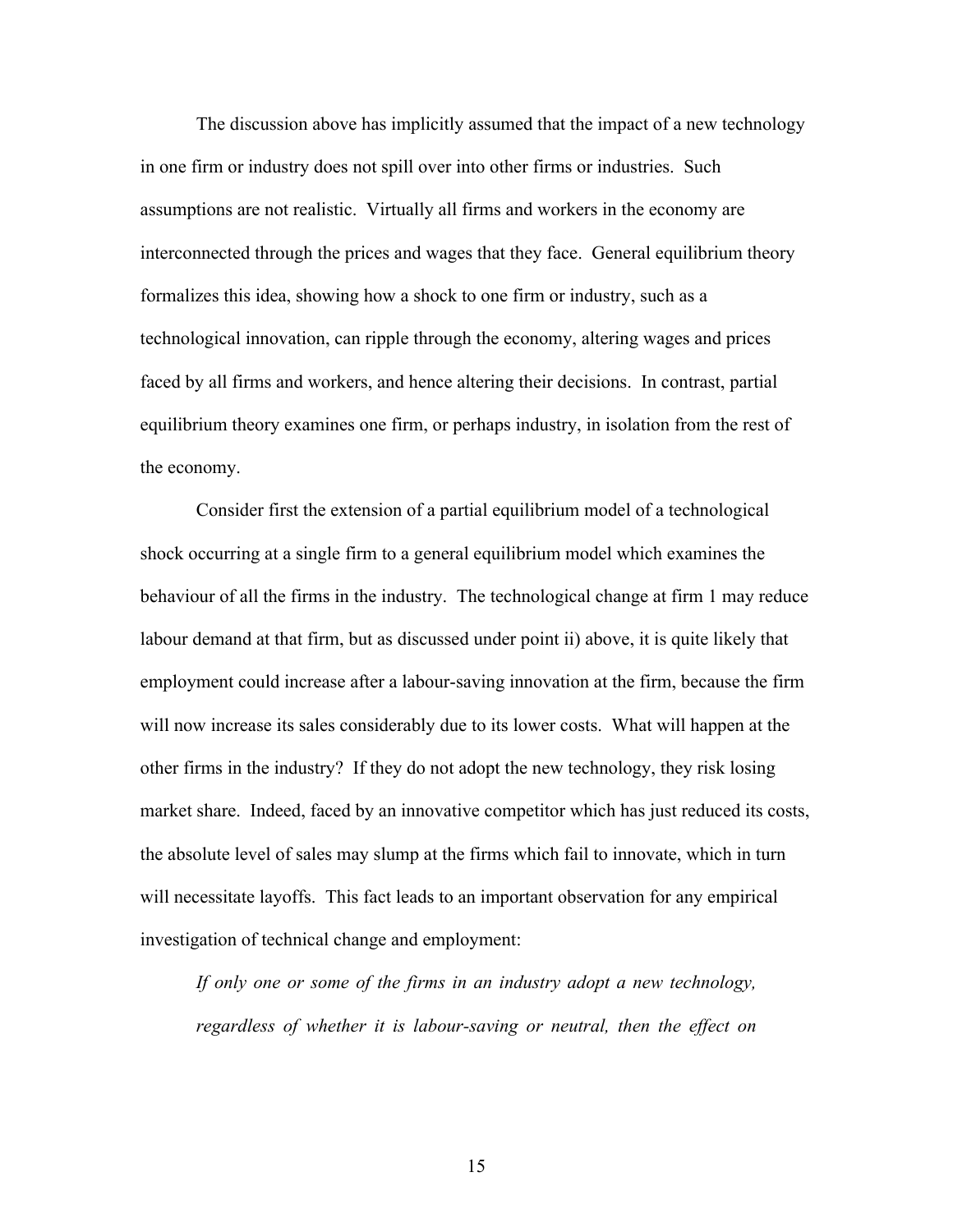The discussion above has implicitly assumed that the impact of a new technology in one firm or industry does not spill over into other firms or industries. Such assumptions are not realistic. Virtually all firms and workers in the economy are interconnected through the prices and wages that they face. General equilibrium theory formalizes this idea, showing how a shock to one firm or industry, such as a technological innovation, can ripple through the economy, altering wages and prices faced by all firms and workers, and hence altering their decisions. In contrast, partial equilibrium theory examines one firm, or perhaps industry, in isolation from the rest of the economy.

Consider first the extension of a partial equilibrium model of a technological shock occurring at a single firm to a general equilibrium model which examines the behaviour of all the firms in the industry. The technological change at firm 1 may reduce labour demand at that firm, but as discussed under point ii) above, it is quite likely that employment could increase after a labour-saving innovation at the firm, because the firm will now increase its sales considerably due to its lower costs. What will happen at the other firms in the industry? If they do not adopt the new technology, they risk losing market share. Indeed, faced by an innovative competitor which has just reduced its costs, the absolute level of sales may slump at the firms which fail to innovate, which in turn will necessitate layoffs. This fact leads to an important observation for any empirical investigation of technical change and employment:

*If only one or some of the firms in an industry adopt a new technology, regardless of whether it is labour-saving or neutral, then the effect on*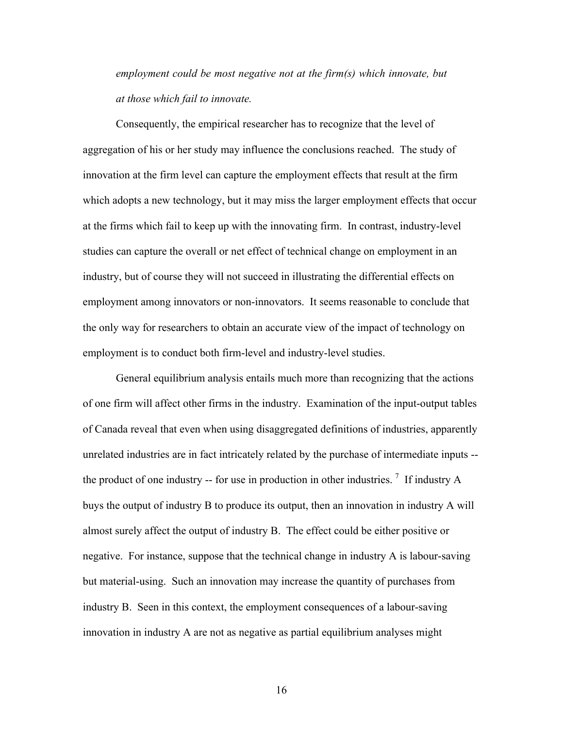*employment could be most negative not at the firm(s) which innovate, but at those which fail to innovate.*

Consequently, the empirical researcher has to recognize that the level of aggregation of his or her study may influence the conclusions reached. The study of innovation at the firm level can capture the employment effects that result at the firm which adopts a new technology, but it may miss the larger employment effects that occur at the firms which fail to keep up with the innovating firm. In contrast, industry-level studies can capture the overall or net effect of technical change on employment in an industry, but of course they will not succeed in illustrating the differential effects on employment among innovators or non-innovators. It seems reasonable to conclude that the only way for researchers to obtain an accurate view of the impact of technology on employment is to conduct both firm-level and industry-level studies.

General equilibrium analysis entails much more than recognizing that the actions of one firm will affect other firms in the industry. Examination of the input-output tables of Canada reveal that even when using disaggregated definitions of industries, apparently unrelated industries are in fact intricately related by the purchase of intermediate inputs -- the product of one industry -- for use in production in other industries. [7] If industry A buys the output of industry B to produce its output, then an innovation in industry A will almost surely affect the output of industry B. The effect could be either positive or negative. For instance, suppose that the technical change in industry A is labour-saving but material-using. Such an innovation may increase the quantity of purchases from industry B. Seen in this context, the employment consequences of a labour-saving innovation in industry A are not as negative as partial equilibrium analyses might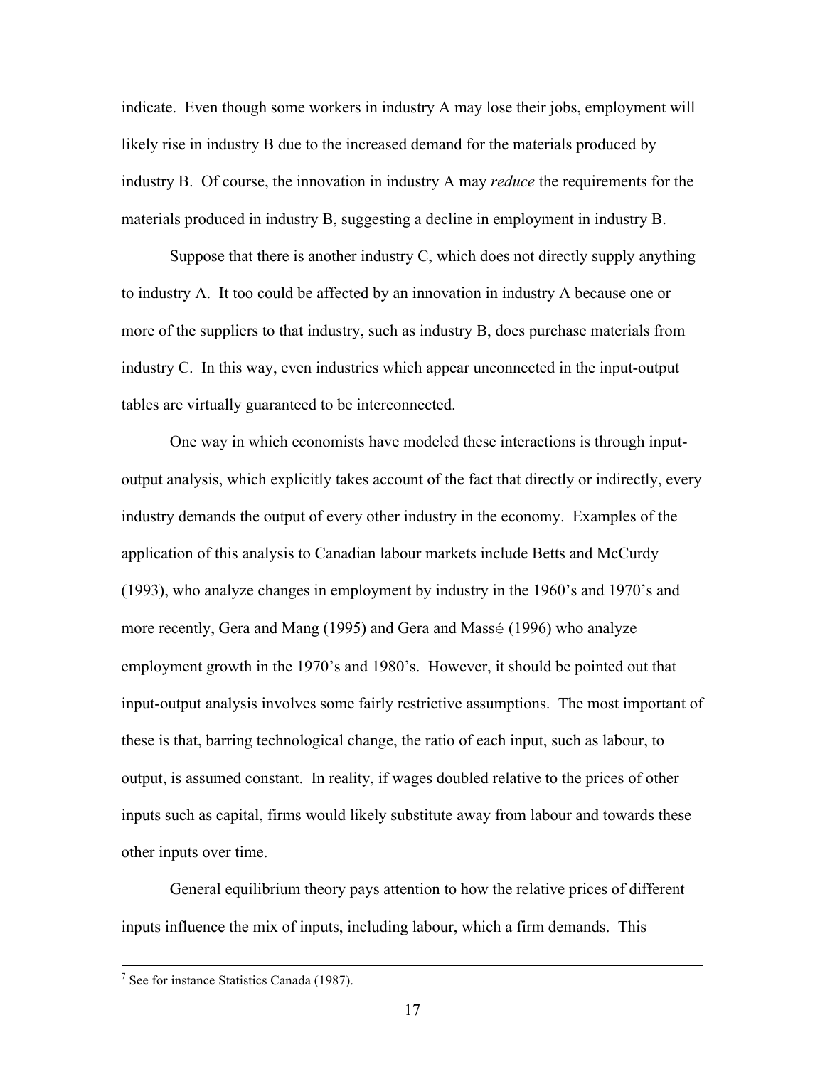indicate. Even though some workers in industry A may lose their jobs, employment will likely rise in industry B due to the increased demand for the materials produced by industry B. Of course, the innovation in industry A may *reduce* the requirements for the materials produced in industry B, suggesting a decline in employment in industry B.

Suppose that there is another industry C, which does not directly supply anything to industry A. It too could be affected by an innovation in industry A because one or more of the suppliers to that industry, such as industry B, does purchase materials from industry C. In this way, even industries which appear unconnected in the input-output tables are virtually guaranteed to be interconnected.

One way in which economists have modeled these interactions is through input-output analysis, which explicitly takes account of the fact that directly or indirectly, every industry demands the output of every other industry in the economy. Examples of the application of this analysis to Canadian labour markets include Betts and McCurdy (1993), who analyze changes in employment by industry in the 1960's and 1970's and more recently, Gera and Mang (1995) and Gera and Massé (1996) who analyze employment growth in the 1970's and 1980's. However, it should be pointed out that input-output analysis involves some fairly restrictive assumptions. The most important of these is that, barring technological change, the ratio of each input, such as labour, to output, is assumed constant. In reality, if wages doubled relative to the prices of other inputs such as capital, firms would likely substitute away from labour and towards these other inputs over time.

General equilibrium theory pays attention to how the relative prices of different inputs influence the mix of inputs, including labour, which a firm demands. This

---

[7] See for instance Statistics Canada (1987).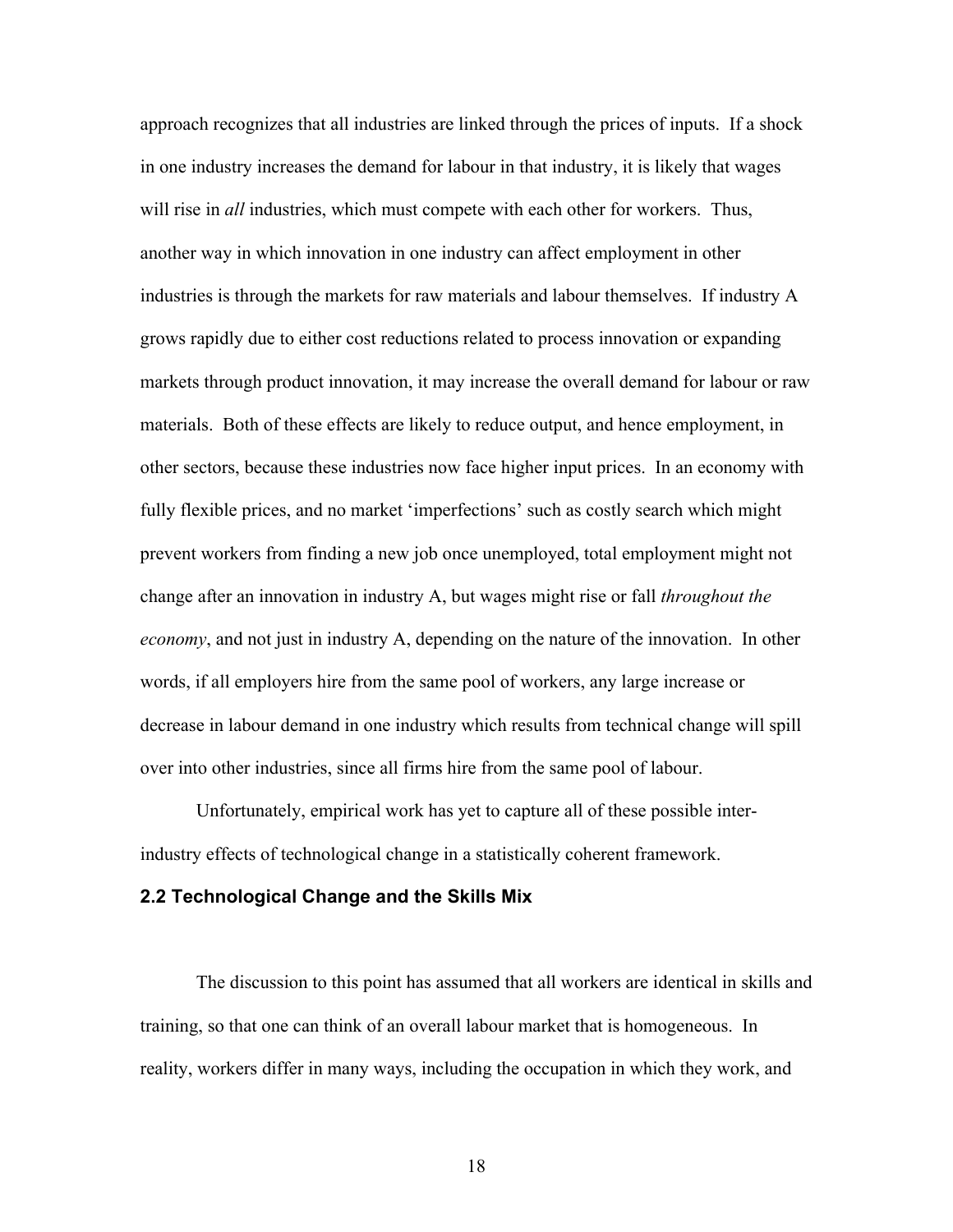approach recognizes that all industries are linked through the prices of inputs. If a shock in one industry increases the demand for labour in that industry, it is likely that wages will rise in *all* industries, which must compete with each other for workers. Thus, another way in which innovation in one industry can affect employment in other industries is through the markets for raw materials and labour themselves. If industry A grows rapidly due to either cost reductions related to process innovation or expanding markets through product innovation, it may increase the overall demand for labour or raw materials. Both of these effects are likely to reduce output, and hence employment, in other sectors, because these industries now face higher input prices. In an economy with fully flexible prices, and no market 'imperfections' such as costly search which might prevent workers from finding a new job once unemployed, total employment might not change after an innovation in industry A, but wages might rise or fall *throughout the economy*, and not just in industry A, depending on the nature of the innovation. In other words, if all employers hire from the same pool of workers, any large increase or decrease in labour demand in one industry which results from technical change will spill over into other industries, since all firms hire from the same pool of labour.

Unfortunately, empirical work has yet to capture all of these possible inter-industry effects of technological change in a statistically coherent framework.

### 2.2 Technological Change and the Skills Mix

The discussion to this point has assumed that all workers are identical in skills and training, so that one can think of an overall labour market that is homogeneous. In reality, workers differ in many ways, including the occupation in which they work, and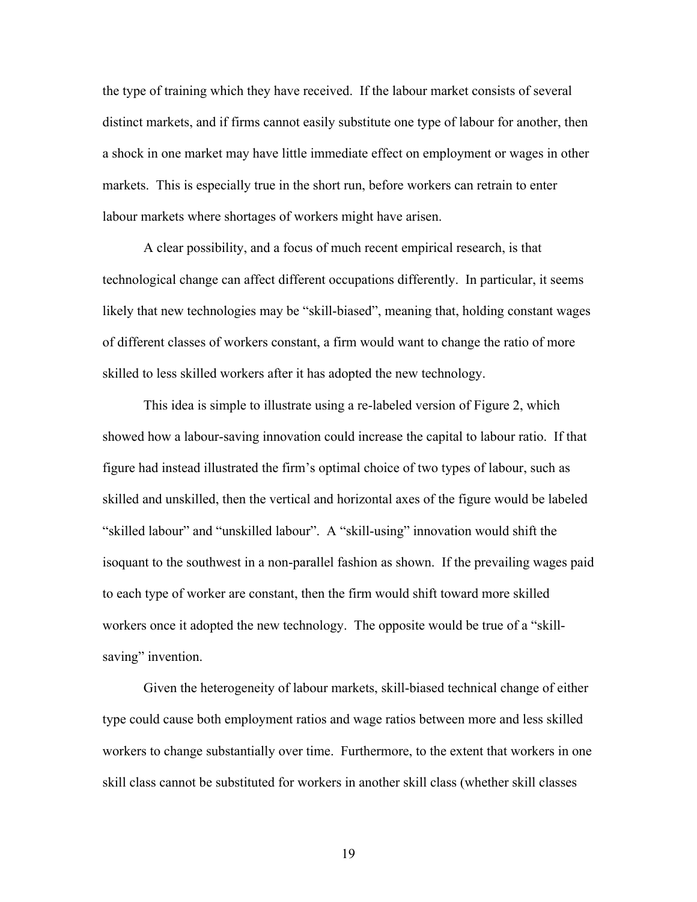the type of training which they have received. If the labour market consists of several distinct markets, and if firms cannot easily substitute one type of labour for another, then a shock in one market may have little immediate effect on employment or wages in other markets. This is especially true in the short run, before workers can retrain to enter labour markets where shortages of workers might have arisen.

A clear possibility, and a focus of much recent empirical research, is that technological change can affect different occupations differently. In particular, it seems likely that new technologies may be "skill-biased", meaning that, holding constant wages of different classes of workers constant, a firm would want to change the ratio of more skilled to less skilled workers after it has adopted the new technology.

This idea is simple to illustrate using a re-labeled version of Figure 2, which showed how a labour-saving innovation could increase the capital to labour ratio. If that figure had instead illustrated the firm's optimal choice of two types of labour, such as skilled and unskilled, then the vertical and horizontal axes of the figure would be labeled "skilled labour" and "unskilled labour". A "skill-using" innovation would shift the isoquant to the southwest in a non-parallel fashion as shown. If the prevailing wages paid to each type of worker are constant, then the firm would shift toward more skilled workers once it adopted the new technology. The opposite would be true of a "skill-saving" invention.

Given the heterogeneity of labour markets, skill-biased technical change of either type could cause both employment ratios and wage ratios between more and less skilled workers to change substantially over time. Furthermore, to the extent that workers in one skill class cannot be substituted for workers in another skill class (whether skill classes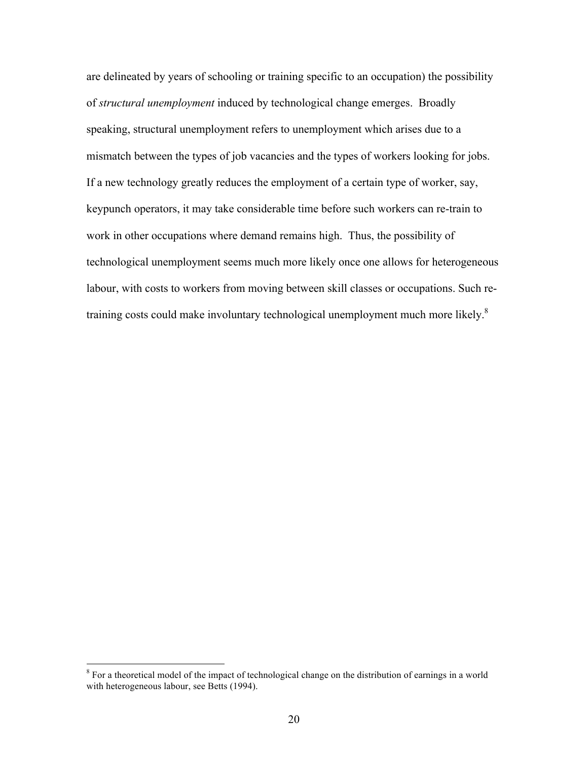are delineated by years of schooling or training specific to an occupation) the possibility of *structural unemployment* induced by technological change emerges. Broadly speaking, structural unemployment refers to unemployment which arises due to a mismatch between the types of job vacancies and the types of workers looking for jobs. If a new technology greatly reduces the employment of a certain type of worker, say, keypunch operators, it may take considerable time before such workers can re-train to work in other occupations where demand remains high. Thus, the possibility of technological unemployment seems much more likely once one allows for heterogeneous labour, with costs to workers from moving between skill classes or occupations. Such re-training costs could make involuntary technological unemployment much more likely.[8]

[8] For a theoretical model of the impact of technological change on the distribution of earnings in a world with heterogeneous labour, see Betts (1994).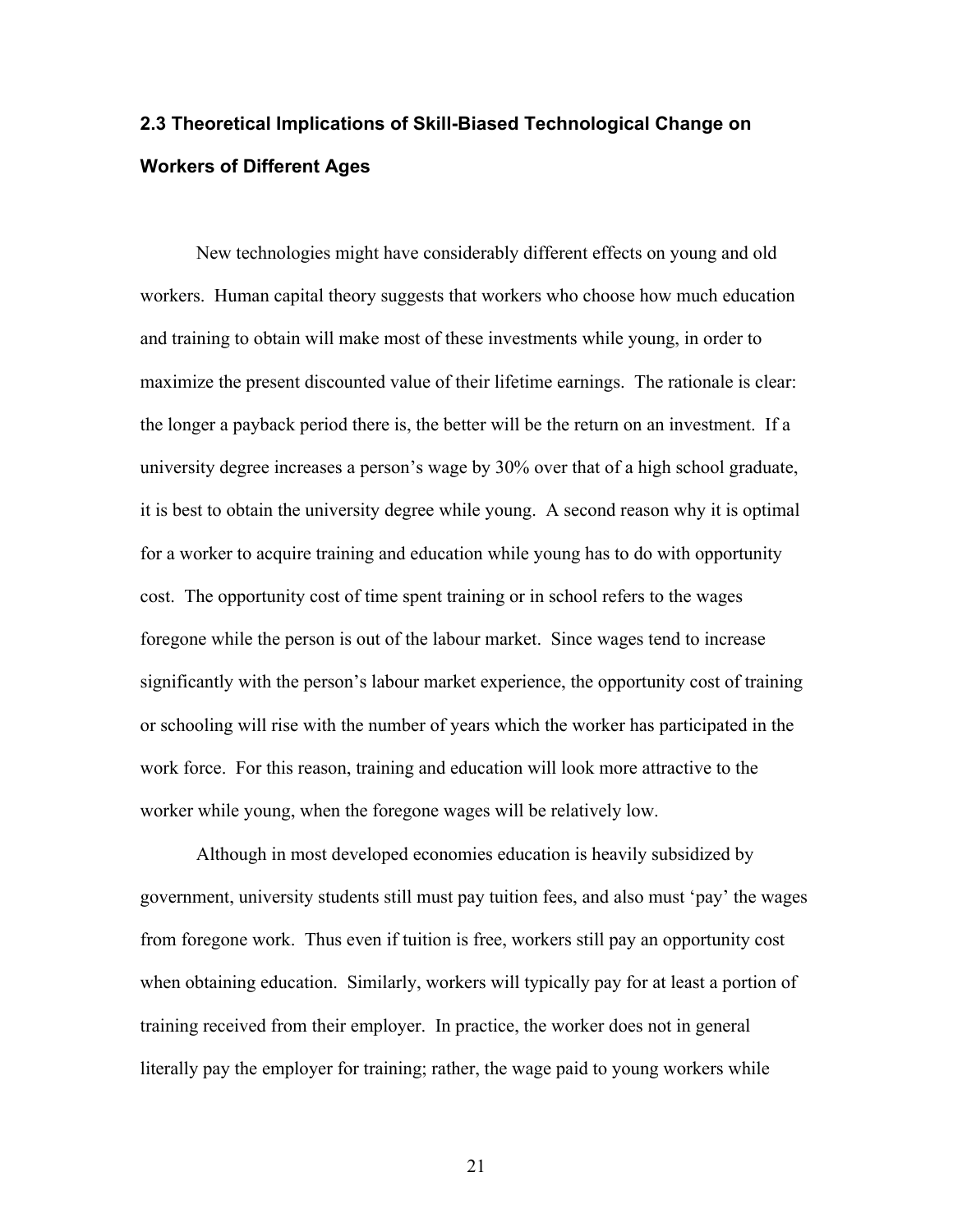## 2.3 Theoretical Implications of Skill-Biased Technological Change on Workers of Different Ages

New technologies might have considerably different effects on young and old workers. Human capital theory suggests that workers who choose how much education and training to obtain will make most of these investments while young, in order to maximize the present discounted value of their lifetime earnings. The rationale is clear: the longer a payback period there is, the better will be the return on an investment. If a university degree increases a person's wage by 30% over that of a high school graduate, it is best to obtain the university degree while young. A second reason why it is optimal for a worker to acquire training and education while young has to do with opportunity cost. The opportunity cost of time spent training or in school refers to the wages foregone while the person is out of the labour market. Since wages tend to increase significantly with the person's labour market experience, the opportunity cost of training or schooling will rise with the number of years which the worker has participated in the work force. For this reason, training and education will look more attractive to the worker while young, when the foregone wages will be relatively low.

Although in most developed economies education is heavily subsidized by government, university students still must pay tuition fees, and also must 'pay' the wages from foregone work. Thus even if tuition is free, workers still pay an opportunity cost when obtaining education. Similarly, workers will typically pay for at least a portion of training received from their employer. In practice, the worker does not in general literally pay the employer for training; rather, the wage paid to young workers while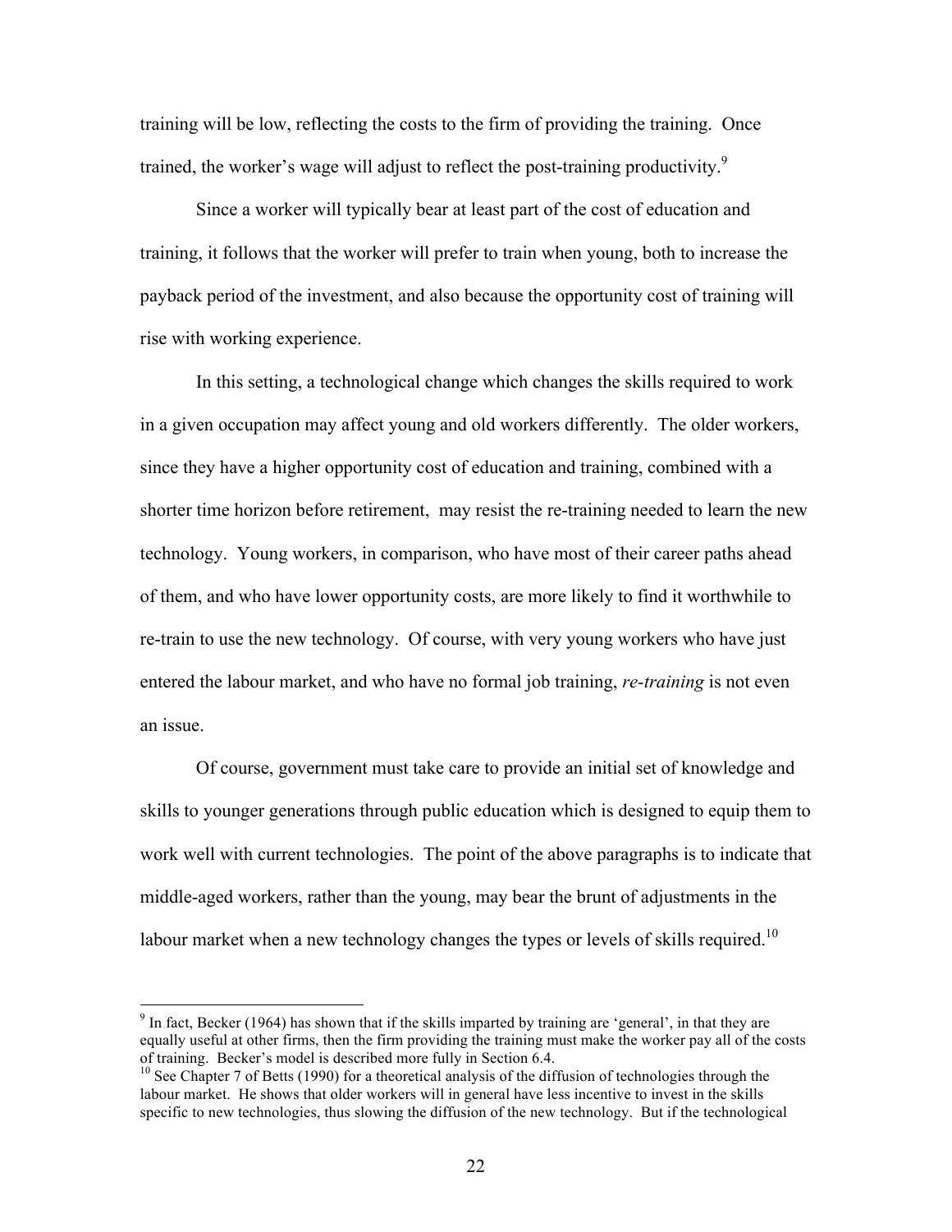training will be low, reflecting the costs to the firm of providing the training. Once trained, the worker's wage will adjust to reflect the post-training productivity.[9]

Since a worker will typically bear at least part of the cost of education and training, it follows that the worker will prefer to train when young, both to increase the payback period of the investment, and also because the opportunity cost of training will rise with working experience.

In this setting, a technological change which changes the skills required to work in a given occupation may affect young and old workers differently. The older workers, since they have a higher opportunity cost of education and training, combined with a shorter time horizon before retirement, may resist the re-training needed to learn the new technology. Young workers, in comparison, who have most of their career paths ahead of them, and who have lower opportunity costs, are more likely to find it worthwhile to re-train to use the new technology. Of course, with very young workers who have just entered the labour market, and who have no formal job training, *re-training* is not even an issue.

Of course, government must take care to provide an initial set of knowledge and skills to younger generations through public education which is designed to equip them to work well with current technologies. The point of the above paragraphs is to indicate that middle-aged workers, rather than the young, may bear the brunt of adjustments in the labour market when a new technology changes the types or levels of skills required.[10]

---

[9] In fact, Becker (1964) has shown that if the skills imparted by training are 'general', in that they are equally useful at other firms, then the firm providing the training must make the worker pay all of the costs of training. Becker's model is described more fully in Section 6.4.

[10] See Chapter 7 of Betts (1990) for a theoretical analysis of the diffusion of technologies through the labour market. He shows that older workers will in general have less incentive to invest in the skills specific to new technologies, thus slowing the diffusion of the new technology. But if the technological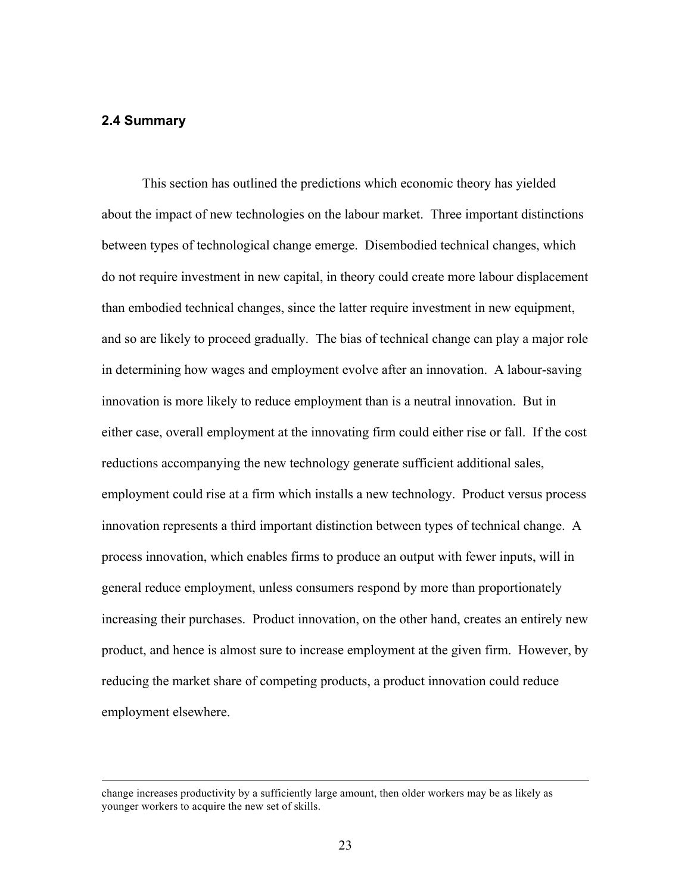### 2.4 Summary

This section has outlined the predictions which economic theory has yielded about the impact of new technologies on the labour market. Three important distinctions between types of technological change emerge. Disembodied technical changes, which do not require investment in new capital, in theory could create more labour displacement than embodied technical changes, since the latter require investment in new equipment, and so are likely to proceed gradually. The bias of technical change can play a major role in determining how wages and employment evolve after an innovation. A labour-saving innovation is more likely to reduce employment than is a neutral innovation. But in either case, overall employment at the innovating firm could either rise or fall. If the cost reductions accompanying the new technology generate sufficient additional sales, employment could rise at a firm which installs a new technology. Product versus process innovation represents a third important distinction between types of technical change. A process innovation, which enables firms to produce an output with fewer inputs, will in general reduce employment, unless consumers respond by more than proportionately increasing their purchases. Product innovation, on the other hand, creates an entirely new product, and hence is almost sure to increase employment at the given firm. However, by reducing the market share of competing products, a product innovation could reduce employment elsewhere.

---

change increases productivity by a sufficiently large amount, then older workers may be as likely as younger workers to acquire the new set of skills.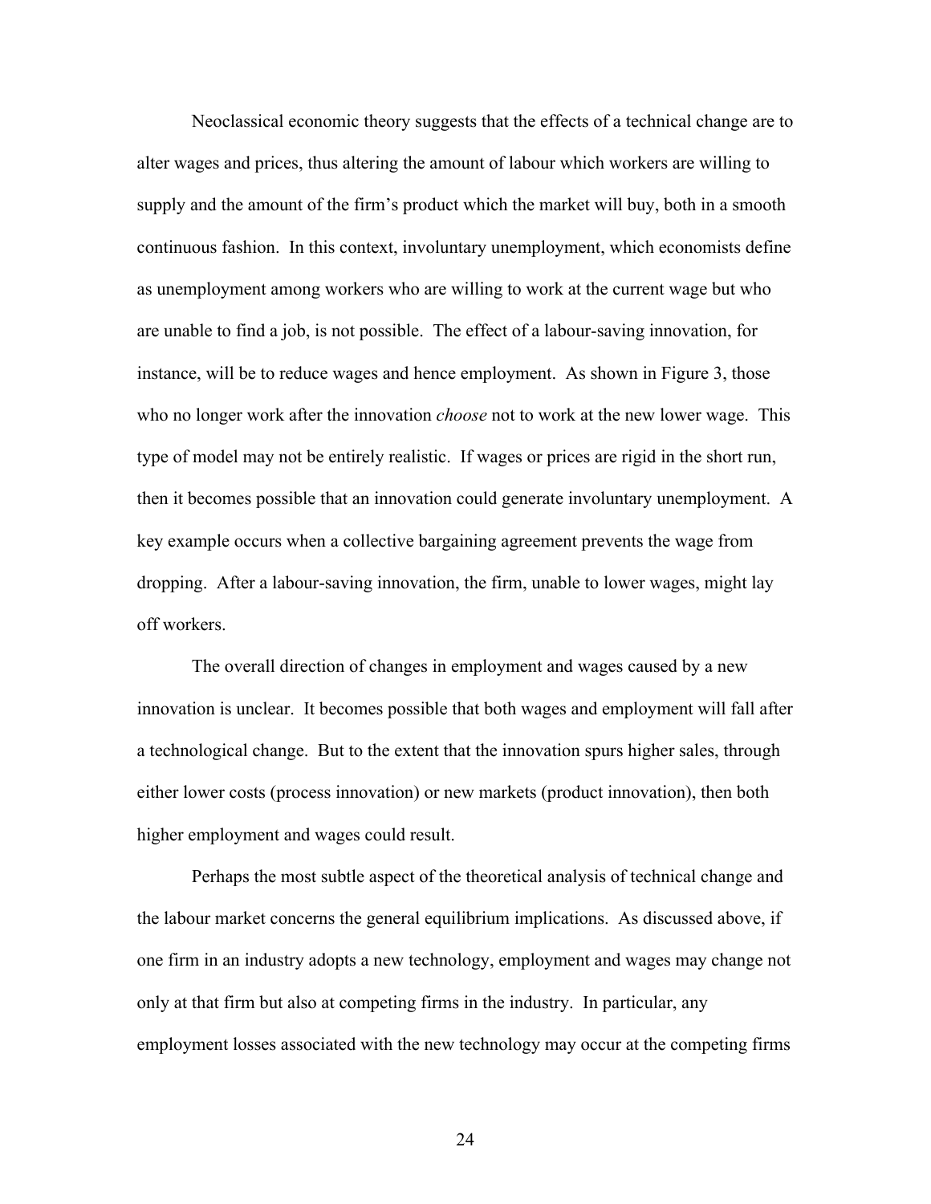Neoclassical economic theory suggests that the effects of a technical change are to alter wages and prices, thus altering the amount of labour which workers are willing to supply and the amount of the firm's product which the market will buy, both in a smooth continuous fashion. In this context, involuntary unemployment, which economists define as unemployment among workers who are willing to work at the current wage but who are unable to find a job, is not possible. The effect of a labour-saving innovation, for instance, will be to reduce wages and hence employment. As shown in Figure 3, those who no longer work after the innovation *choose* not to work at the new lower wage. This type of model may not be entirely realistic. If wages or prices are rigid in the short run, then it becomes possible that an innovation could generate involuntary unemployment. A key example occurs when a collective bargaining agreement prevents the wage from dropping. After a labour-saving innovation, the firm, unable to lower wages, might lay off workers.

The overall direction of changes in employment and wages caused by a new innovation is unclear. It becomes possible that both wages and employment will fall after a technological change. But to the extent that the innovation spurs higher sales, through either lower costs (process innovation) or new markets (product innovation), then both higher employment and wages could result.

Perhaps the most subtle aspect of the theoretical analysis of technical change and the labour market concerns the general equilibrium implications. As discussed above, if one firm in an industry adopts a new technology, employment and wages may change not only at that firm but also at competing firms in the industry. In particular, any employment losses associated with the new technology may occur at the competing firms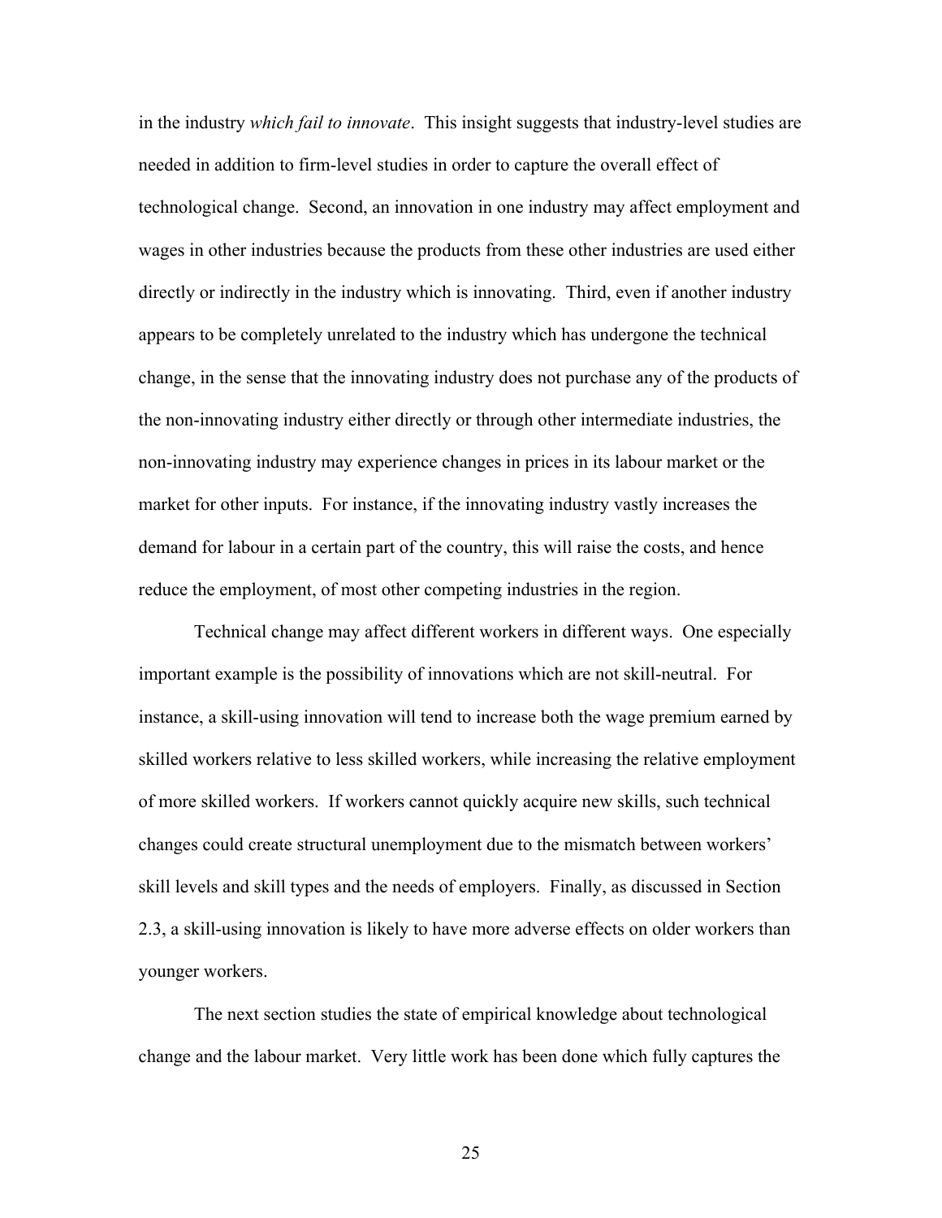in the industry *which fail to innovate*. This insight suggests that industry-level studies are needed in addition to firm-level studies in order to capture the overall effect of technological change. Second, an innovation in one industry may affect employment and wages in other industries because the products from these other industries are used either directly or indirectly in the industry which is innovating. Third, even if another industry appears to be completely unrelated to the industry which has undergone the technical change, in the sense that the innovating industry does not purchase any of the products of the non-innovating industry either directly or through other intermediate industries, the non-innovating industry may experience changes in prices in its labour market or the market for other inputs. For instance, if the innovating industry vastly increases the demand for labour in a certain part of the country, this will raise the costs, and hence reduce the employment, of most other competing industries in the region.

Technical change may affect different workers in different ways. One especially important example is the possibility of innovations which are not skill-neutral. For instance, a skill-using innovation will tend to increase both the wage premium earned by skilled workers relative to less skilled workers, while increasing the relative employment of more skilled workers. If workers cannot quickly acquire new skills, such technical changes could create structural unemployment due to the mismatch between workers' skill levels and skill types and the needs of employers. Finally, as discussed in Section 2.3, a skill-using innovation is likely to have more adverse effects on older workers than younger workers.

The next section studies the state of empirical knowledge about technological change and the labour market. Very little work has been done which fully captures the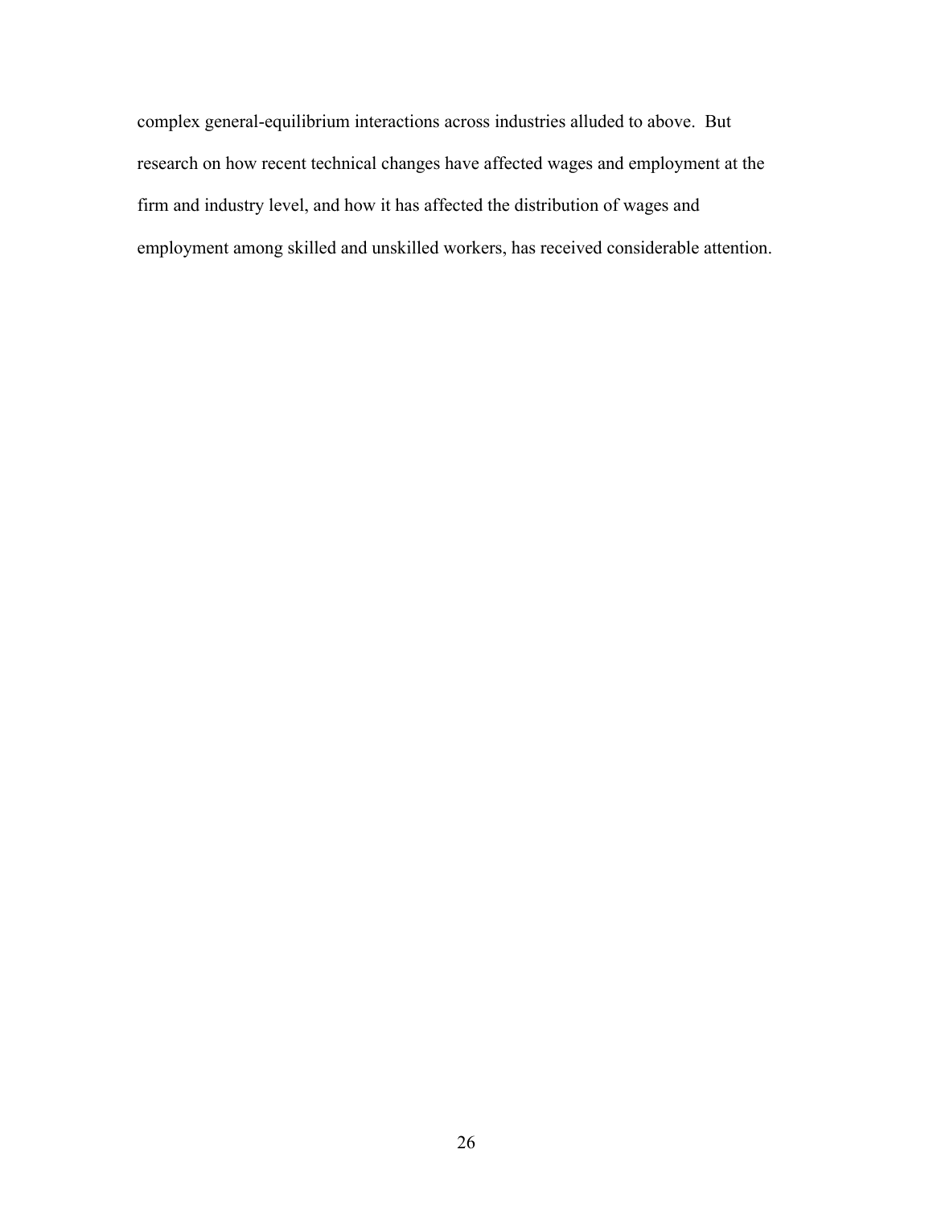complex general-equilibrium interactions across industries alluded to above. But research on how recent technical changes have affected wages and employment at the firm and industry level, and how it has affected the distribution of wages and employment among skilled and unskilled workers, has received considerable attention.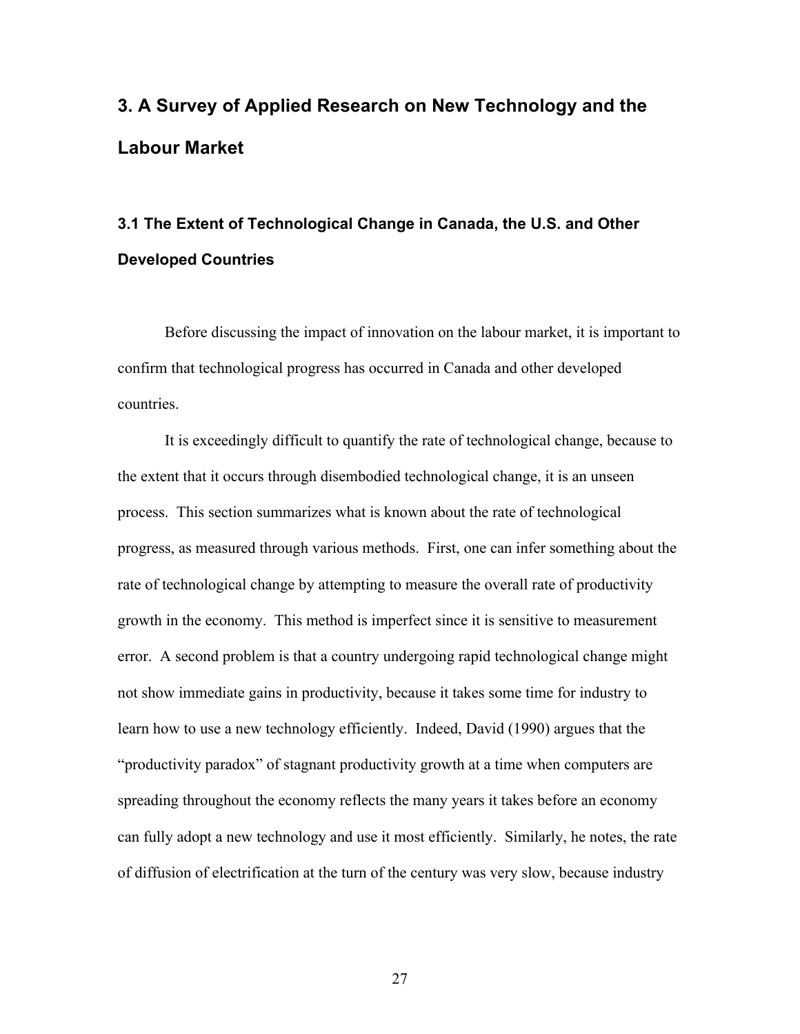# 3. A Survey of Applied Research on New Technology and the Labour Market

## 3.1 The Extent of Technological Change in Canada, the U.S. and Other Developed Countries

Before discussing the impact of innovation on the labour market, it is important to confirm that technological progress has occurred in Canada and other developed countries.

It is exceedingly difficult to quantify the rate of technological change, because to the extent that it occurs through disembodied technological change, it is an unseen process. This section summarizes what is known about the rate of technological progress, as measured through various methods. First, one can infer something about the rate of technological change by attempting to measure the overall rate of productivity growth in the economy. This method is imperfect since it is sensitive to measurement error. A second problem is that a country undergoing rapid technological change might not show immediate gains in productivity, because it takes some time for industry to learn how to use a new technology efficiently. Indeed, David (1990) argues that the "productivity paradox" of stagnant productivity growth at a time when computers are spreading throughout the economy reflects the many years it takes before an economy can fully adopt a new technology and use it most efficiently. Similarly, he notes, the rate of diffusion of electrification at the turn of the century was very slow, because industry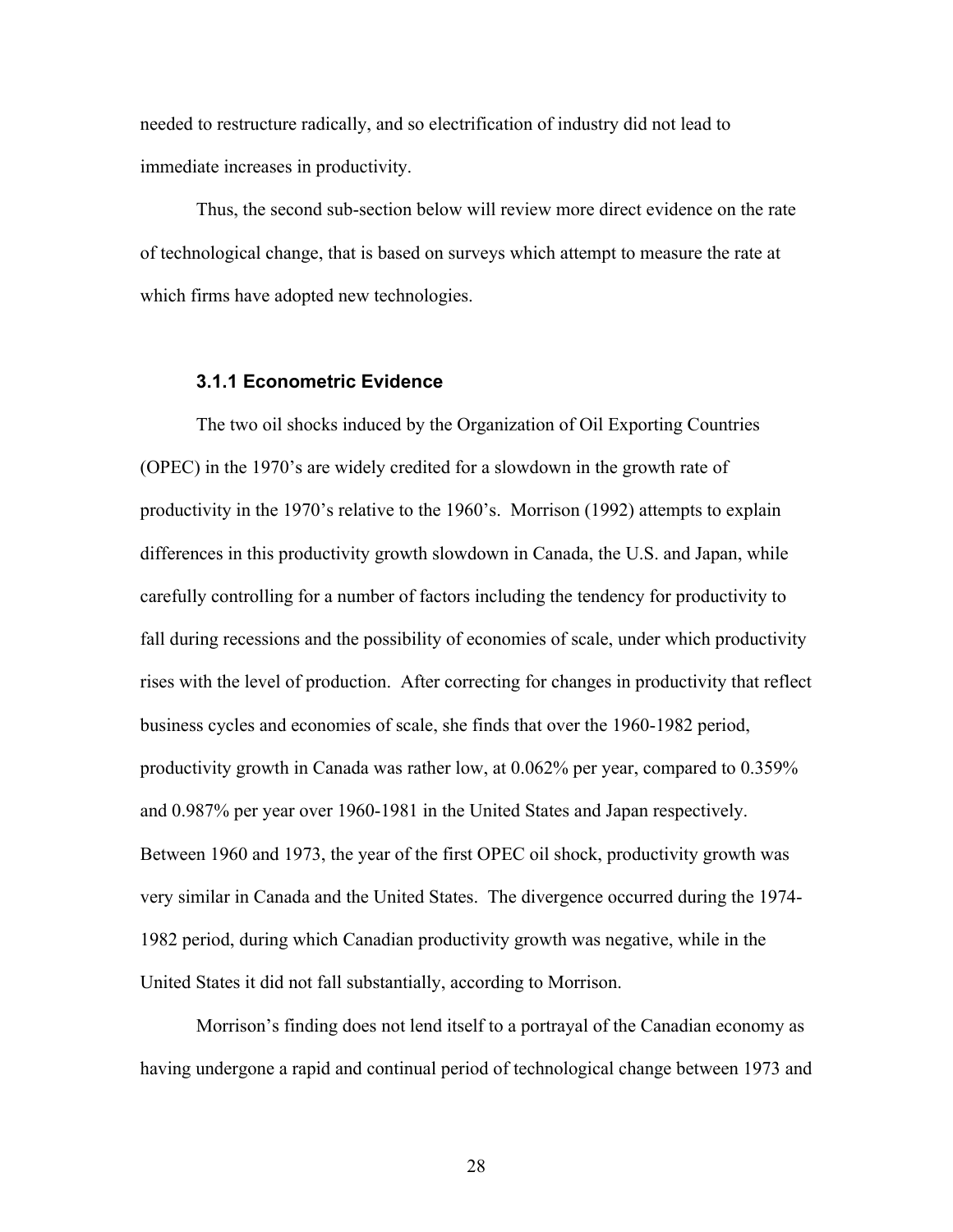needed to restructure radically, and so electrification of industry did not lead to immediate increases in productivity.

Thus, the second sub-section below will review more direct evidence on the rate of technological change, that is based on surveys which attempt to measure the rate at which firms have adopted new technologies.

### 3.1.1 Econometric Evidence

The two oil shocks induced by the Organization of Oil Exporting Countries (OPEC) in the 1970's are widely credited for a slowdown in the growth rate of productivity in the 1970's relative to the 1960's. Morrison (1992) attempts to explain differences in this productivity growth slowdown in Canada, the U.S. and Japan, while carefully controlling for a number of factors including the tendency for productivity to fall during recessions and the possibility of economies of scale, under which productivity rises with the level of production. After correcting for changes in productivity that reflect business cycles and economies of scale, she finds that over the 1960-1982 period, productivity growth in Canada was rather low, at 0.062% per year, compared to 0.359% and 0.987% per year over 1960-1981 in the United States and Japan respectively. Between 1960 and 1973, the year of the first OPEC oil shock, productivity growth was very similar in Canada and the United States. The divergence occurred during the 1974-1982 period, during which Canadian productivity growth was negative, while in the United States it did not fall substantially, according to Morrison.

Morrison's finding does not lend itself to a portrayal of the Canadian economy as having undergone a rapid and continual period of technological change between 1973 and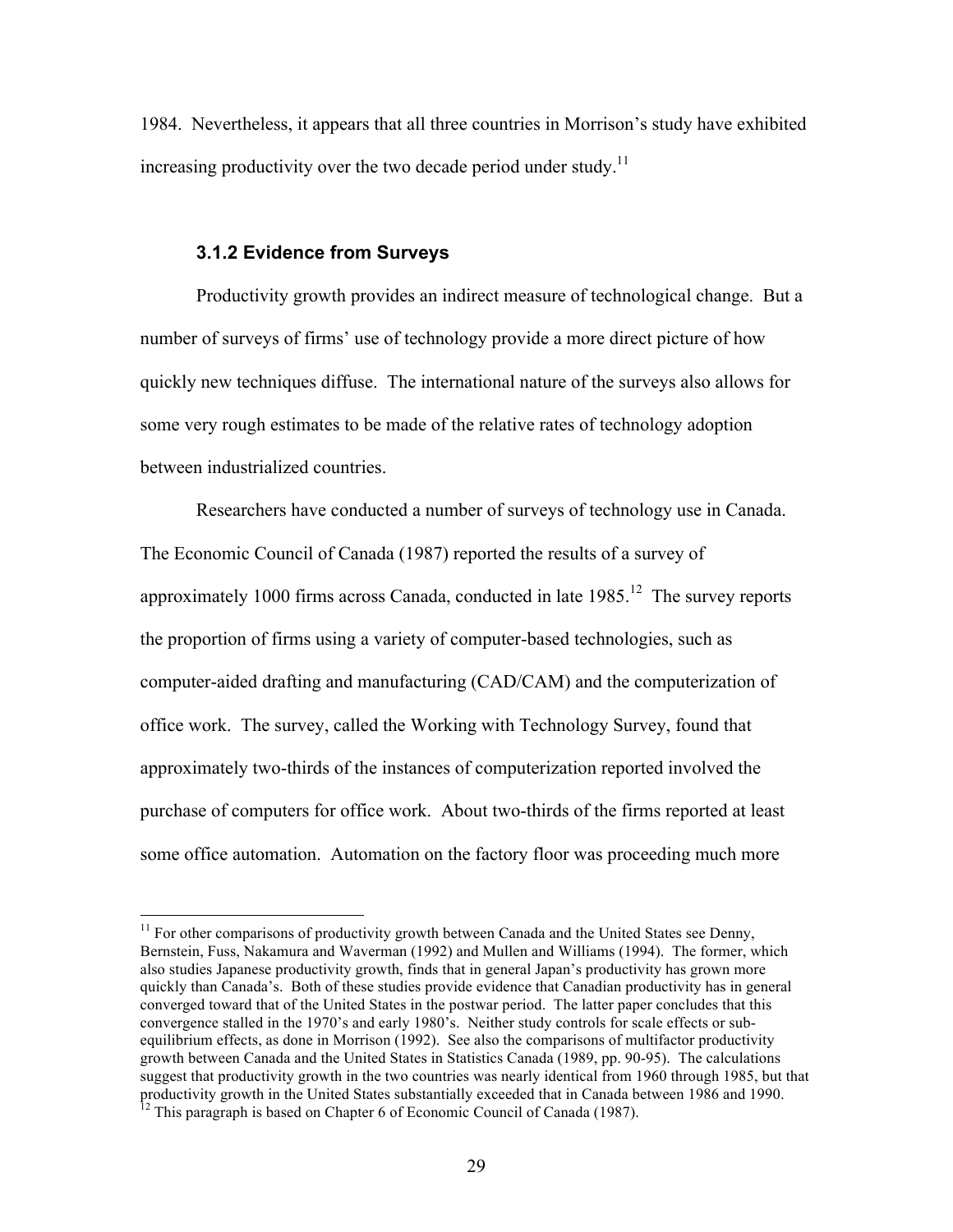1984. Nevertheless, it appears that all three countries in Morrison's study have exhibited increasing productivity over the two decade period under study.[11]

### 3.1.2 Evidence from Surveys

Productivity growth provides an indirect measure of technological change. But a number of surveys of firms' use of technology provide a more direct picture of how quickly new techniques diffuse. The international nature of the surveys also allows for some very rough estimates to be made of the relative rates of technology adoption between industrialized countries.

Researchers have conducted a number of surveys of technology use in Canada. The Economic Council of Canada (1987) reported the results of a survey of approximately 1000 firms across Canada, conducted in late 1985.[12] The survey reports the proportion of firms using a variety of computer-based technologies, such as computer-aided drafting and manufacturing (CAD/CAM) and the computerization of office work. The survey, called the Working with Technology Survey, found that approximately two-thirds of the instances of computerization reported involved the purchase of computers for office work. About two-thirds of the firms reported at least some office automation. Automation on the factory floor was proceeding much more

---

[11] For other comparisons of productivity growth between Canada and the United States see Denny, Bernstein, Fuss, Nakamura and Waverman (1992) and Mullen and Williams (1994). The former, which also studies Japanese productivity growth, finds that in general Japan's productivity has grown more quickly than Canada's. Both of these studies provide evidence that Canadian productivity has in general converged toward that of the United States in the postwar period. The latter paper concludes that this convergence stalled in the 1970's and early 1980's. Neither study controls for scale effects or sub-equilibrium effects, as done in Morrison (1992). See also the comparisons of multifactor productivity growth between Canada and the United States in Statistics Canada (1989, pp. 90-95). The calculations suggest that productivity growth in the two countries was nearly identical from 1960 through 1985, but that productivity growth in the United States substantially exceeded that in Canada between 1986 and 1990.

[12] This paragraph is based on Chapter 6 of Economic Council of Canada (1987).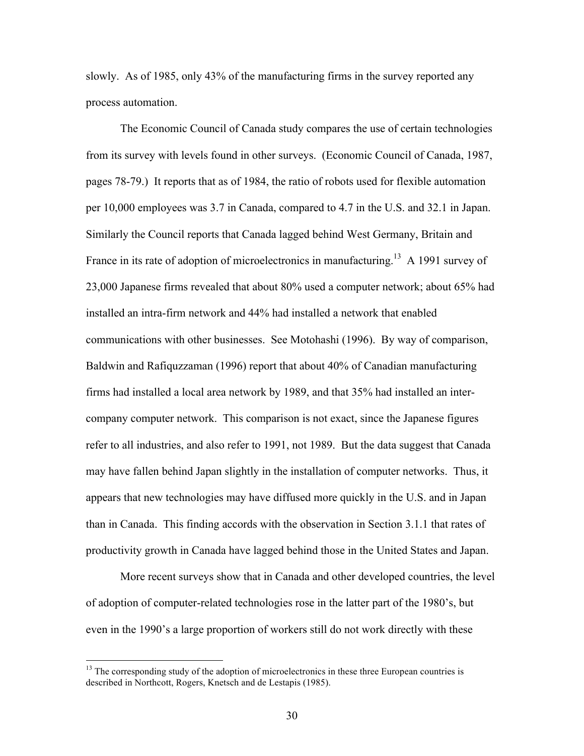slowly. As of 1985, only 43% of the manufacturing firms in the survey reported any process automation.

The Economic Council of Canada study compares the use of certain technologies from its survey with levels found in other surveys. (Economic Council of Canada, 1987, pages 78-79.) It reports that as of 1984, the ratio of robots used for flexible automation per 10,000 employees was 3.7 in Canada, compared to 4.7 in the U.S. and 32.1 in Japan. Similarly the Council reports that Canada lagged behind West Germany, Britain and France in its rate of adoption of microelectronics in manufacturing.[13] A 1991 survey of 23,000 Japanese firms revealed that about 80% used a computer network; about 65% had installed an intra-firm network and 44% had installed a network that enabled communications with other businesses. See Motohashi (1996). By way of comparison, Baldwin and Rafiquzzaman (1996) report that about 40% of Canadian manufacturing firms had installed a local area network by 1989, and that 35% had installed an inter-company computer network. This comparison is not exact, since the Japanese figures refer to all industries, and also refer to 1991, not 1989. But the data suggest that Canada may have fallen behind Japan slightly in the installation of computer networks. Thus, it appears that new technologies may have diffused more quickly in the U.S. and in Japan than in Canada. This finding accords with the observation in Section 3.1.1 that rates of productivity growth in Canada have lagged behind those in the United States and Japan.

More recent surveys show that in Canada and other developed countries, the level of adoption of computer-related technologies rose in the latter part of the 1980's, but even in the 1990's a large proportion of workers still do not work directly with these

[13] The corresponding study of the adoption of microelectronics in these three European countries is described in Northcott, Rogers, Knetsch and de Lestapis (1985).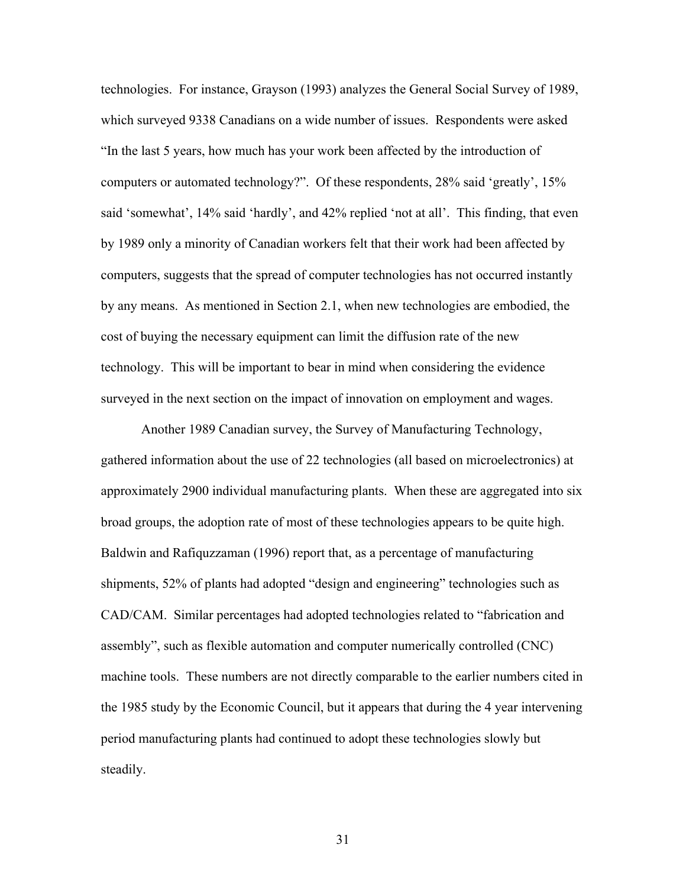technologies. For instance, Grayson (1993) analyzes the General Social Survey of 1989, which surveyed 9338 Canadians on a wide number of issues. Respondents were asked "In the last 5 years, how much has your work been affected by the introduction of computers or automated technology?". Of these respondents, 28% said 'greatly', 15% said 'somewhat', 14% said 'hardly', and 42% replied 'not at all'. This finding, that even by 1989 only a minority of Canadian workers felt that their work had been affected by computers, suggests that the spread of computer technologies has not occurred instantly by any means. As mentioned in Section 2.1, when new technologies are embodied, the cost of buying the necessary equipment can limit the diffusion rate of the new technology. This will be important to bear in mind when considering the evidence surveyed in the next section on the impact of innovation on employment and wages.

Another 1989 Canadian survey, the Survey of Manufacturing Technology, gathered information about the use of 22 technologies (all based on microelectronics) at approximately 2900 individual manufacturing plants. When these are aggregated into six broad groups, the adoption rate of most of these technologies appears to be quite high. Baldwin and Rafiquzzaman (1996) report that, as a percentage of manufacturing shipments, 52% of plants had adopted "design and engineering" technologies such as CAD/CAM. Similar percentages had adopted technologies related to "fabrication and assembly", such as flexible automation and computer numerically controlled (CNC) machine tools. These numbers are not directly comparable to the earlier numbers cited in the 1985 study by the Economic Council, but it appears that during the 4 year intervening period manufacturing plants had continued to adopt these technologies slowly but steadily.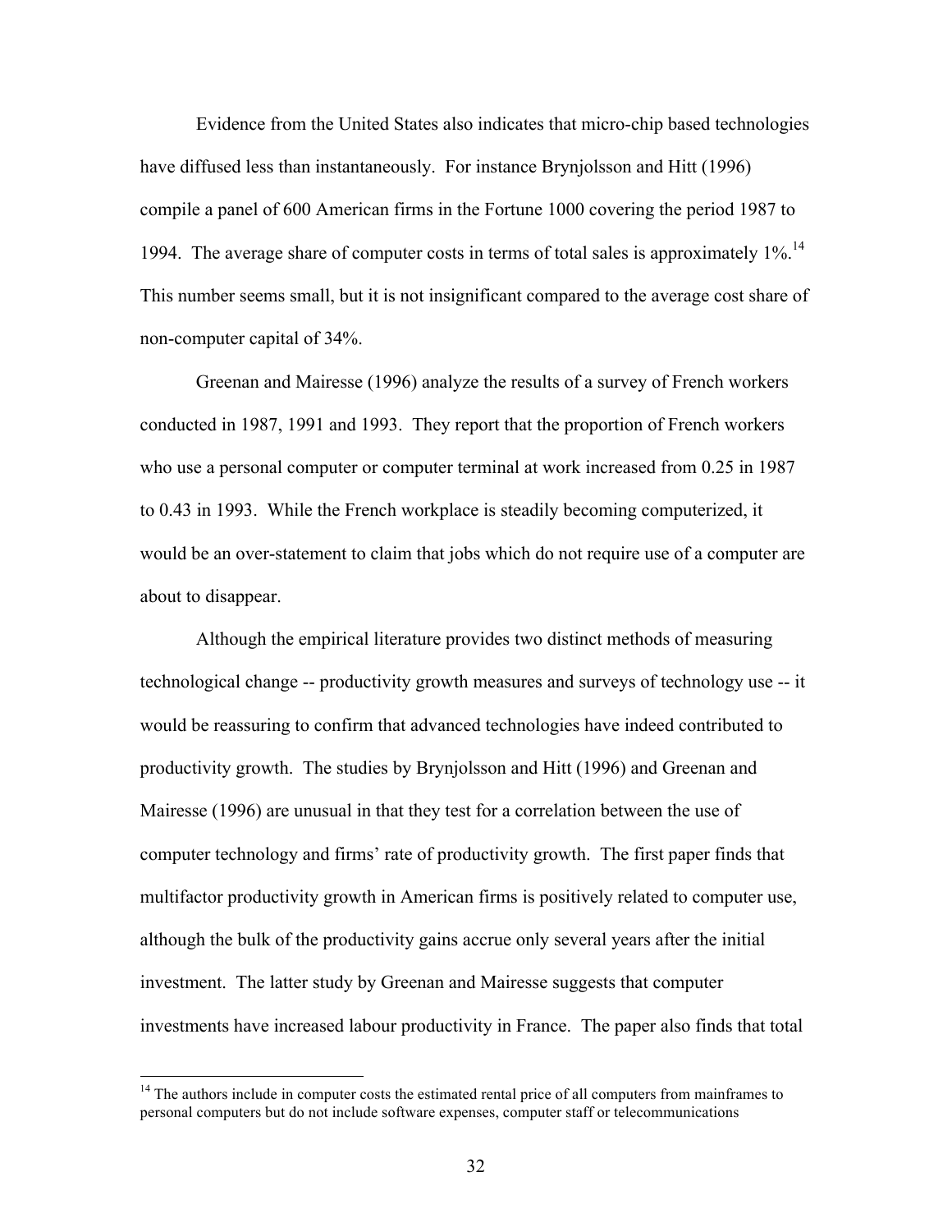Evidence from the United States also indicates that micro-chip based technologies have diffused less than instantaneously. For instance Brynjolsson and Hitt (1996) compile a panel of 600 American firms in the Fortune 1000 covering the period 1987 to 1994. The average share of computer costs in terms of total sales is approximately 1%.[14] This number seems small, but it is not insignificant compared to the average cost share of non-computer capital of 34%.

Greenan and Mairesse (1996) analyze the results of a survey of French workers conducted in 1987, 1991 and 1993. They report that the proportion of French workers who use a personal computer or computer terminal at work increased from 0.25 in 1987 to 0.43 in 1993. While the French workplace is steadily becoming computerized, it would be an over-statement to claim that jobs which do not require use of a computer are about to disappear.

Although the empirical literature provides two distinct methods of measuring technological change -- productivity growth measures and surveys of technology use -- it would be reassuring to confirm that advanced technologies have indeed contributed to productivity growth. The studies by Brynjolsson and Hitt (1996) and Greenan and Mairesse (1996) are unusual in that they test for a correlation between the use of computer technology and firms' rate of productivity growth. The first paper finds that multifactor productivity growth in American firms is positively related to computer use, although the bulk of the productivity gains accrue only several years after the initial investment. The latter study by Greenan and Mairesse suggests that computer investments have increased labour productivity in France. The paper also finds that total

[14] The authors include in computer costs the estimated rental price of all computers from mainframes to personal computers but do not include software expenses, computer staff or telecommunications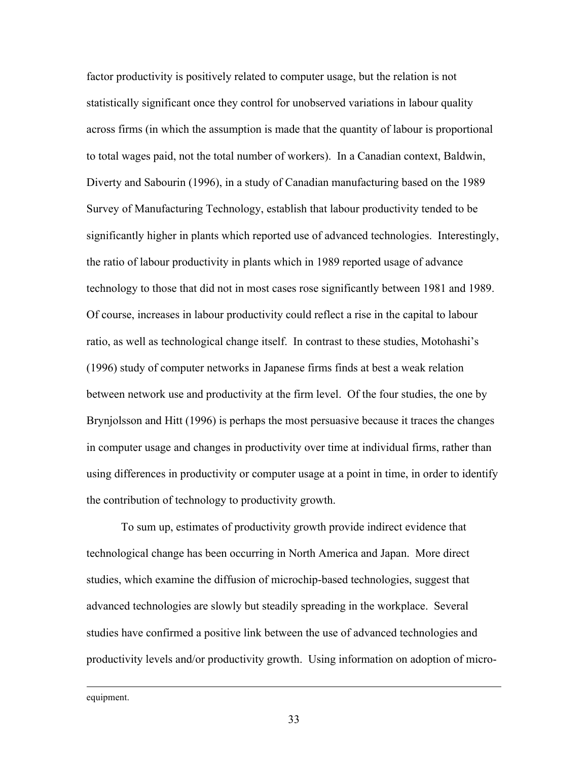factor productivity is positively related to computer usage, but the relation is not statistically significant once they control for unobserved variations in labour quality across firms (in which the assumption is made that the quantity of labour is proportional to total wages paid, not the total number of workers). In a Canadian context, Baldwin, Diverty and Sabourin (1996), in a study of Canadian manufacturing based on the 1989 Survey of Manufacturing Technology, establish that labour productivity tended to be significantly higher in plants which reported use of advanced technologies. Interestingly, the ratio of labour productivity in plants which in 1989 reported usage of advance technology to those that did not in most cases rose significantly between 1981 and 1989. Of course, increases in labour productivity could reflect a rise in the capital to labour ratio, as well as technological change itself. In contrast to these studies, Motohashi's (1996) study of computer networks in Japanese firms finds at best a weak relation between network use and productivity at the firm level. Of the four studies, the one by Brynjolsson and Hitt (1996) is perhaps the most persuasive because it traces the changes in computer usage and changes in productivity over time at individual firms, rather than using differences in productivity or computer usage at a point in time, in order to identify the contribution of technology to productivity growth.

To sum up, estimates of productivity growth provide indirect evidence that technological change has been occurring in North America and Japan. More direct studies, which examine the diffusion of microchip-based technologies, suggest that advanced technologies are slowly but steadily spreading in the workplace. Several studies have confirmed a positive link between the use of advanced technologies and productivity levels and/or productivity growth. Using information on adoption of micro-

---

equipment.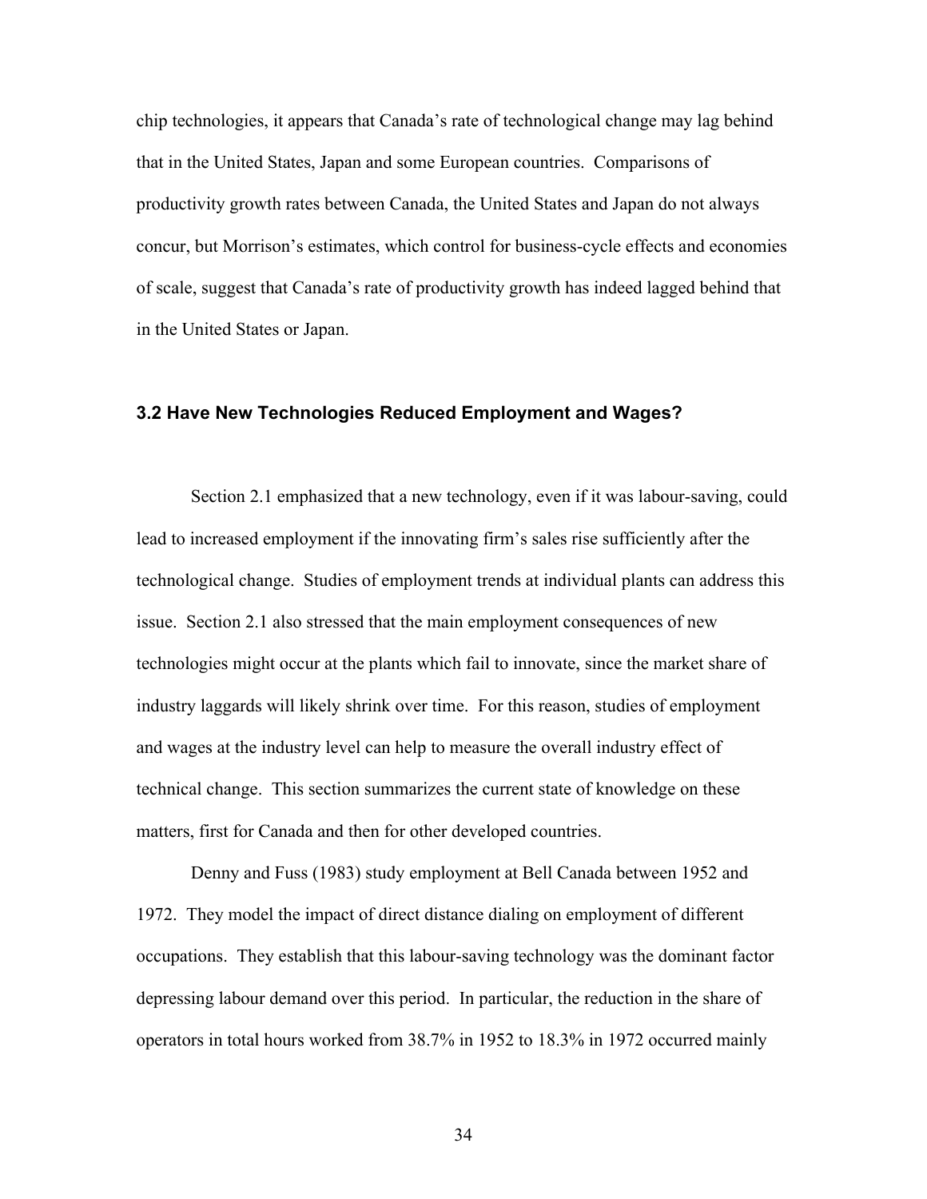chip technologies, it appears that Canada's rate of technological change may lag behind that in the United States, Japan and some European countries. Comparisons of productivity growth rates between Canada, the United States and Japan do not always concur, but Morrison's estimates, which control for business-cycle effects and economies of scale, suggest that Canada's rate of productivity growth has indeed lagged behind that in the United States or Japan.

### 3.2 Have New Technologies Reduced Employment and Wages?

Section 2.1 emphasized that a new technology, even if it was labour-saving, could lead to increased employment if the innovating firm's sales rise sufficiently after the technological change. Studies of employment trends at individual plants can address this issue. Section 2.1 also stressed that the main employment consequences of new technologies might occur at the plants which fail to innovate, since the market share of industry laggards will likely shrink over time. For this reason, studies of employment and wages at the industry level can help to measure the overall industry effect of technical change. This section summarizes the current state of knowledge on these matters, first for Canada and then for other developed countries.

Denny and Fuss (1983) study employment at Bell Canada between 1952 and 1972. They model the impact of direct distance dialing on employment of different occupations. They establish that this labour-saving technology was the dominant factor depressing labour demand over this period. In particular, the reduction in the share of operators in total hours worked from 38.7% in 1952 to 18.3% in 1972 occurred mainly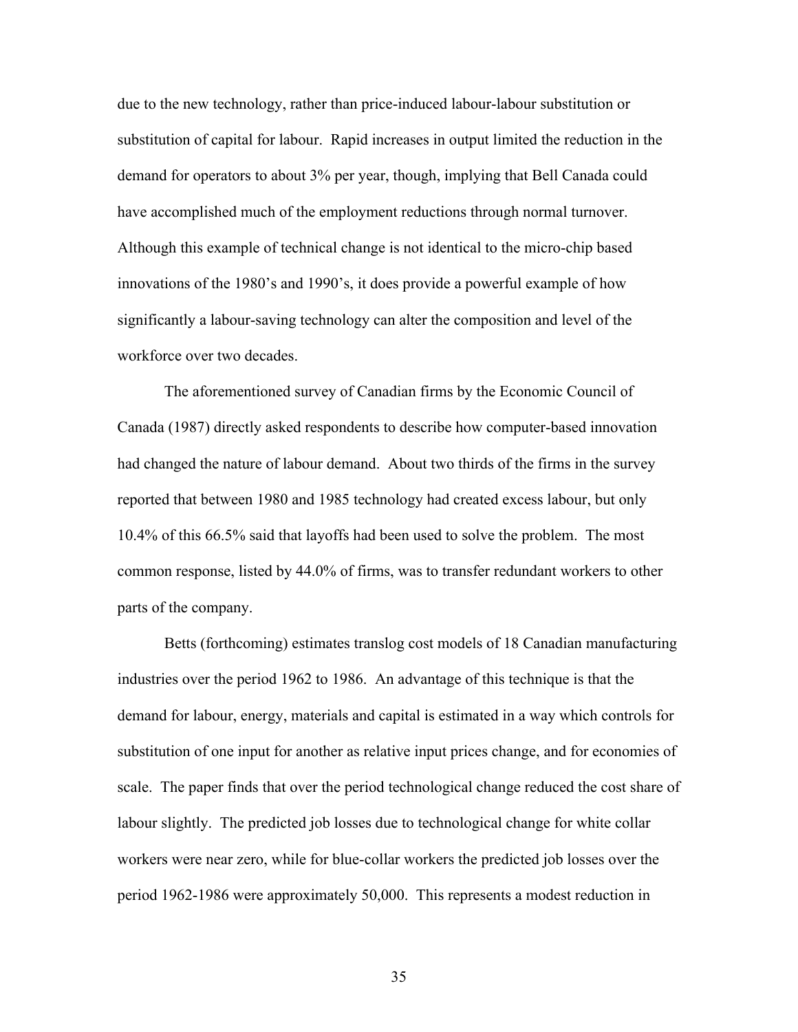due to the new technology, rather than price-induced labour-labour substitution or substitution of capital for labour. Rapid increases in output limited the reduction in the demand for operators to about 3% per year, though, implying that Bell Canada could have accomplished much of the employment reductions through normal turnover. Although this example of technical change is not identical to the micro-chip based innovations of the 1980's and 1990's, it does provide a powerful example of how significantly a labour-saving technology can alter the composition and level of the workforce over two decades.

The aforementioned survey of Canadian firms by the Economic Council of Canada (1987) directly asked respondents to describe how computer-based innovation had changed the nature of labour demand. About two thirds of the firms in the survey reported that between 1980 and 1985 technology had created excess labour, but only 10.4% of this 66.5% said that layoffs had been used to solve the problem. The most common response, listed by 44.0% of firms, was to transfer redundant workers to other parts of the company.

Betts (forthcoming) estimates translog cost models of 18 Canadian manufacturing industries over the period 1962 to 1986. An advantage of this technique is that the demand for labour, energy, materials and capital is estimated in a way which controls for substitution of one input for another as relative input prices change, and for economies of scale. The paper finds that over the period technological change reduced the cost share of labour slightly. The predicted job losses due to technological change for white collar workers were near zero, while for blue-collar workers the predicted job losses over the period 1962-1986 were approximately 50,000. This represents a modest reduction in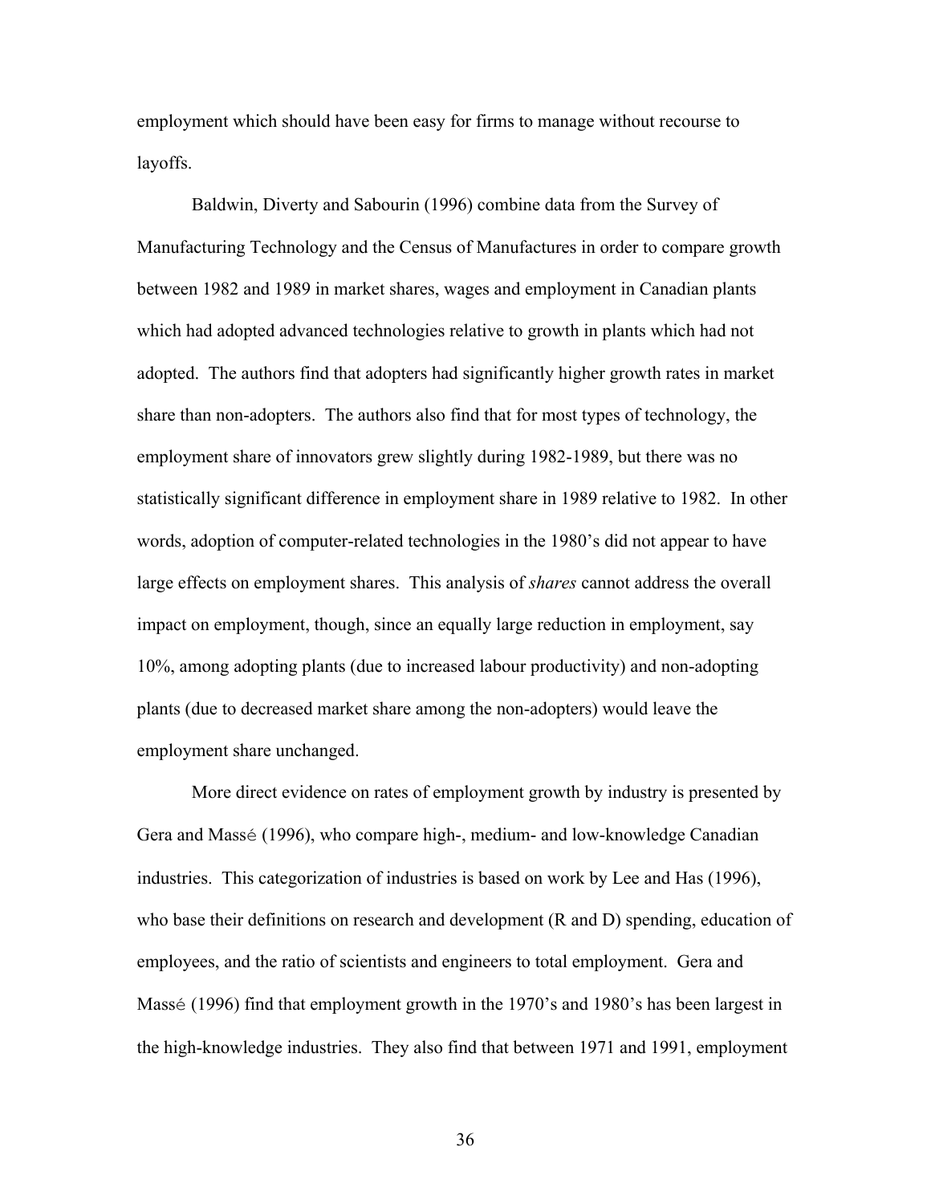employment which should have been easy for firms to manage without recourse to layoffs.

Baldwin, Diverty and Sabourin (1996) combine data from the Survey of Manufacturing Technology and the Census of Manufactures in order to compare growth between 1982 and 1989 in market shares, wages and employment in Canadian plants which had adopted advanced technologies relative to growth in plants which had not adopted. The authors find that adopters had significantly higher growth rates in market share than non-adopters. The authors also find that for most types of technology, the employment share of innovators grew slightly during 1982-1989, but there was no statistically significant difference in employment share in 1989 relative to 1982. In other words, adoption of computer-related technologies in the 1980's did not appear to have large effects on employment shares. This analysis of *shares* cannot address the overall impact on employment, though, since an equally large reduction in employment, say 10%, among adopting plants (due to increased labour productivity) and non-adopting plants (due to decreased market share among the non-adopters) would leave the employment share unchanged.

More direct evidence on rates of employment growth by industry is presented by Gera and Massé (1996), who compare high-, medium- and low-knowledge Canadian industries. This categorization of industries is based on work by Lee and Has (1996), who base their definitions on research and development (R and D) spending, education of employees, and the ratio of scientists and engineers to total employment. Gera and Massé (1996) find that employment growth in the 1970's and 1980's has been largest in the high-knowledge industries. They also find that between 1971 and 1991, employment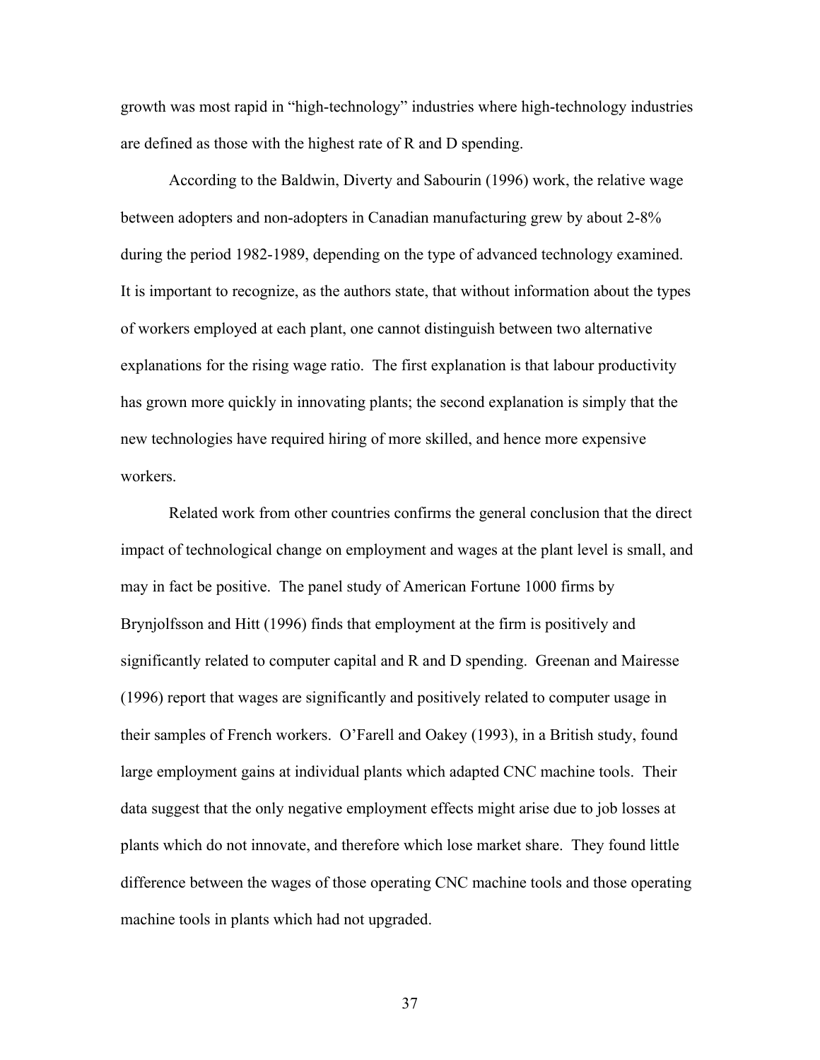growth was most rapid in "high-technology" industries where high-technology industries are defined as those with the highest rate of R and D spending.

According to the Baldwin, Diverty and Sabourin (1996) work, the relative wage between adopters and non-adopters in Canadian manufacturing grew by about 2-8% during the period 1982-1989, depending on the type of advanced technology examined. It is important to recognize, as the authors state, that without information about the types of workers employed at each plant, one cannot distinguish between two alternative explanations for the rising wage ratio. The first explanation is that labour productivity has grown more quickly in innovating plants; the second explanation is simply that the new technologies have required hiring of more skilled, and hence more expensive workers.

Related work from other countries confirms the general conclusion that the direct impact of technological change on employment and wages at the plant level is small, and may in fact be positive. The panel study of American Fortune 1000 firms by Brynjolfsson and Hitt (1996) finds that employment at the firm is positively and significantly related to computer capital and R and D spending. Greenan and Mairesse (1996) report that wages are significantly and positively related to computer usage in their samples of French workers. O'Farell and Oakey (1993), in a British study, found large employment gains at individual plants which adapted CNC machine tools. Their data suggest that the only negative employment effects might arise due to job losses at plants which do not innovate, and therefore which lose market share. They found little difference between the wages of those operating CNC machine tools and those operating machine tools in plants which had not upgraded.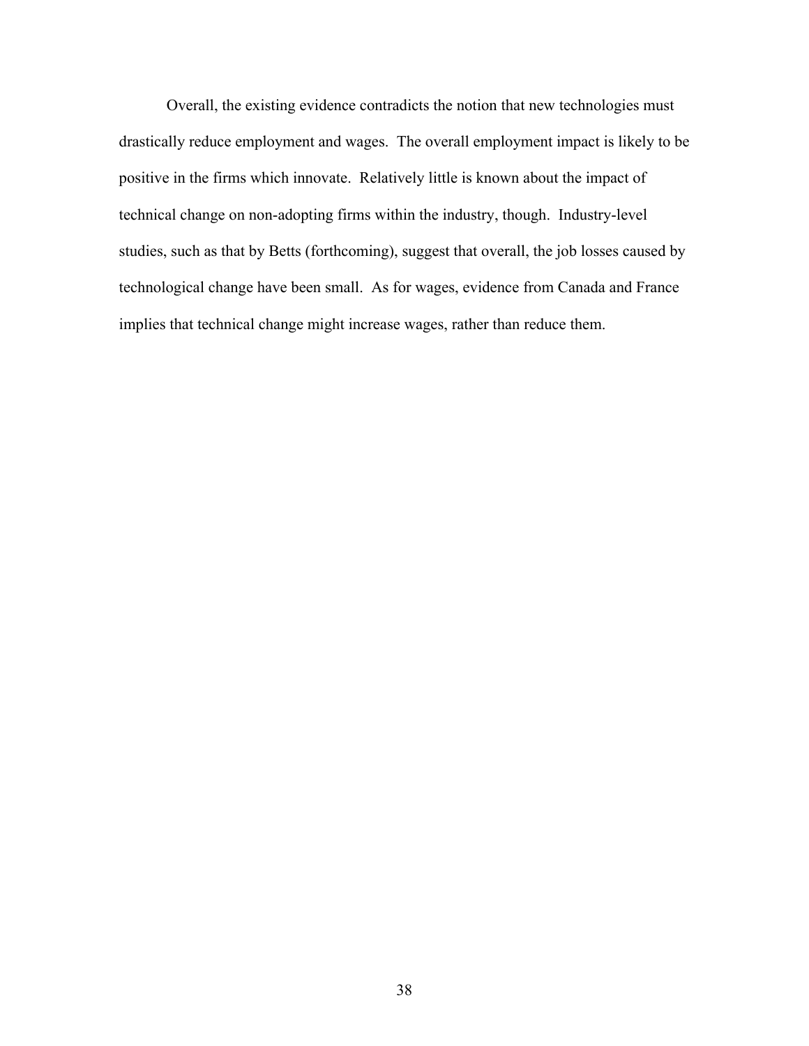Overall, the existing evidence contradicts the notion that new technologies must drastically reduce employment and wages. The overall employment impact is likely to be positive in the firms which innovate. Relatively little is known about the impact of technical change on non-adopting firms within the industry, though. Industry-level studies, such as that by Betts (forthcoming), suggest that overall, the job losses caused by technological change have been small. As for wages, evidence from Canada and France implies that technical change might increase wages, rather than reduce them.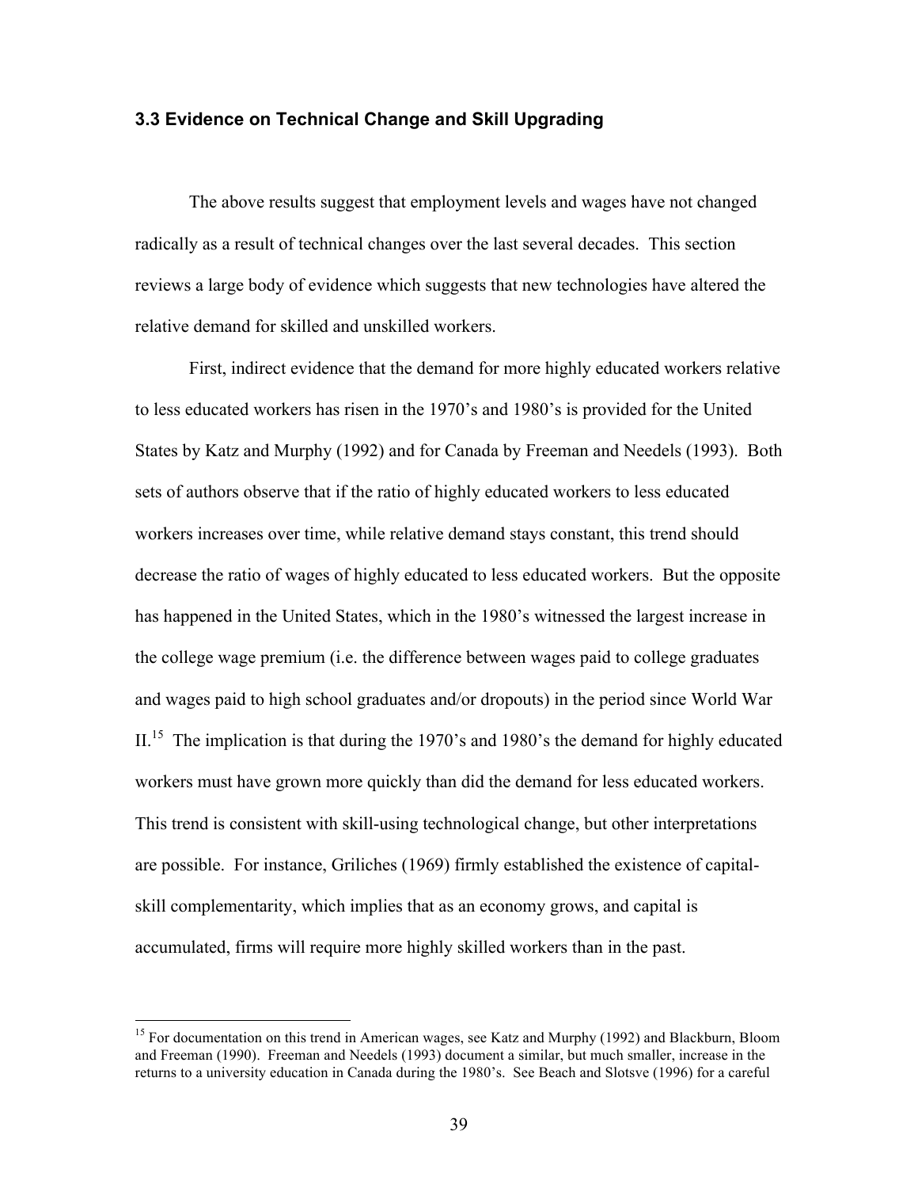### 3.3 Evidence on Technical Change and Skill Upgrading

The above results suggest that employment levels and wages have not changed radically as a result of technical changes over the last several decades. This section reviews a large body of evidence which suggests that new technologies have altered the relative demand for skilled and unskilled workers.

First, indirect evidence that the demand for more highly educated workers relative to less educated workers has risen in the 1970's and 1980's is provided for the United States by Katz and Murphy (1992) and for Canada by Freeman and Needels (1993). Both sets of authors observe that if the ratio of highly educated workers to less educated workers increases over time, while relative demand stays constant, this trend should decrease the ratio of wages of highly educated to less educated workers. But the opposite has happened in the United States, which in the 1980's witnessed the largest increase in the college wage premium (i.e. the difference between wages paid to college graduates and wages paid to high school graduates and/or dropouts) in the period since World War II.[15] The implication is that during the 1970's and 1980's the demand for highly educated workers must have grown more quickly than did the demand for less educated workers. This trend is consistent with skill-using technological change, but other interpretations are possible. For instance, Griliches (1969) firmly established the existence of capital-skill complementarity, which implies that as an economy grows, and capital is accumulated, firms will require more highly skilled workers than in the past.

---

[15] For documentation on this trend in American wages, see Katz and Murphy (1992) and Blackburn, Bloom and Freeman (1990). Freeman and Needels (1993) document a similar, but much smaller, increase in the returns to a university education in Canada during the 1980's. See Beach and Slotsve (1996) for a careful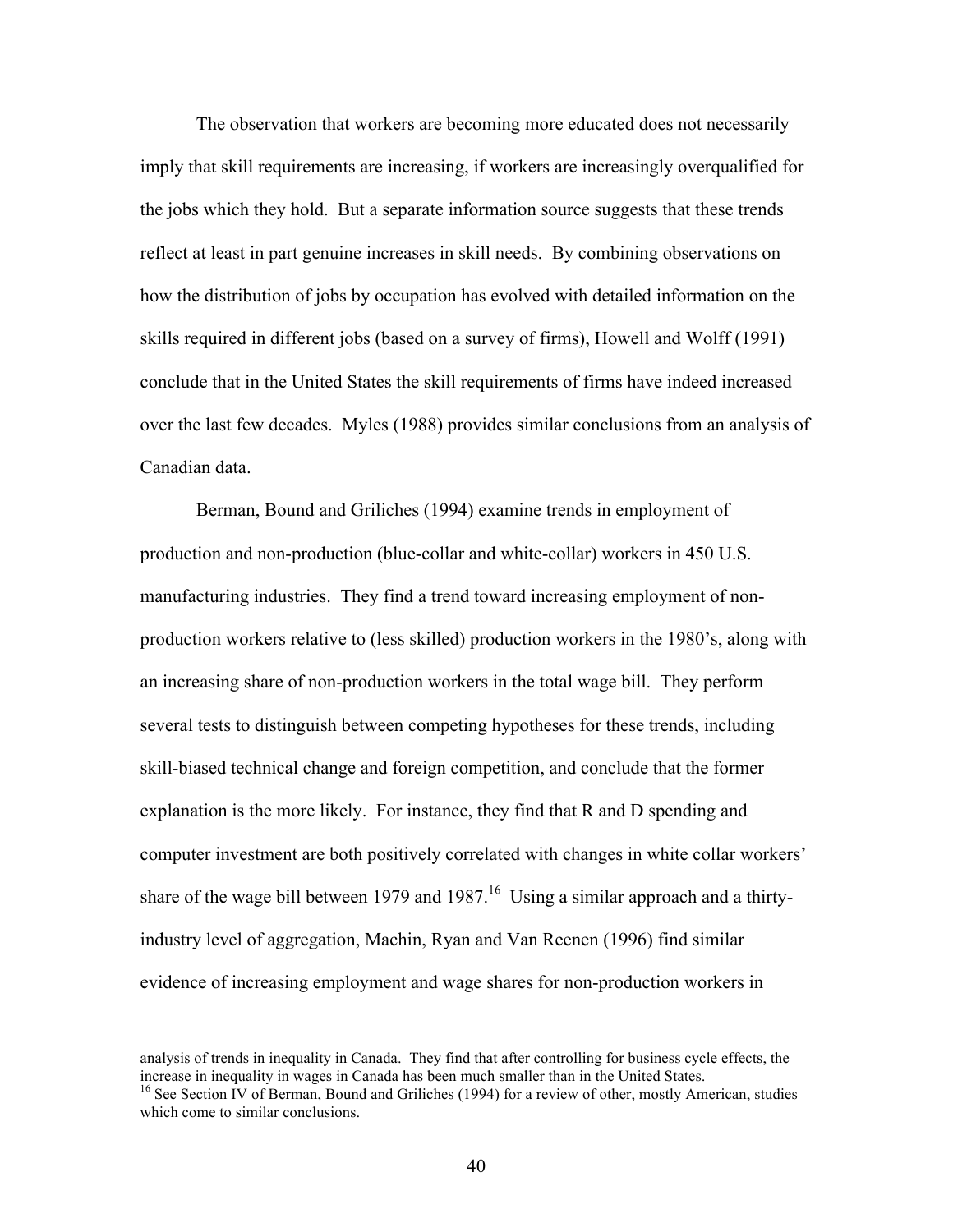The observation that workers are becoming more educated does not necessarily imply that skill requirements are increasing, if workers are increasingly overqualified for the jobs which they hold. But a separate information source suggests that these trends reflect at least in part genuine increases in skill needs. By combining observations on how the distribution of jobs by occupation has evolved with detailed information on the skills required in different jobs (based on a survey of firms), Howell and Wolff (1991) conclude that in the United States the skill requirements of firms have indeed increased over the last few decades. Myles (1988) provides similar conclusions from an analysis of Canadian data.

Berman, Bound and Griliches (1994) examine trends in employment of production and non-production (blue-collar and white-collar) workers in 450 U.S. manufacturing industries. They find a trend toward increasing employment of non-production workers relative to (less skilled) production workers in the 1980's, along with an increasing share of non-production workers in the total wage bill. They perform several tests to distinguish between competing hypotheses for these trends, including skill-biased technical change and foreign competition, and conclude that the former explanation is the more likely. For instance, they find that R and D spending and computer investment are both positively correlated with changes in white collar workers' share of the wage bill between 1979 and 1987.[16] Using a similar approach and a thirty-industry level of aggregation, Machin, Ryan and Van Reenen (1996) find similar evidence of increasing employment and wage shares for non-production workers in

---

analysis of trends in inequality in Canada. They find that after controlling for business cycle effects, the increase in inequality in wages in Canada has been much smaller than in the United States.

[16] See Section IV of Berman, Bound and Griliches (1994) for a review of other, mostly American, studies which come to similar conclusions.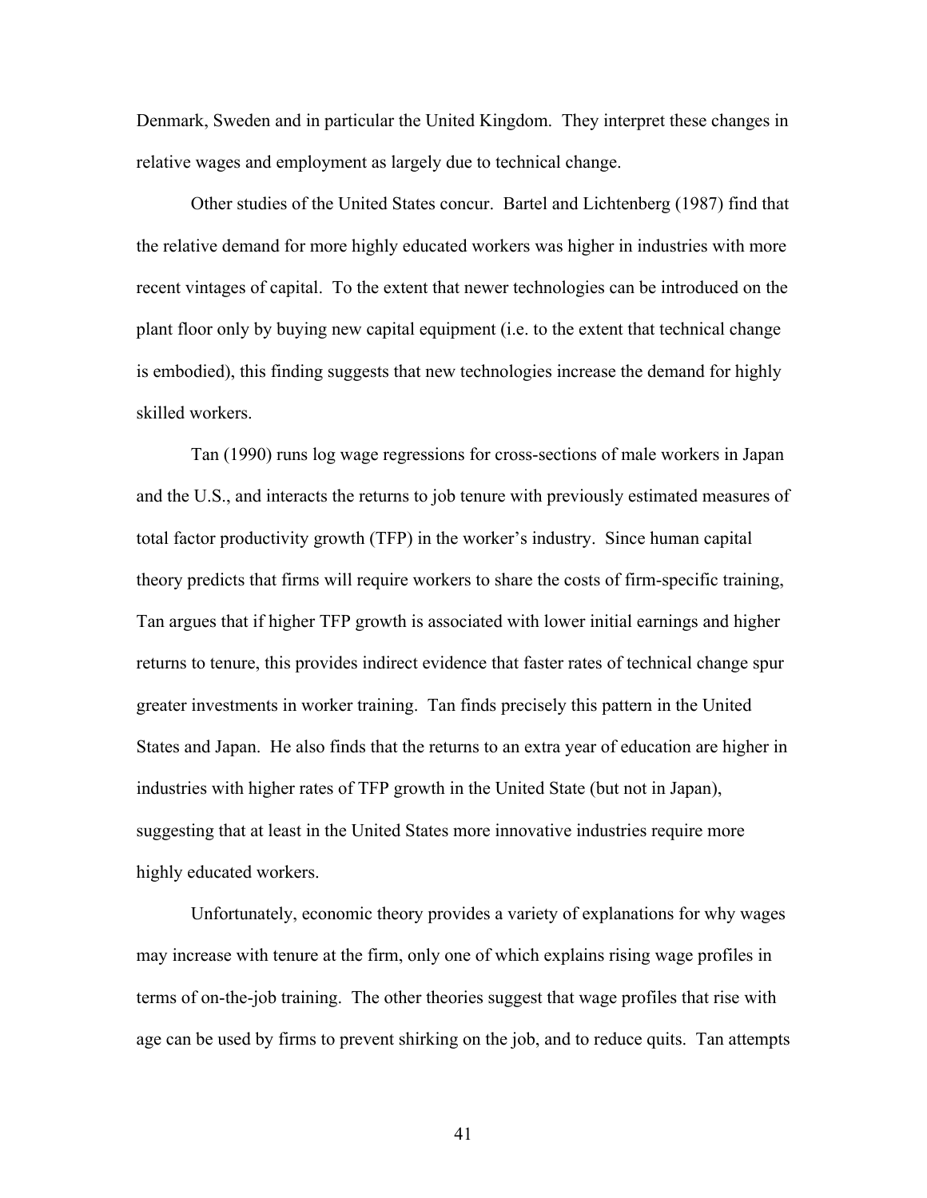Denmark, Sweden and in particular the United Kingdom. They interpret these changes in relative wages and employment as largely due to technical change.

Other studies of the United States concur. Bartel and Lichtenberg (1987) find that the relative demand for more highly educated workers was higher in industries with more recent vintages of capital. To the extent that newer technologies can be introduced on the plant floor only by buying new capital equipment (i.e. to the extent that technical change is embodied), this finding suggests that new technologies increase the demand for highly skilled workers.

Tan (1990) runs log wage regressions for cross-sections of male workers in Japan and the U.S., and interacts the returns to job tenure with previously estimated measures of total factor productivity growth (TFP) in the worker's industry. Since human capital theory predicts that firms will require workers to share the costs of firm-specific training, Tan argues that if higher TFP growth is associated with lower initial earnings and higher returns to tenure, this provides indirect evidence that faster rates of technical change spur greater investments in worker training. Tan finds precisely this pattern in the United States and Japan. He also finds that the returns to an extra year of education are higher in industries with higher rates of TFP growth in the United State (but not in Japan), suggesting that at least in the United States more innovative industries require more highly educated workers.

Unfortunately, economic theory provides a variety of explanations for why wages may increase with tenure at the firm, only one of which explains rising wage profiles in terms of on-the-job training. The other theories suggest that wage profiles that rise with age can be used by firms to prevent shirking on the job, and to reduce quits. Tan attempts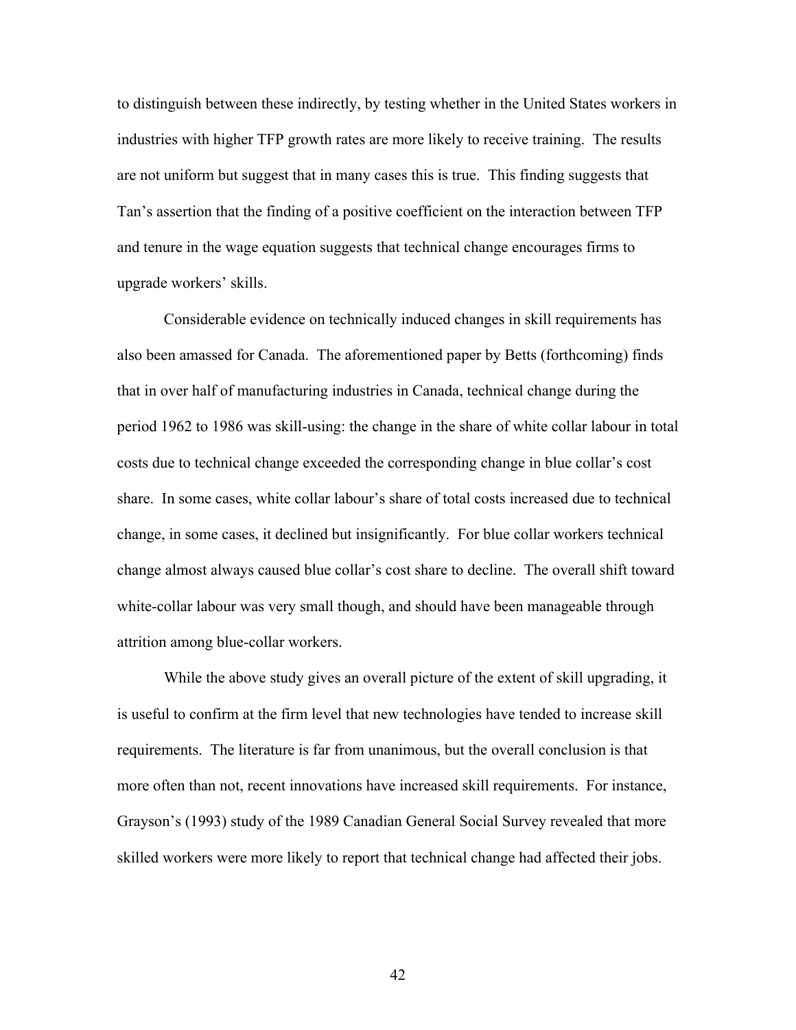to distinguish between these indirectly, by testing whether in the United States workers in industries with higher TFP growth rates are more likely to receive training. The results are not uniform but suggest that in many cases this is true. This finding suggests that Tan's assertion that the finding of a positive coefficient on the interaction between TFP and tenure in the wage equation suggests that technical change encourages firms to upgrade workers' skills.

Considerable evidence on technically induced changes in skill requirements has also been amassed for Canada. The aforementioned paper by Betts (forthcoming) finds that in over half of manufacturing industries in Canada, technical change during the period 1962 to 1986 was skill-using: the change in the share of white collar labour in total costs due to technical change exceeded the corresponding change in blue collar's cost share. In some cases, white collar labour's share of total costs increased due to technical change, in some cases, it declined but insignificantly. For blue collar workers technical change almost always caused blue collar's cost share to decline. The overall shift toward white-collar labour was very small though, and should have been manageable through attrition among blue-collar workers.

While the above study gives an overall picture of the extent of skill upgrading, it is useful to confirm at the firm level that new technologies have tended to increase skill requirements. The literature is far from unanimous, but the overall conclusion is that more often than not, recent innovations have increased skill requirements. For instance, Grayson's (1993) study of the 1989 Canadian General Social Survey revealed that more skilled workers were more likely to report that technical change had affected their jobs.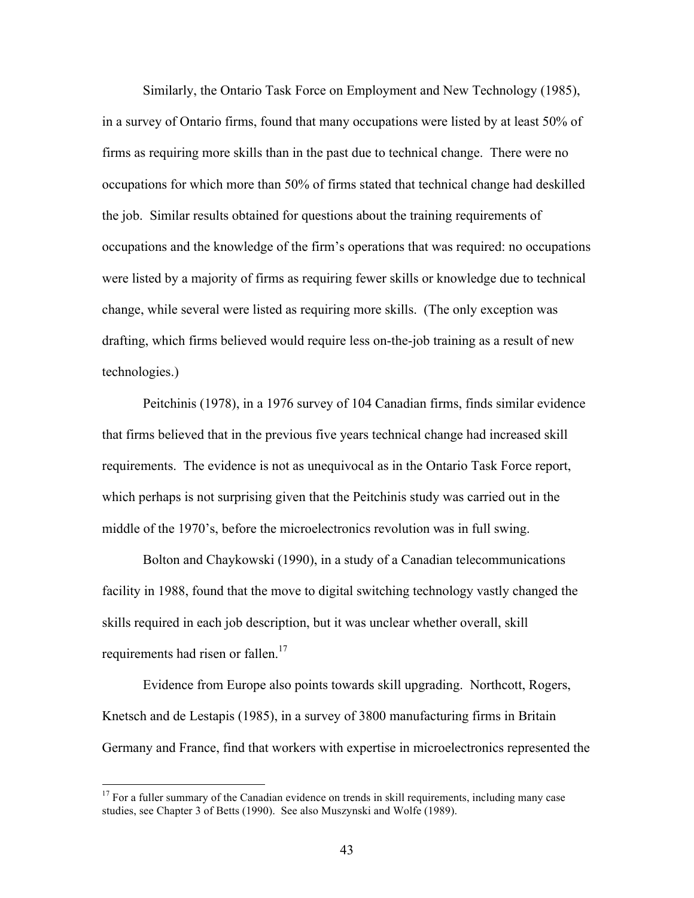Similarly, the Ontario Task Force on Employment and New Technology (1985), in a survey of Ontario firms, found that many occupations were listed by at least 50% of firms as requiring more skills than in the past due to technical change. There were no occupations for which more than 50% of firms stated that technical change had deskilled the job. Similar results obtained for questions about the training requirements of occupations and the knowledge of the firm's operations that was required: no occupations were listed by a majority of firms as requiring fewer skills or knowledge due to technical change, while several were listed as requiring more skills. (The only exception was drafting, which firms believed would require less on-the-job training as a result of new technologies.)

Peitchinis (1978), in a 1976 survey of 104 Canadian firms, finds similar evidence that firms believed that in the previous five years technical change had increased skill requirements. The evidence is not as unequivocal as in the Ontario Task Force report, which perhaps is not surprising given that the Peitchinis study was carried out in the middle of the 1970's, before the microelectronics revolution was in full swing.

Bolton and Chaykowski (1990), in a study of a Canadian telecommunications facility in 1988, found that the move to digital switching technology vastly changed the skills required in each job description, but it was unclear whether overall, skill requirements had risen or fallen.[17]

Evidence from Europe also points towards skill upgrading. Northcott, Rogers, Knetsch and de Lestapis (1985), in a survey of 3800 manufacturing firms in Britain Germany and France, find that workers with expertise in microelectronics represented the

---

[17] For a fuller summary of the Canadian evidence on trends in skill requirements, including many case studies, see Chapter 3 of Betts (1990). See also Muszynski and Wolfe (1989).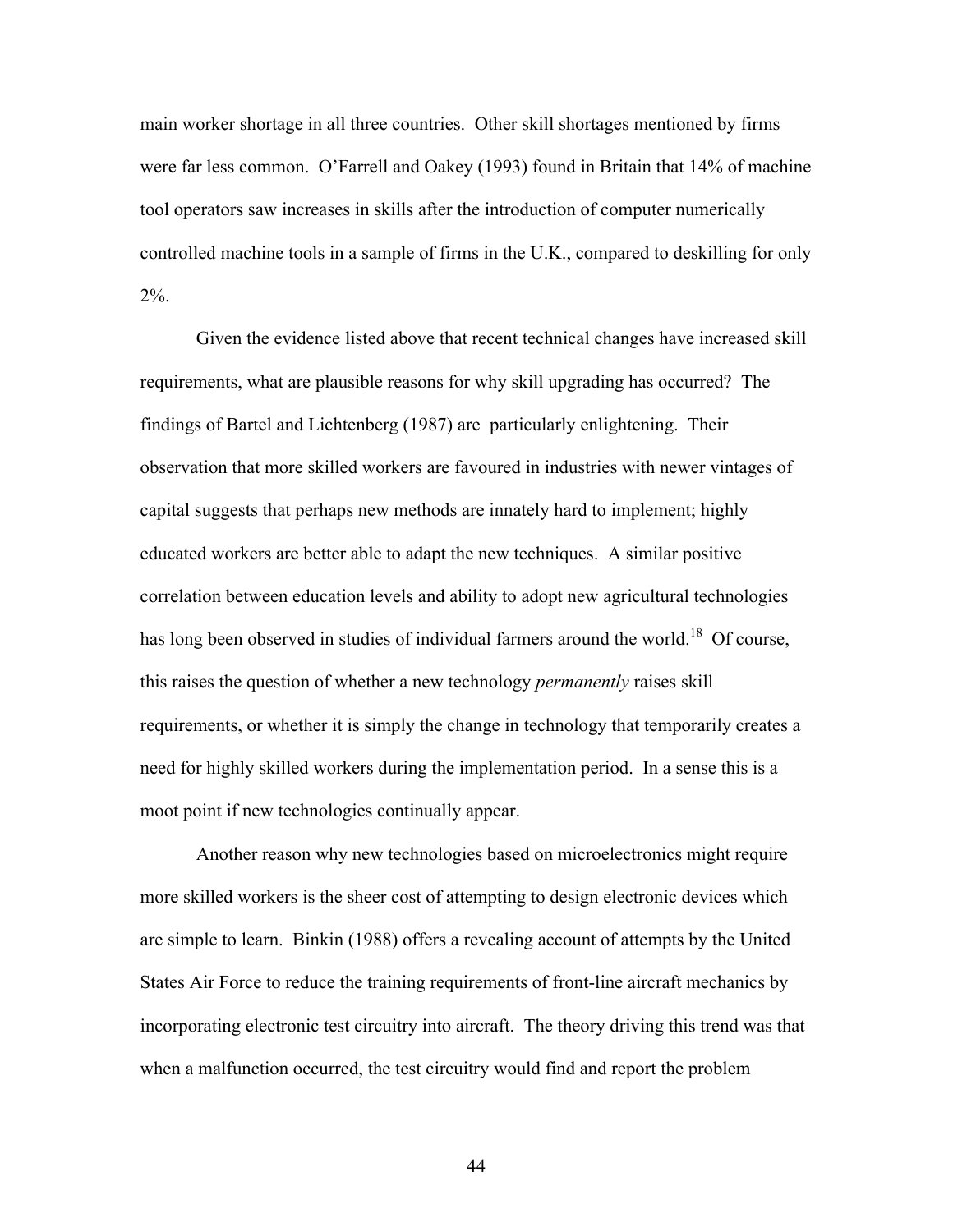main worker shortage in all three countries. Other skill shortages mentioned by firms were far less common. O'Farrell and Oakey (1993) found in Britain that 14% of machine tool operators saw increases in skills after the introduction of computer numerically controlled machine tools in a sample of firms in the U.K., compared to deskilling for only 2%.

Given the evidence listed above that recent technical changes have increased skill requirements, what are plausible reasons for why skill upgrading has occurred? The findings of Bartel and Lichtenberg (1987) are particularly enlightening. Their observation that more skilled workers are favoured in industries with newer vintages of capital suggests that perhaps new methods are innately hard to implement; highly educated workers are better able to adapt the new techniques. A similar positive correlation between education levels and ability to adopt new agricultural technologies has long been observed in studies of individual farmers around the world.[18] Of course, this raises the question of whether a new technology *permanently* raises skill requirements, or whether it is simply the change in technology that temporarily creates a need for highly skilled workers during the implementation period. In a sense this is a moot point if new technologies continually appear.

Another reason why new technologies based on microelectronics might require more skilled workers is the sheer cost of attempting to design electronic devices which are simple to learn. Binkin (1988) offers a revealing account of attempts by the United States Air Force to reduce the training requirements of front-line aircraft mechanics by incorporating electronic test circuitry into aircraft. The theory driving this trend was that when a malfunction occurred, the test circuitry would find and report the problem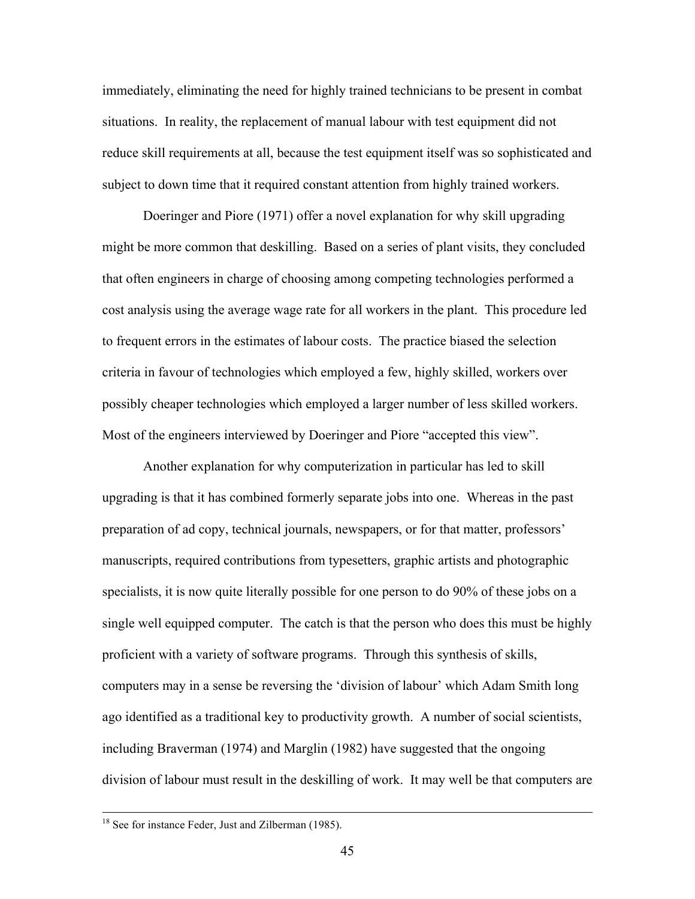immediately, eliminating the need for highly trained technicians to be present in combat situations. In reality, the replacement of manual labour with test equipment did not reduce skill requirements at all, because the test equipment itself was so sophisticated and subject to down time that it required constant attention from highly trained workers.

Doeringer and Piore (1971) offer a novel explanation for why skill upgrading might be more common that deskilling. Based on a series of plant visits, they concluded that often engineers in charge of choosing among competing technologies performed a cost analysis using the average wage rate for all workers in the plant. This procedure led to frequent errors in the estimates of labour costs. The practice biased the selection criteria in favour of technologies which employed a few, highly skilled, workers over possibly cheaper technologies which employed a larger number of less skilled workers. Most of the engineers interviewed by Doeringer and Piore "accepted this view".

Another explanation for why computerization in particular has led to skill upgrading is that it has combined formerly separate jobs into one. Whereas in the past preparation of ad copy, technical journals, newspapers, or for that matter, professors' manuscripts, required contributions from typesetters, graphic artists and photographic specialists, it is now quite literally possible for one person to do 90% of these jobs on a single well equipped computer. The catch is that the person who does this must be highly proficient with a variety of software programs. Through this synthesis of skills, computers may in a sense be reversing the 'division of labour' which Adam Smith long ago identified as a traditional key to productivity growth. A number of social scientists, including Braverman (1974) and Marglin (1982) have suggested that the ongoing division of labour must result in the deskilling of work. It may well be that computers are

[18] See for instance Feder, Just and Zilberman (1985).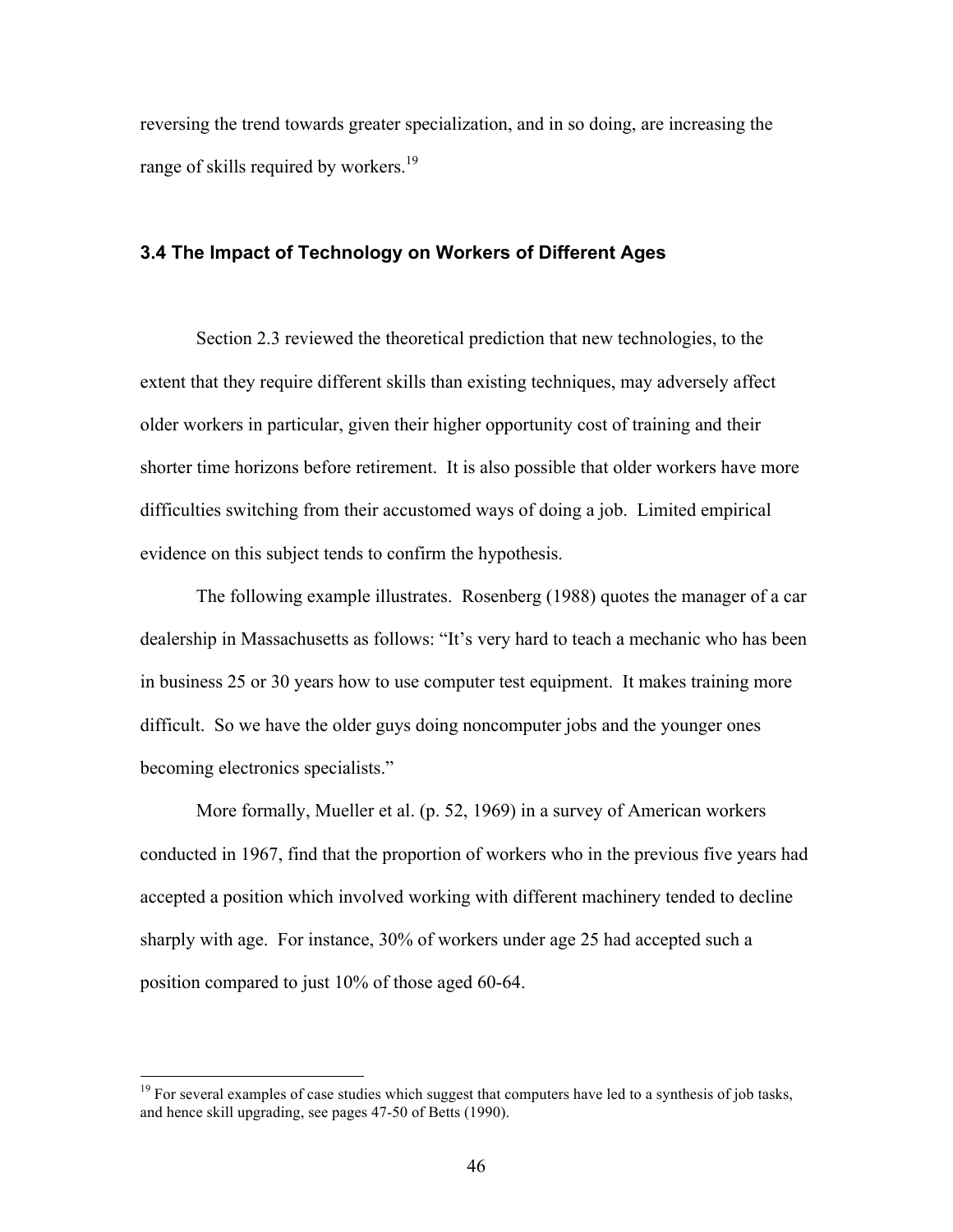reversing the trend towards greater specialization, and in so doing, are increasing the range of skills required by workers.[19]

### 3.4 The Impact of Technology on Workers of Different Ages

Section 2.3 reviewed the theoretical prediction that new technologies, to the extent that they require different skills than existing techniques, may adversely affect older workers in particular, given their higher opportunity cost of training and their shorter time horizons before retirement. It is also possible that older workers have more difficulties switching from their accustomed ways of doing a job. Limited empirical evidence on this subject tends to confirm the hypothesis.

The following example illustrates. Rosenberg (1988) quotes the manager of a car dealership in Massachusetts as follows: "It's very hard to teach a mechanic who has been in business 25 or 30 years how to use computer test equipment. It makes training more difficult. So we have the older guys doing noncomputer jobs and the younger ones becoming electronics specialists."

More formally, Mueller et al. (p. 52, 1969) in a survey of American workers conducted in 1967, find that the proportion of workers who in the previous five years had accepted a position which involved working with different machinery tended to decline sharply with age. For instance, 30% of workers under age 25 had accepted such a position compared to just 10% of those aged 60-64.

[19] For several examples of case studies which suggest that computers have led to a synthesis of job tasks, and hence skill upgrading, see pages 47-50 of Betts (1990).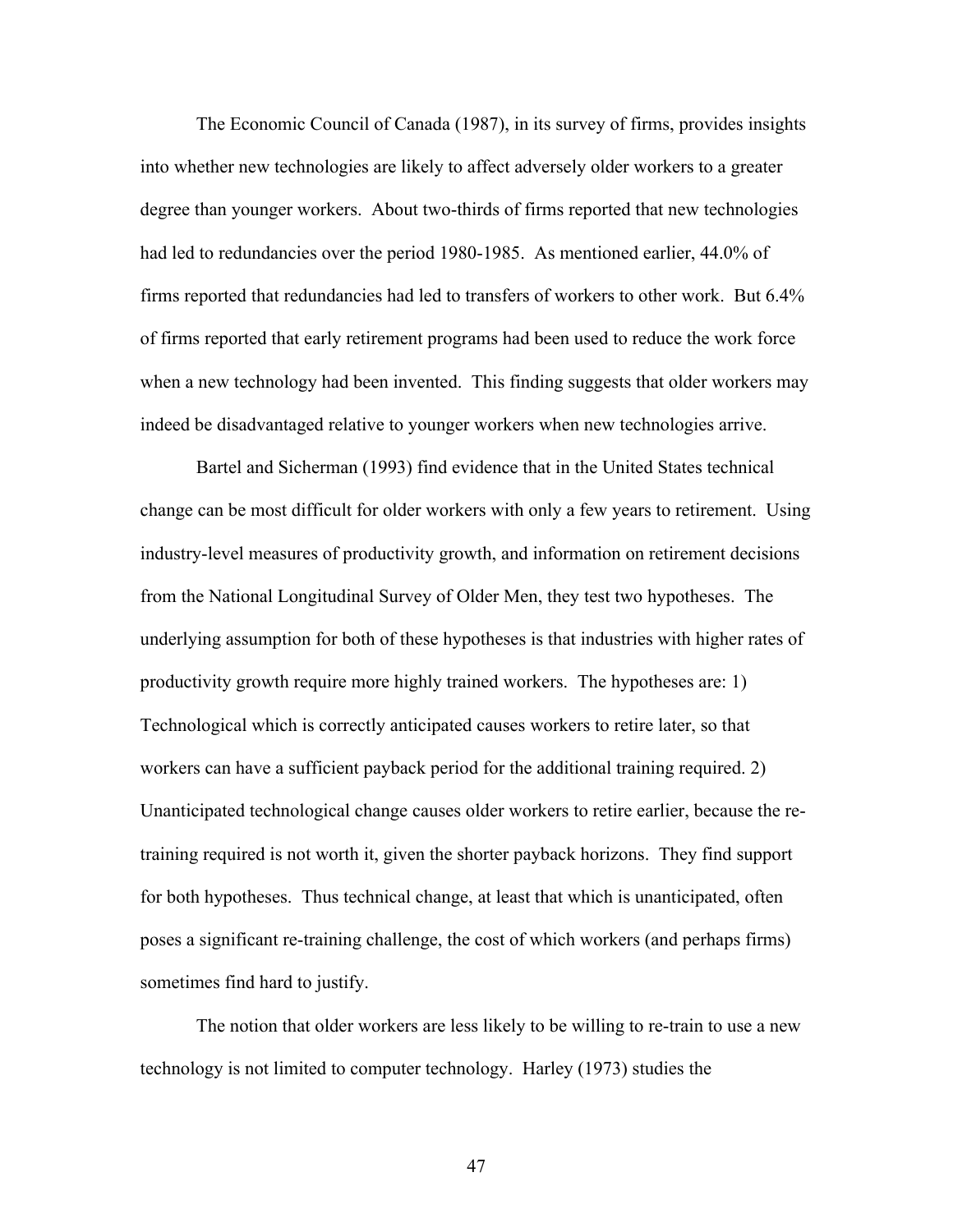The Economic Council of Canada (1987), in its survey of firms, provides insights into whether new technologies are likely to affect adversely older workers to a greater degree than younger workers. About two-thirds of firms reported that new technologies had led to redundancies over the period 1980-1985. As mentioned earlier, 44.0% of firms reported that redundancies had led to transfers of workers to other work. But 6.4% of firms reported that early retirement programs had been used to reduce the work force when a new technology had been invented. This finding suggests that older workers may indeed be disadvantaged relative to younger workers when new technologies arrive.

Bartel and Sicherman (1993) find evidence that in the United States technical change can be most difficult for older workers with only a few years to retirement. Using industry-level measures of productivity growth, and information on retirement decisions from the National Longitudinal Survey of Older Men, they test two hypotheses. The underlying assumption for both of these hypotheses is that industries with higher rates of productivity growth require more highly trained workers. The hypotheses are: 1) Technological which is correctly anticipated causes workers to retire later, so that workers can have a sufficient payback period for the additional training required. 2) Unanticipated technological change causes older workers to retire earlier, because the re-training required is not worth it, given the shorter payback horizons. They find support for both hypotheses. Thus technical change, at least that which is unanticipated, often poses a significant re-training challenge, the cost of which workers (and perhaps firms) sometimes find hard to justify.

The notion that older workers are less likely to be willing to re-train to use a new technology is not limited to computer technology. Harley (1973) studies the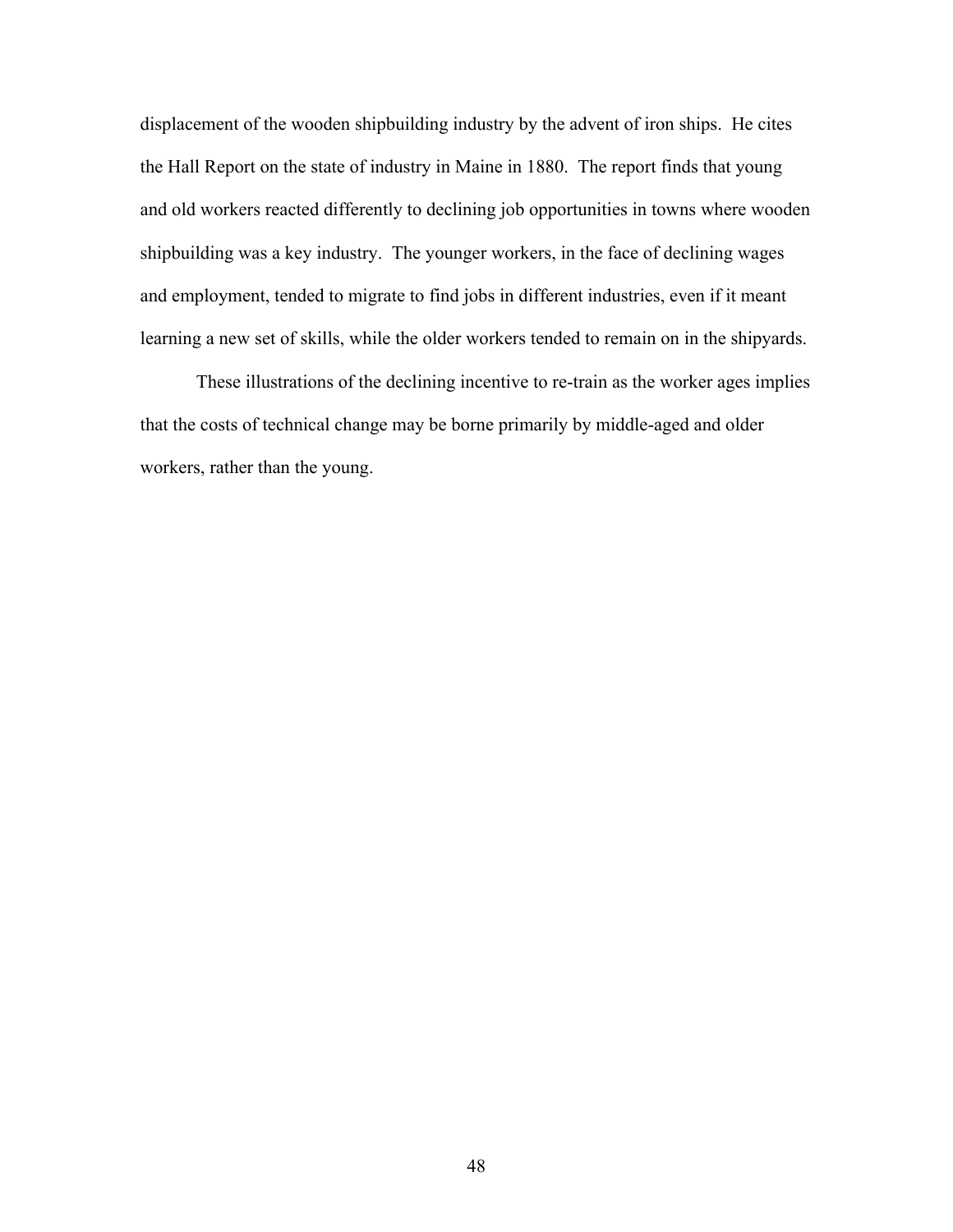displacement of the wooden shipbuilding industry by the advent of iron ships. He cites the Hall Report on the state of industry in Maine in 1880. The report finds that young and old workers reacted differently to declining job opportunities in towns where wooden shipbuilding was a key industry. The younger workers, in the face of declining wages and employment, tended to migrate to find jobs in different industries, even if it meant learning a new set of skills, while the older workers tended to remain on in the shipyards.

These illustrations of the declining incentive to re-train as the worker ages implies that the costs of technical change may be borne primarily by middle-aged and older workers, rather than the young.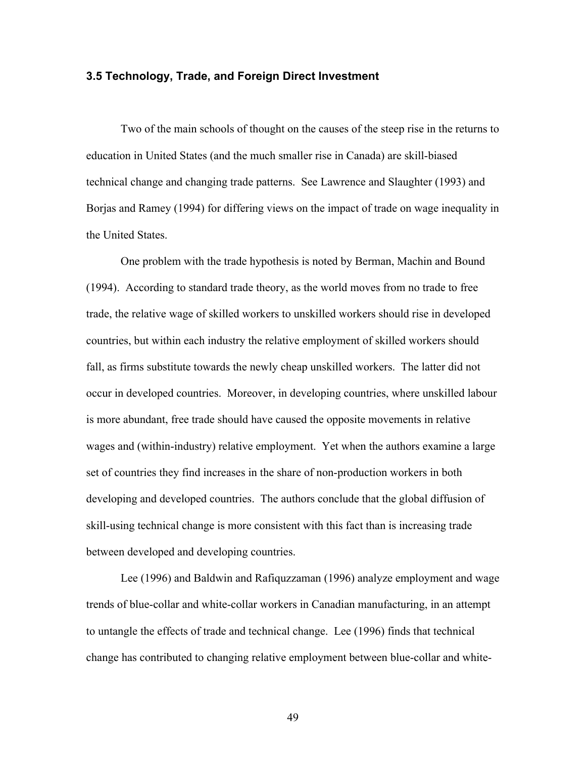### 3.5 Technology, Trade, and Foreign Direct Investment

Two of the main schools of thought on the causes of the steep rise in the returns to education in United States (and the much smaller rise in Canada) are skill-biased technical change and changing trade patterns. See Lawrence and Slaughter (1993) and Borjas and Ramey (1994) for differing views on the impact of trade on wage inequality in the United States.

One problem with the trade hypothesis is noted by Berman, Machin and Bound (1994). According to standard trade theory, as the world moves from no trade to free trade, the relative wage of skilled workers to unskilled workers should rise in developed countries, but within each industry the relative employment of skilled workers should fall, as firms substitute towards the newly cheap unskilled workers. The latter did not occur in developed countries. Moreover, in developing countries, where unskilled labour is more abundant, free trade should have caused the opposite movements in relative wages and (within-industry) relative employment. Yet when the authors examine a large set of countries they find increases in the share of non-production workers in both developing and developed countries. The authors conclude that the global diffusion of skill-using technical change is more consistent with this fact than is increasing trade between developed and developing countries.

Lee (1996) and Baldwin and Rafiquzzaman (1996) analyze employment and wage trends of blue-collar and white-collar workers in Canadian manufacturing, in an attempt to untangle the effects of trade and technical change. Lee (1996) finds that technical change has contributed to changing relative employment between blue-collar and white-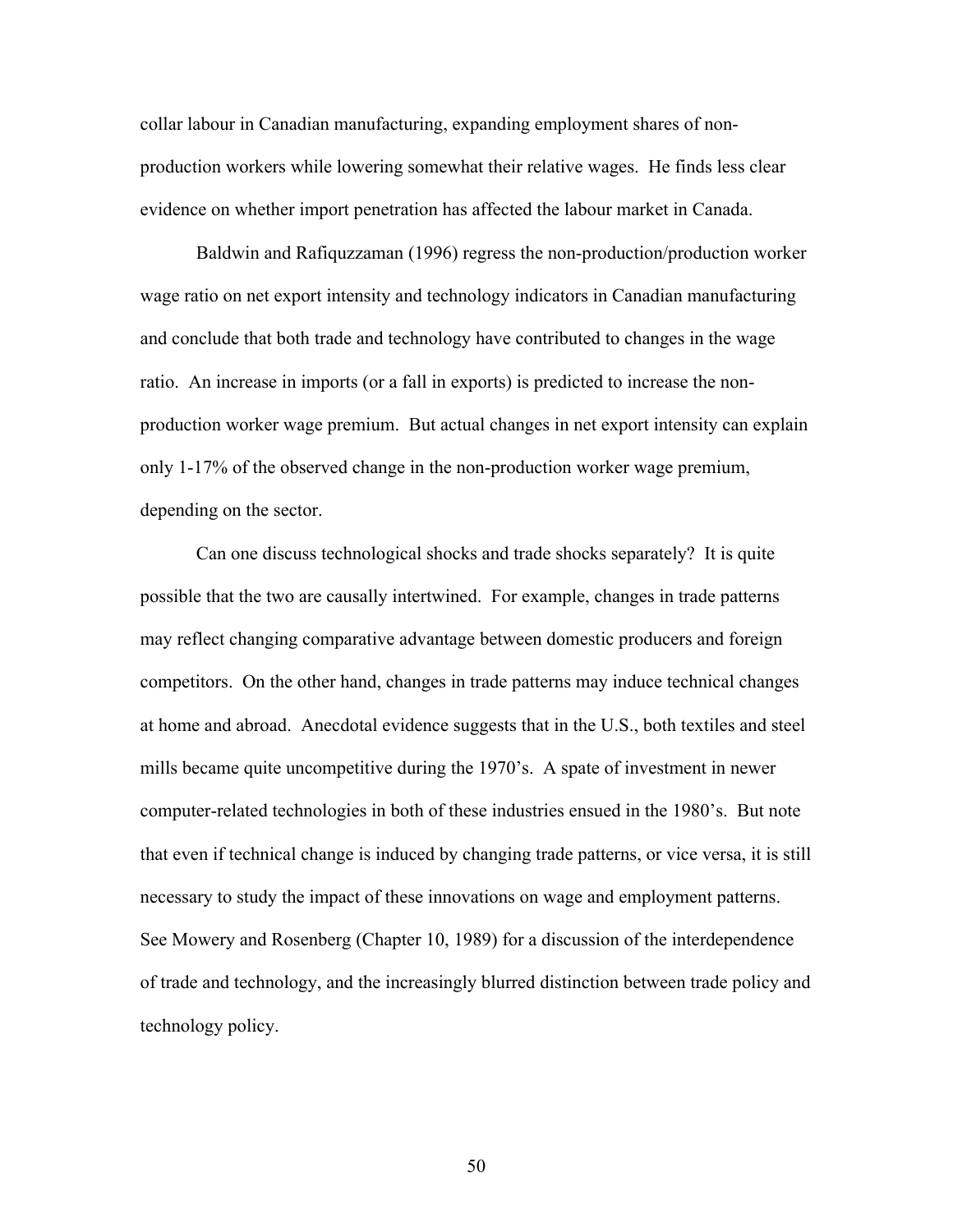collar labour in Canadian manufacturing, expanding employment shares of non-production workers while lowering somewhat their relative wages. He finds less clear evidence on whether import penetration has affected the labour market in Canada.

Baldwin and Rafiquzzaman (1996) regress the non-production/production worker wage ratio on net export intensity and technology indicators in Canadian manufacturing and conclude that both trade and technology have contributed to changes in the wage ratio. An increase in imports (or a fall in exports) is predicted to increase the non-production worker wage premium. But actual changes in net export intensity can explain only 1-17% of the observed change in the non-production worker wage premium, depending on the sector.

Can one discuss technological shocks and trade shocks separately? It is quite possible that the two are causally intertwined. For example, changes in trade patterns may reflect changing comparative advantage between domestic producers and foreign competitors. On the other hand, changes in trade patterns may induce technical changes at home and abroad. Anecdotal evidence suggests that in the U.S., both textiles and steel mills became quite uncompetitive during the 1970's. A spate of investment in newer computer-related technologies in both of these industries ensued in the 1980's. But note that even if technical change is induced by changing trade patterns, or vice versa, it is still necessary to study the impact of these innovations on wage and employment patterns. See Mowery and Rosenberg (Chapter 10, 1989) for a discussion of the interdependence of trade and technology, and the increasingly blurred distinction between trade policy and technology policy.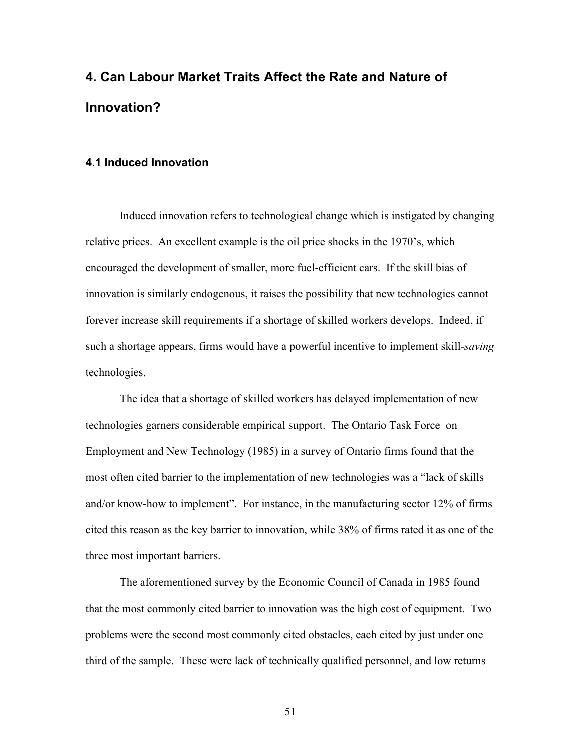# 4. Can Labour Market Traits Affect the Rate and Nature of Innovation?

## 4.1 Induced Innovation

Induced innovation refers to technological change which is instigated by changing relative prices. An excellent example is the oil price shocks in the 1970's, which encouraged the development of smaller, more fuel-efficient cars. If the skill bias of innovation is similarly endogenous, it raises the possibility that new technologies cannot forever increase skill requirements if a shortage of skilled workers develops. Indeed, if such a shortage appears, firms would have a powerful incentive to implement skill-*saving* technologies.

The idea that a shortage of skilled workers has delayed implementation of new technologies garners considerable empirical support. The Ontario Task Force on Employment and New Technology (1985) in a survey of Ontario firms found that the most often cited barrier to the implementation of new technologies was a "lack of skills and/or know-how to implement". For instance, in the manufacturing sector 12% of firms cited this reason as the key barrier to innovation, while 38% of firms rated it as one of the three most important barriers.

The aforementioned survey by the Economic Council of Canada in 1985 found that the most commonly cited barrier to innovation was the high cost of equipment. Two problems were the second most commonly cited obstacles, each cited by just under one third of the sample. These were lack of technically qualified personnel, and low returns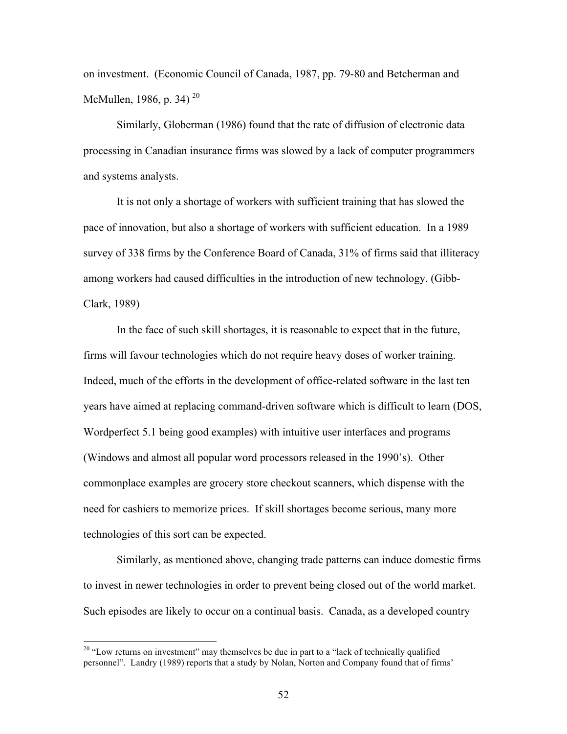on investment. (Economic Council of Canada, 1987, pp. 79-80 and Betcherman and McMullen, 1986, p. 34) [20]

Similarly, Globerman (1986) found that the rate of diffusion of electronic data processing in Canadian insurance firms was slowed by a lack of computer programmers and systems analysts.

It is not only a shortage of workers with sufficient training that has slowed the pace of innovation, but also a shortage of workers with sufficient education. In a 1989 survey of 338 firms by the Conference Board of Canada, 31% of firms said that illiteracy among workers had caused difficulties in the introduction of new technology. (Gibb-Clark, 1989)

In the face of such skill shortages, it is reasonable to expect that in the future, firms will favour technologies which do not require heavy doses of worker training. Indeed, much of the efforts in the development of office-related software in the last ten years have aimed at replacing command-driven software which is difficult to learn (DOS, Wordperfect 5.1 being good examples) with intuitive user interfaces and programs (Windows and almost all popular word processors released in the 1990's). Other commonplace examples are grocery store checkout scanners, which dispense with the need for cashiers to memorize prices. If skill shortages become serious, many more technologies of this sort can be expected.

Similarly, as mentioned above, changing trade patterns can induce domestic firms to invest in newer technologies in order to prevent being closed out of the world market. Such episodes are likely to occur on a continual basis. Canada, as a developed country

---

[20] "Low returns on investment" may themselves be due in part to a "lack of technically qualified personnel". Landry (1989) reports that a study by Nolan, Norton and Company found that of firms'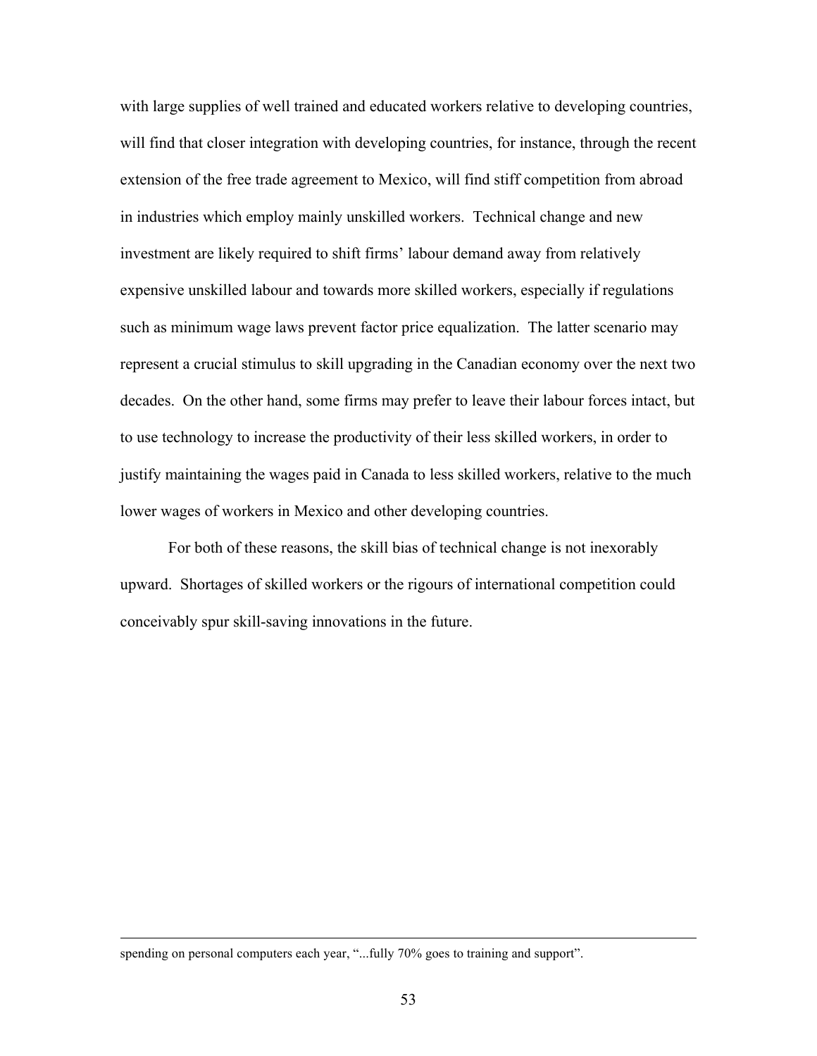with large supplies of well trained and educated workers relative to developing countries, will find that closer integration with developing countries, for instance, through the recent extension of the free trade agreement to Mexico, will find stiff competition from abroad in industries which employ mainly unskilled workers. Technical change and new investment are likely required to shift firms' labour demand away from relatively expensive unskilled labour and towards more skilled workers, especially if regulations such as minimum wage laws prevent factor price equalization. The latter scenario may represent a crucial stimulus to skill upgrading in the Canadian economy over the next two decades. On the other hand, some firms may prefer to leave their labour forces intact, but to use technology to increase the productivity of their less skilled workers, in order to justify maintaining the wages paid in Canada to less skilled workers, relative to the much lower wages of workers in Mexico and other developing countries.

For both of these reasons, the skill bias of technical change is not inexorably upward. Shortages of skilled workers or the rigours of international competition could conceivably spur skill-saving innovations in the future.

---

spending on personal computers each year, "...fully 70% goes to training and support".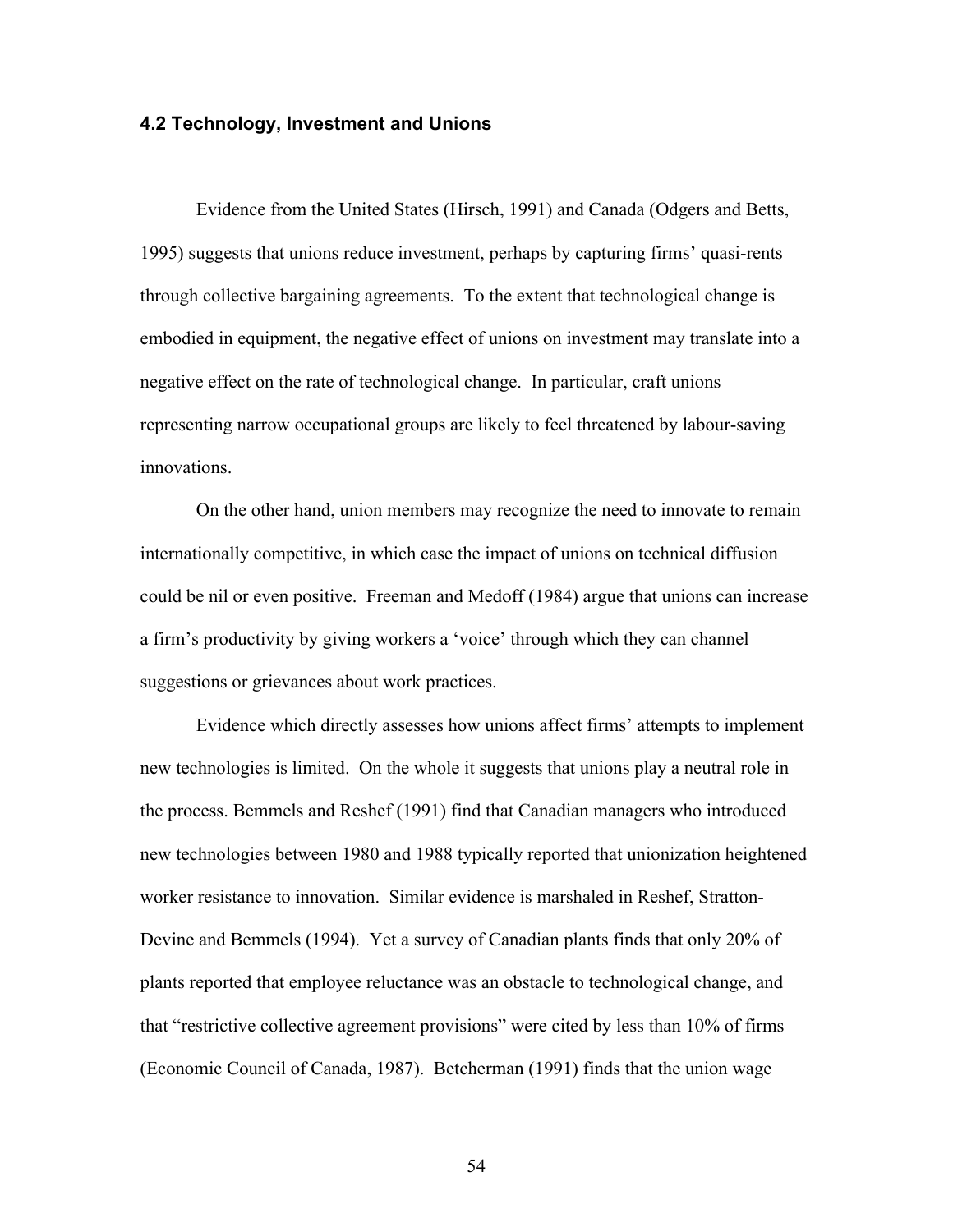### 4.2 Technology, Investment and Unions

Evidence from the United States (Hirsch, 1991) and Canada (Odgers and Betts, 1995) suggests that unions reduce investment, perhaps by capturing firms' quasi-rents through collective bargaining agreements. To the extent that technological change is embodied in equipment, the negative effect of unions on investment may translate into a negative effect on the rate of technological change. In particular, craft unions representing narrow occupational groups are likely to feel threatened by labour-saving innovations.

On the other hand, union members may recognize the need to innovate to remain internationally competitive, in which case the impact of unions on technical diffusion could be nil or even positive. Freeman and Medoff (1984) argue that unions can increase a firm's productivity by giving workers a 'voice' through which they can channel suggestions or grievances about work practices.

Evidence which directly assesses how unions affect firms' attempts to implement new technologies is limited. On the whole it suggests that unions play a neutral role in the process. Bemmels and Reshef (1991) find that Canadian managers who introduced new technologies between 1980 and 1988 typically reported that unionization heightened worker resistance to innovation. Similar evidence is marshaled in Reshef, Stratton-Devine and Bemmels (1994). Yet a survey of Canadian plants finds that only 20% of plants reported that employee reluctance was an obstacle to technological change, and that "restrictive collective agreement provisions" were cited by less than 10% of firms (Economic Council of Canada, 1987). Betcherman (1991) finds that the union wage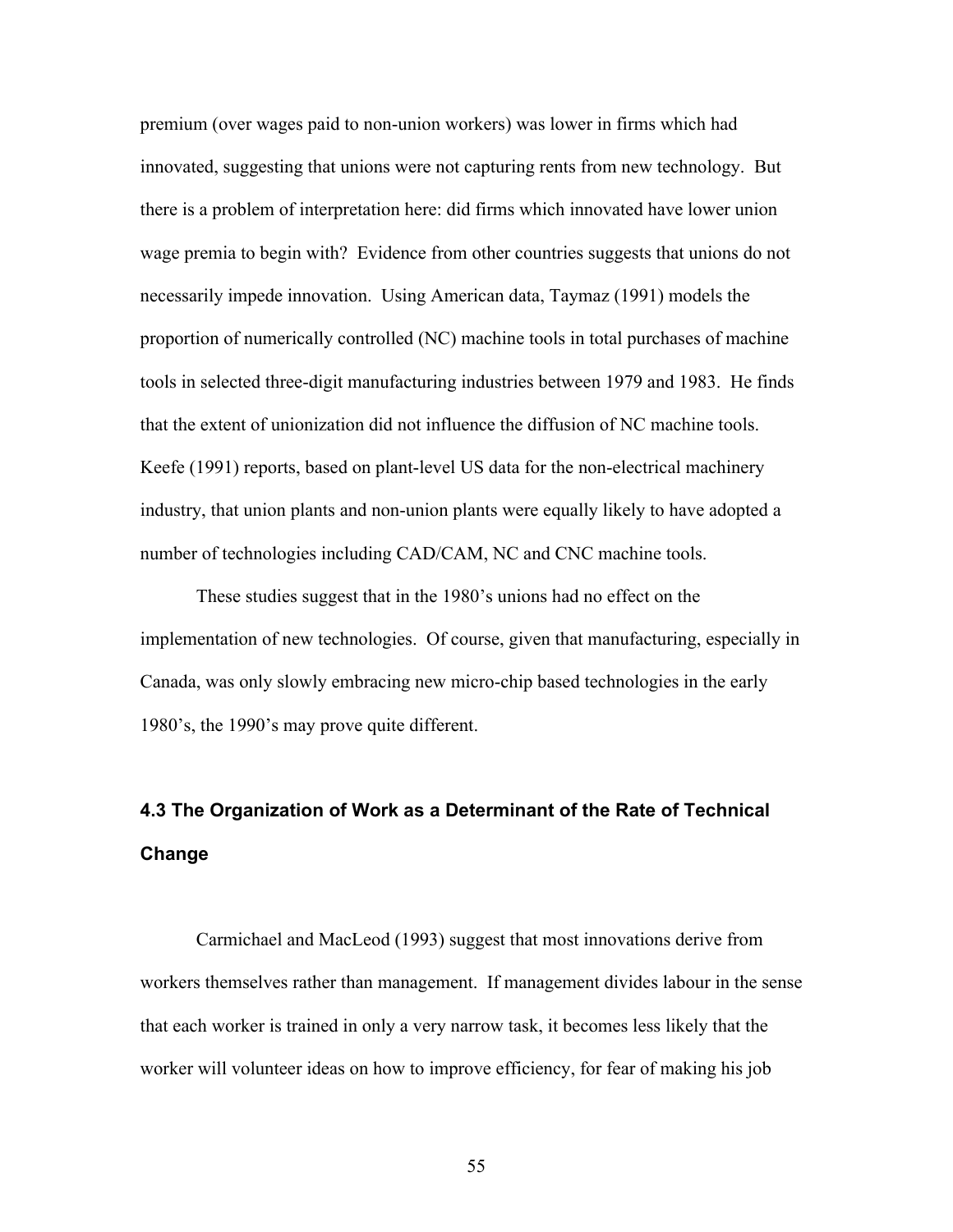premium (over wages paid to non-union workers) was lower in firms which had innovated, suggesting that unions were not capturing rents from new technology. But there is a problem of interpretation here: did firms which innovated have lower union wage premia to begin with? Evidence from other countries suggests that unions do not necessarily impede innovation. Using American data, Taymaz (1991) models the proportion of numerically controlled (NC) machine tools in total purchases of machine tools in selected three-digit manufacturing industries between 1979 and 1983. He finds that the extent of unionization did not influence the diffusion of NC machine tools. Keefe (1991) reports, based on plant-level US data for the non-electrical machinery industry, that union plants and non-union plants were equally likely to have adopted a number of technologies including CAD/CAM, NC and CNC machine tools.

These studies suggest that in the 1980's unions had no effect on the implementation of new technologies. Of course, given that manufacturing, especially in Canada, was only slowly embracing new micro-chip based technologies in the early 1980's, the 1990's may prove quite different.

### 4.3 The Organization of Work as a Determinant of the Rate of Technical Change

Carmichael and MacLeod (1993) suggest that most innovations derive from workers themselves rather than management. If management divides labour in the sense that each worker is trained in only a very narrow task, it becomes less likely that the worker will volunteer ideas on how to improve efficiency, for fear of making his job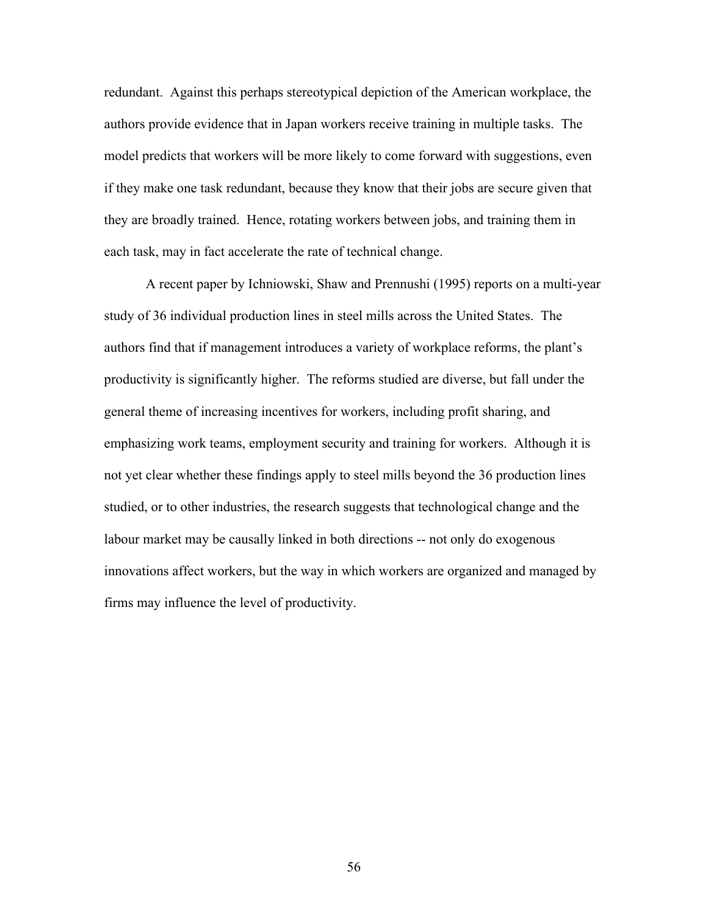redundant. Against this perhaps stereotypical depiction of the American workplace, the authors provide evidence that in Japan workers receive training in multiple tasks. The model predicts that workers will be more likely to come forward with suggestions, even if they make one task redundant, because they know that their jobs are secure given that they are broadly trained. Hence, rotating workers between jobs, and training them in each task, may in fact accelerate the rate of technical change.

A recent paper by Ichniowski, Shaw and Prennushi (1995) reports on a multi-year study of 36 individual production lines in steel mills across the United States. The authors find that if management introduces a variety of workplace reforms, the plant's productivity is significantly higher. The reforms studied are diverse, but fall under the general theme of increasing incentives for workers, including profit sharing, and emphasizing work teams, employment security and training for workers. Although it is not yet clear whether these findings apply to steel mills beyond the 36 production lines studied, or to other industries, the research suggests that technological change and the labour market may be causally linked in both directions -- not only do exogenous innovations affect workers, but the way in which workers are organized and managed by firms may influence the level of productivity.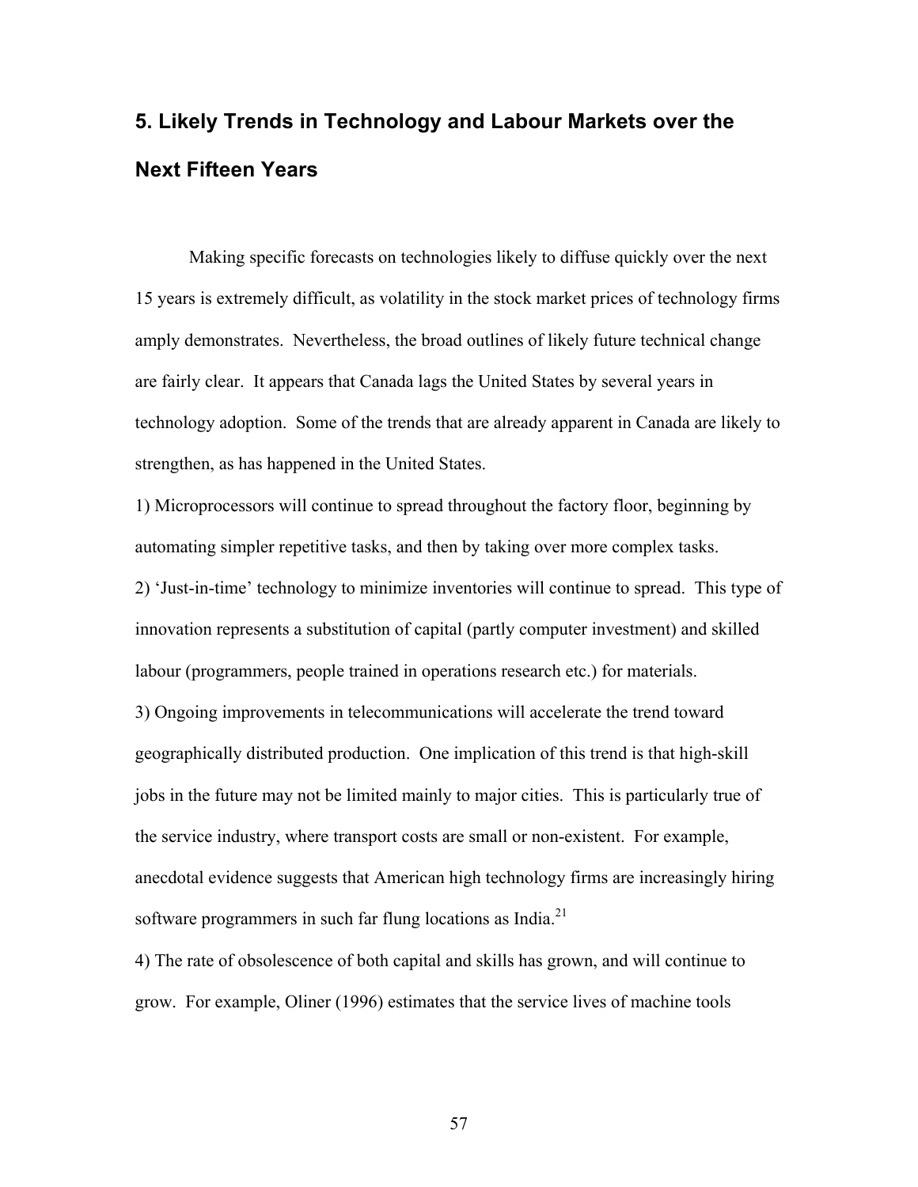## 5. Likely Trends in Technology and Labour Markets over the Next Fifteen Years

Making specific forecasts on technologies likely to diffuse quickly over the next 15 years is extremely difficult, as volatility in the stock market prices of technology firms amply demonstrates. Nevertheless, the broad outlines of likely future technical change are fairly clear. It appears that Canada lags the United States by several years in technology adoption. Some of the trends that are already apparent in Canada are likely to strengthen, as has happened in the United States.

1) Microprocessors will continue to spread throughout the factory floor, beginning by automating simpler repetitive tasks, and then by taking over more complex tasks.

2) 'Just-in-time' technology to minimize inventories will continue to spread. This type of innovation represents a substitution of capital (partly computer investment) and skilled labour (programmers, people trained in operations research etc.) for materials.

3) Ongoing improvements in telecommunications will accelerate the trend toward geographically distributed production. One implication of this trend is that high-skill jobs in the future may not be limited mainly to major cities. This is particularly true of the service industry, where transport costs are small or non-existent. For example, anecdotal evidence suggests that American high technology firms are increasingly hiring software programmers in such far flung locations as India.[21]

4) The rate of obsolescence of both capital and skills has grown, and will continue to grow. For example, Oliner (1996) estimates that the service lives of machine tools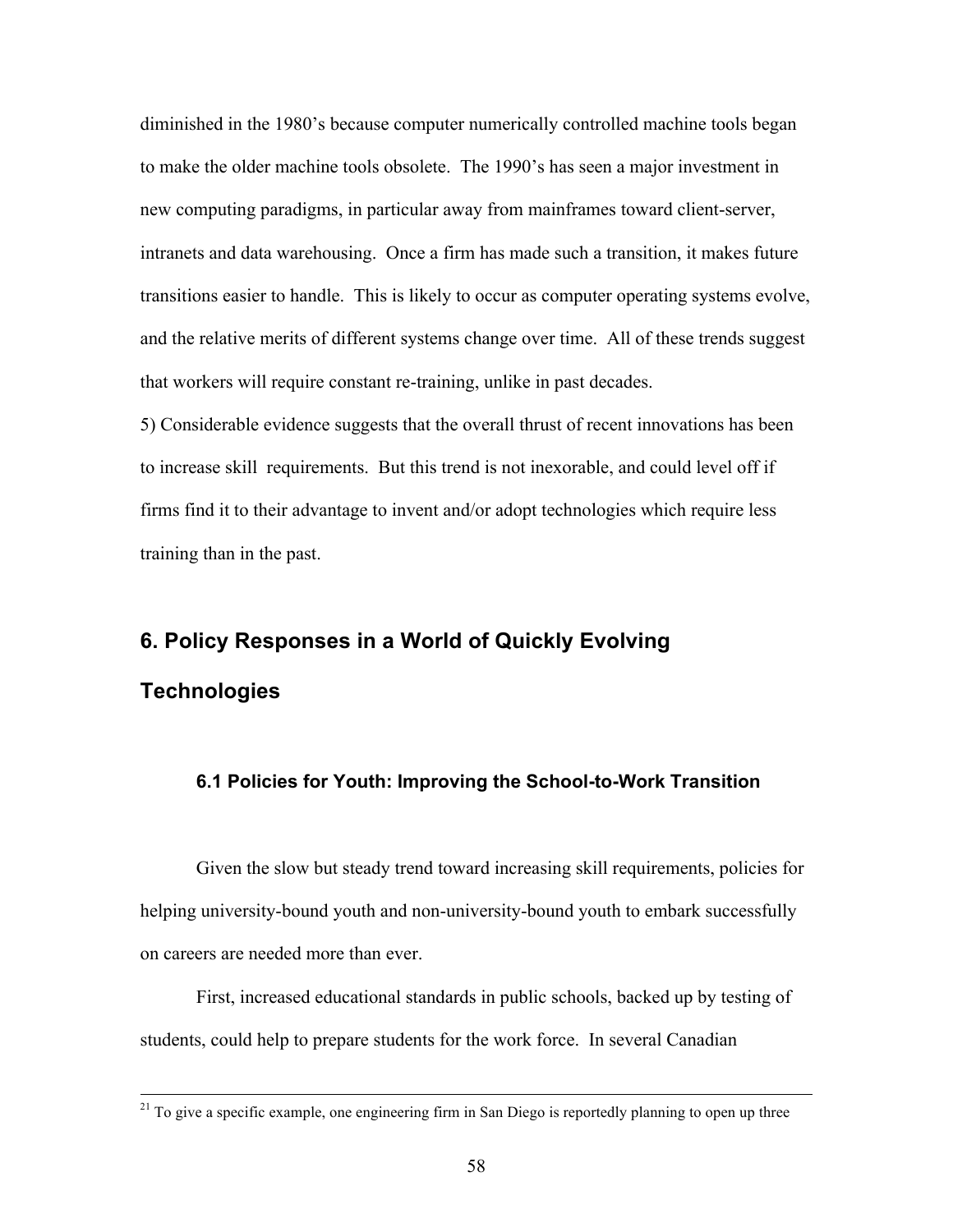diminished in the 1980's because computer numerically controlled machine tools began to make the older machine tools obsolete. The 1990's has seen a major investment in new computing paradigms, in particular away from mainframes toward client-server, intranets and data warehousing. Once a firm has made such a transition, it makes future transitions easier to handle. This is likely to occur as computer operating systems evolve, and the relative merits of different systems change over time. All of these trends suggest that workers will require constant re-training, unlike in past decades.

5) Considerable evidence suggests that the overall thrust of recent innovations has been to increase skill requirements. But this trend is not inexorable, and could level off if firms find it to their advantage to invent and/or adopt technologies which require less training than in the past.

## 6. Policy Responses in a World of Quickly Evolving Technologies

### 6.1 Policies for Youth: Improving the School-to-Work Transition

Given the slow but steady trend toward increasing skill requirements, policies for helping university-bound youth and non-university-bound youth to embark successfully on careers are needed more than ever.

First, increased educational standards in public schools, backed up by testing of students, could help to prepare students for the work force. In several Canadian

[21] To give a specific example, one engineering firm in San Diego is reportedly planning to open up three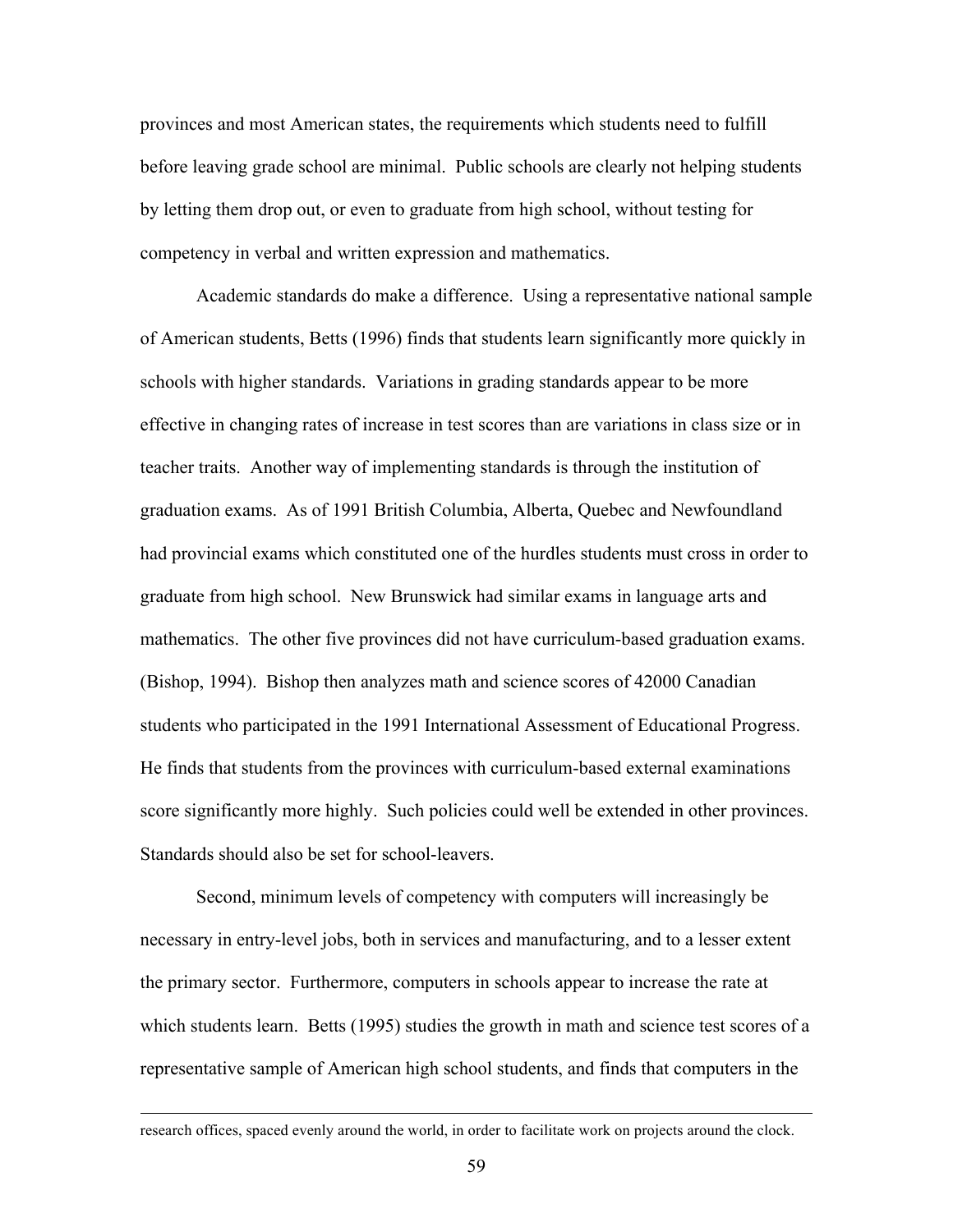provinces and most American states, the requirements which students need to fulfill before leaving grade school are minimal. Public schools are clearly not helping students by letting them drop out, or even to graduate from high school, without testing for competency in verbal and written expression and mathematics.

Academic standards do make a difference. Using a representative national sample of American students, Betts (1996) finds that students learn significantly more quickly in schools with higher standards. Variations in grading standards appear to be more effective in changing rates of increase in test scores than are variations in class size or in teacher traits. Another way of implementing standards is through the institution of graduation exams. As of 1991 British Columbia, Alberta, Quebec and Newfoundland had provincial exams which constituted one of the hurdles students must cross in order to graduate from high school. New Brunswick had similar exams in language arts and mathematics. The other five provinces did not have curriculum-based graduation exams. (Bishop, 1994). Bishop then analyzes math and science scores of 42000 Canadian students who participated in the 1991 International Assessment of Educational Progress. He finds that students from the provinces with curriculum-based external examinations score significantly more highly. Such policies could well be extended in other provinces. Standards should also be set for school-leavers.

Second, minimum levels of competency with computers will increasingly be necessary in entry-level jobs, both in services and manufacturing, and to a lesser extent the primary sector. Furthermore, computers in schools appear to increase the rate at which students learn. Betts (1995) studies the growth in math and science test scores of a representative sample of American high school students, and finds that computers in the

---

research offices, spaced evenly around the world, in order to facilitate work on projects around the clock.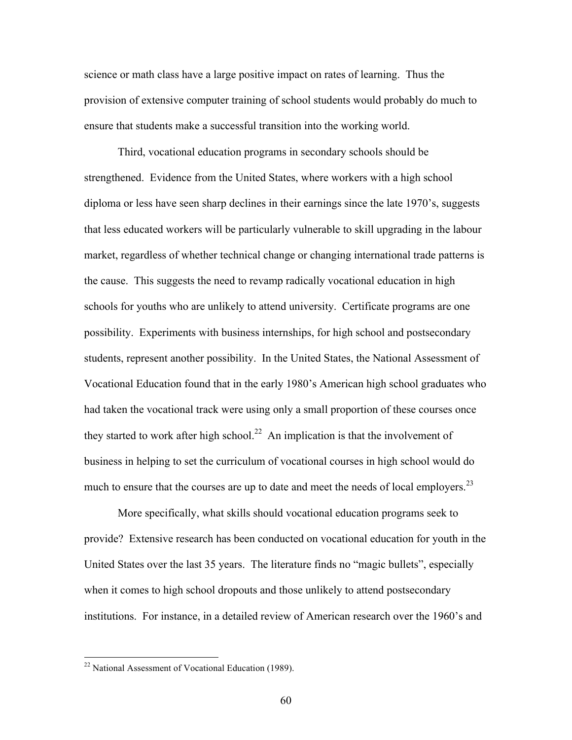science or math class have a large positive impact on rates of learning. Thus the provision of extensive computer training of school students would probably do much to ensure that students make a successful transition into the working world.

Third, vocational education programs in secondary schools should be strengthened. Evidence from the United States, where workers with a high school diploma or less have seen sharp declines in their earnings since the late 1970's, suggests that less educated workers will be particularly vulnerable to skill upgrading in the labour market, regardless of whether technical change or changing international trade patterns is the cause. This suggests the need to revamp radically vocational education in high schools for youths who are unlikely to attend university. Certificate programs are one possibility. Experiments with business internships, for high school and postsecondary students, represent another possibility. In the United States, the National Assessment of Vocational Education found that in the early 1980's American high school graduates who had taken the vocational track were using only a small proportion of these courses once they started to work after high school.[22] An implication is that the involvement of business in helping to set the curriculum of vocational courses in high school would do much to ensure that the courses are up to date and meet the needs of local employers.[23]

More specifically, what skills should vocational education programs seek to provide? Extensive research has been conducted on vocational education for youth in the United States over the last 35 years. The literature finds no "magic bullets", especially when it comes to high school dropouts and those unlikely to attend postsecondary institutions. For instance, in a detailed review of American research over the 1960's and

[22] National Assessment of Vocational Education (1989).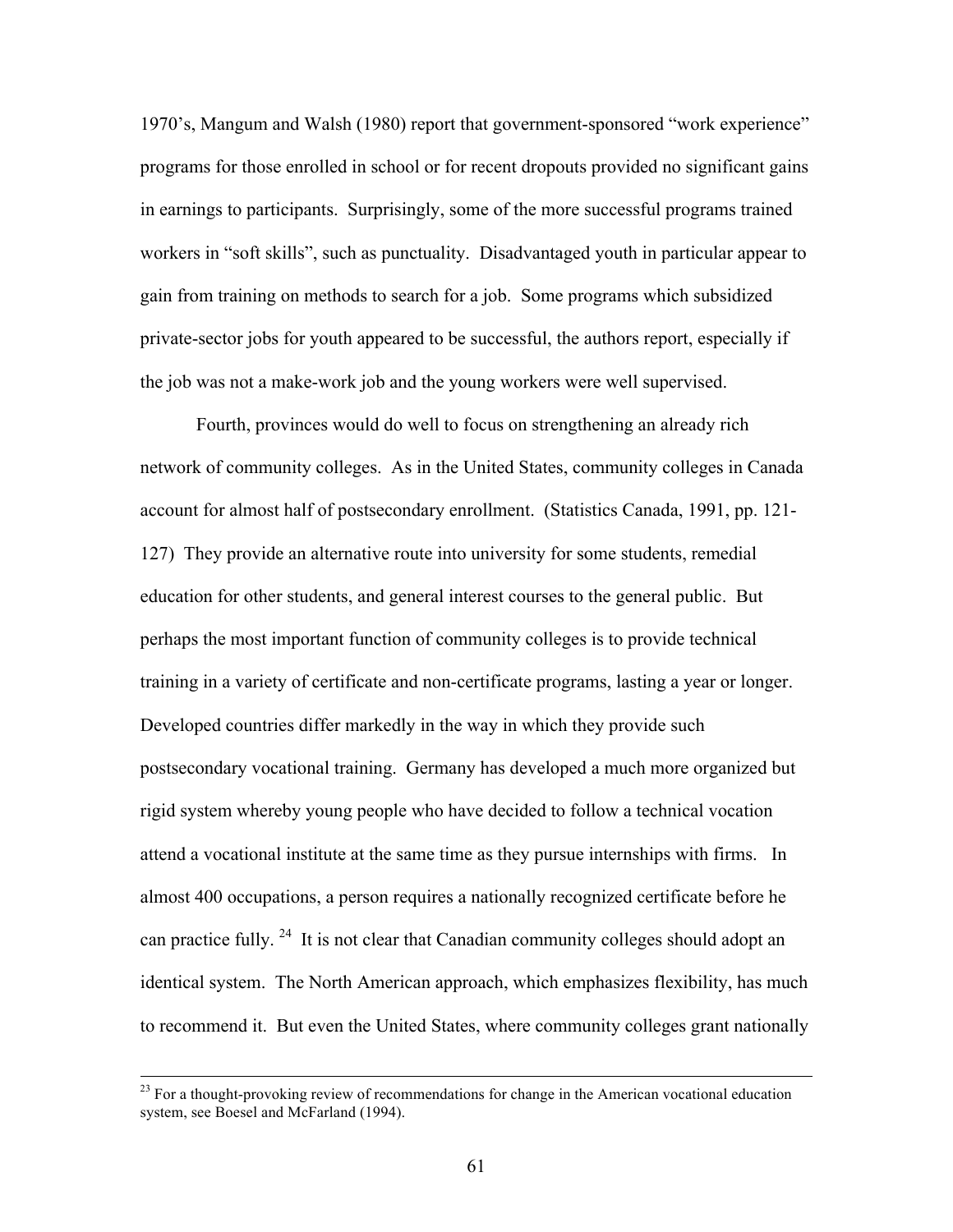1970's, Mangum and Walsh (1980) report that government-sponsored "work experience" programs for those enrolled in school or for recent dropouts provided no significant gains in earnings to participants. Surprisingly, some of the more successful programs trained workers in "soft skills", such as punctuality. Disadvantaged youth in particular appear to gain from training on methods to search for a job. Some programs which subsidized private-sector jobs for youth appeared to be successful, the authors report, especially if the job was not a make-work job and the young workers were well supervised.

Fourth, provinces would do well to focus on strengthening an already rich network of community colleges. As in the United States, community colleges in Canada account for almost half of postsecondary enrollment. (Statistics Canada, 1991, pp. 121-127) They provide an alternative route into university for some students, remedial education for other students, and general interest courses to the general public. But perhaps the most important function of community colleges is to provide technical training in a variety of certificate and non-certificate programs, lasting a year or longer. Developed countries differ markedly in the way in which they provide such postsecondary vocational training. Germany has developed a much more organized but rigid system whereby young people who have decided to follow a technical vocation attend a vocational institute at the same time as they pursue internships with firms. In almost 400 occupations, a person requires a nationally recognized certificate before he can practice fully. [24] It is not clear that Canadian community colleges should adopt an identical system. The North American approach, which emphasizes flexibility, has much to recommend it. But even the United States, where community colleges grant nationally

[23] For a thought-provoking review of recommendations for change in the American vocational education system, see Boesel and McFarland (1994).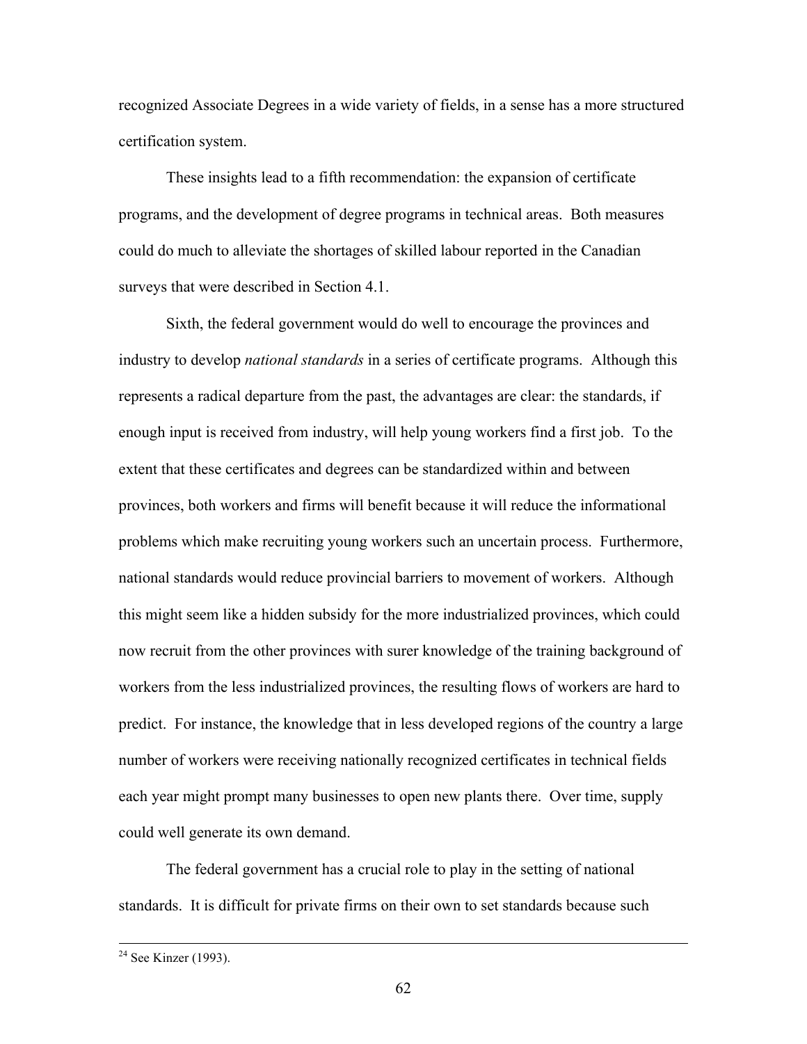recognized Associate Degrees in a wide variety of fields, in a sense has a more structured certification system.

These insights lead to a fifth recommendation: the expansion of certificate programs, and the development of degree programs in technical areas. Both measures could do much to alleviate the shortages of skilled labour reported in the Canadian surveys that were described in Section 4.1.

Sixth, the federal government would do well to encourage the provinces and industry to develop *national standards* in a series of certificate programs. Although this represents a radical departure from the past, the advantages are clear: the standards, if enough input is received from industry, will help young workers find a first job. To the extent that these certificates and degrees can be standardized within and between provinces, both workers and firms will benefit because it will reduce the informational problems which make recruiting young workers such an uncertain process. Furthermore, national standards would reduce provincial barriers to movement of workers. Although this might seem like a hidden subsidy for the more industrialized provinces, which could now recruit from the other provinces with surer knowledge of the training background of workers from the less industrialized provinces, the resulting flows of workers are hard to predict. For instance, the knowledge that in less developed regions of the country a large number of workers were receiving nationally recognized certificates in technical fields each year might prompt many businesses to open new plants there. Over time, supply could well generate its own demand.

The federal government has a crucial role to play in the setting of national standards. It is difficult for private firms on their own to set standards because such

---

[24] See Kinzer (1993).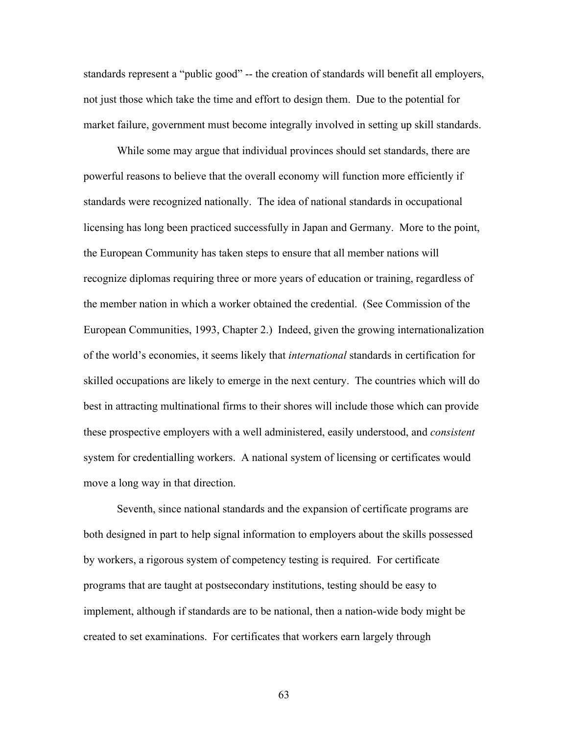standards represent a "public good" -- the creation of standards will benefit all employers, not just those which take the time and effort to design them. Due to the potential for market failure, government must become integrally involved in setting up skill standards.

While some may argue that individual provinces should set standards, there are powerful reasons to believe that the overall economy will function more efficiently if standards were recognized nationally. The idea of national standards in occupational licensing has long been practiced successfully in Japan and Germany. More to the point, the European Community has taken steps to ensure that all member nations will recognize diplomas requiring three or more years of education or training, regardless of the member nation in which a worker obtained the credential. (See Commission of the European Communities, 1993, Chapter 2.) Indeed, given the growing internationalization of the world's economies, it seems likely that *international* standards in certification for skilled occupations are likely to emerge in the next century. The countries which will do best in attracting multinational firms to their shores will include those which can provide these prospective employers with a well administered, easily understood, and *consistent* system for credentialling workers. A national system of licensing or certificates would move a long way in that direction.

Seventh, since national standards and the expansion of certificate programs are both designed in part to help signal information to employers about the skills possessed by workers, a rigorous system of competency testing is required. For certificate programs that are taught at postsecondary institutions, testing should be easy to implement, although if standards are to be national, then a nation-wide body might be created to set examinations. For certificates that workers earn largely through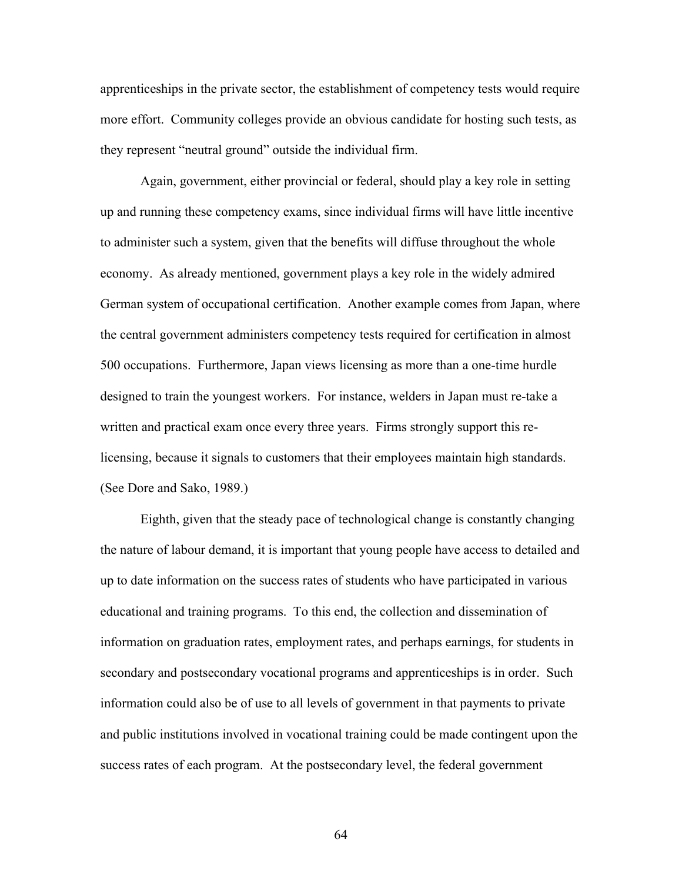apprenticeships in the private sector, the establishment of competency tests would require more effort. Community colleges provide an obvious candidate for hosting such tests, as they represent "neutral ground" outside the individual firm.

Again, government, either provincial or federal, should play a key role in setting up and running these competency exams, since individual firms will have little incentive to administer such a system, given that the benefits will diffuse throughout the whole economy. As already mentioned, government plays a key role in the widely admired German system of occupational certification. Another example comes from Japan, where the central government administers competency tests required for certification in almost 500 occupations. Furthermore, Japan views licensing as more than a one-time hurdle designed to train the youngest workers. For instance, welders in Japan must re-take a written and practical exam once every three years. Firms strongly support this re-licensing, because it signals to customers that their employees maintain high standards. (See Dore and Sako, 1989.)

Eighth, given that the steady pace of technological change is constantly changing the nature of labour demand, it is important that young people have access to detailed and up to date information on the success rates of students who have participated in various educational and training programs. To this end, the collection and dissemination of information on graduation rates, employment rates, and perhaps earnings, for students in secondary and postsecondary vocational programs and apprenticeships is in order. Such information could also be of use to all levels of government in that payments to private and public institutions involved in vocational training could be made contingent upon the success rates of each program. At the postsecondary level, the federal government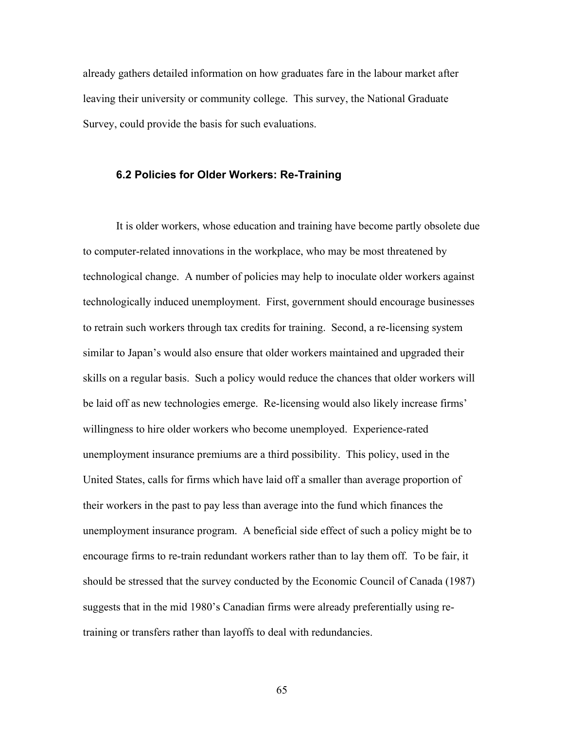already gathers detailed information on how graduates fare in the labour market after leaving their university or community college. This survey, the National Graduate Survey, could provide the basis for such evaluations.

### 6.2 Policies for Older Workers: Re-Training

It is older workers, whose education and training have become partly obsolete due to computer-related innovations in the workplace, who may be most threatened by technological change. A number of policies may help to inoculate older workers against technologically induced unemployment. First, government should encourage businesses to retrain such workers through tax credits for training. Second, a re-licensing system similar to Japan's would also ensure that older workers maintained and upgraded their skills on a regular basis. Such a policy would reduce the chances that older workers will be laid off as new technologies emerge. Re-licensing would also likely increase firms' willingness to hire older workers who become unemployed. Experience-rated unemployment insurance premiums are a third possibility. This policy, used in the United States, calls for firms which have laid off a smaller than average proportion of their workers in the past to pay less than average into the fund which finances the unemployment insurance program. A beneficial side effect of such a policy might be to encourage firms to re-train redundant workers rather than to lay them off. To be fair, it should be stressed that the survey conducted by the Economic Council of Canada (1987) suggests that in the mid 1980's Canadian firms were already preferentially using re-training or transfers rather than layoffs to deal with redundancies.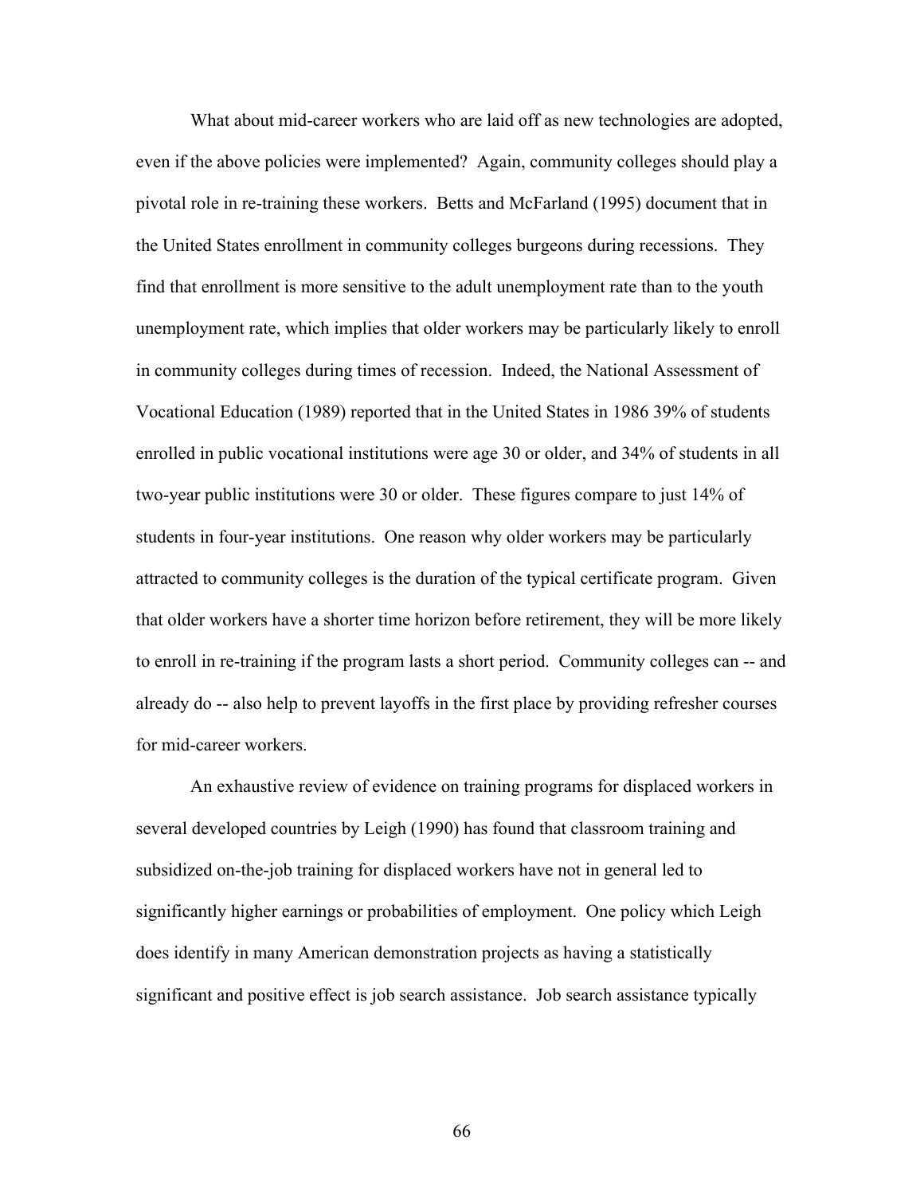What about mid-career workers who are laid off as new technologies are adopted, even if the above policies were implemented? Again, community colleges should play a pivotal role in re-training these workers. Betts and McFarland (1995) document that in the United States enrollment in community colleges burgeons during recessions. They find that enrollment is more sensitive to the adult unemployment rate than to the youth unemployment rate, which implies that older workers may be particularly likely to enroll in community colleges during times of recession. Indeed, the National Assessment of Vocational Education (1989) reported that in the United States in 1986 39% of students enrolled in public vocational institutions were age 30 or older, and 34% of students in all two-year public institutions were 30 or older. These figures compare to just 14% of students in four-year institutions. One reason why older workers may be particularly attracted to community colleges is the duration of the typical certificate program. Given that older workers have a shorter time horizon before retirement, they will be more likely to enroll in re-training if the program lasts a short period. Community colleges can -- and already do -- also help to prevent layoffs in the first place by providing refresher courses for mid-career workers.

An exhaustive review of evidence on training programs for displaced workers in several developed countries by Leigh (1990) has found that classroom training and subsidized on-the-job training for displaced workers have not in general led to significantly higher earnings or probabilities of employment. One policy which Leigh does identify in many American demonstration projects as having a statistically significant and positive effect is job search assistance. Job search assistance typically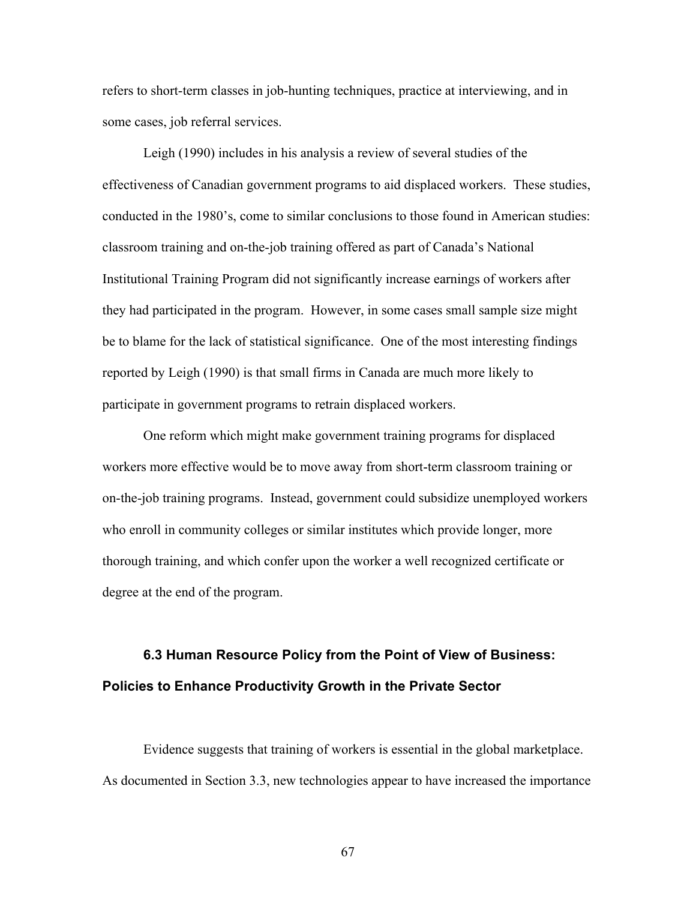refers to short-term classes in job-hunting techniques, practice at interviewing, and in some cases, job referral services.

Leigh (1990) includes in his analysis a review of several studies of the effectiveness of Canadian government programs to aid displaced workers. These studies, conducted in the 1980's, come to similar conclusions to those found in American studies: classroom training and on-the-job training offered as part of Canada's National Institutional Training Program did not significantly increase earnings of workers after they had participated in the program. However, in some cases small sample size might be to blame for the lack of statistical significance. One of the most interesting findings reported by Leigh (1990) is that small firms in Canada are much more likely to participate in government programs to retrain displaced workers.

One reform which might make government training programs for displaced workers more effective would be to move away from short-term classroom training or on-the-job training programs. Instead, government could subsidize unemployed workers who enroll in community colleges or similar institutes which provide longer, more thorough training, and which confer upon the worker a well recognized certificate or degree at the end of the program.

### 6.3 Human Resource Policy from the Point of View of Business: Policies to Enhance Productivity Growth in the Private Sector

Evidence suggests that training of workers is essential in the global marketplace. As documented in Section 3.3, new technologies appear to have increased the importance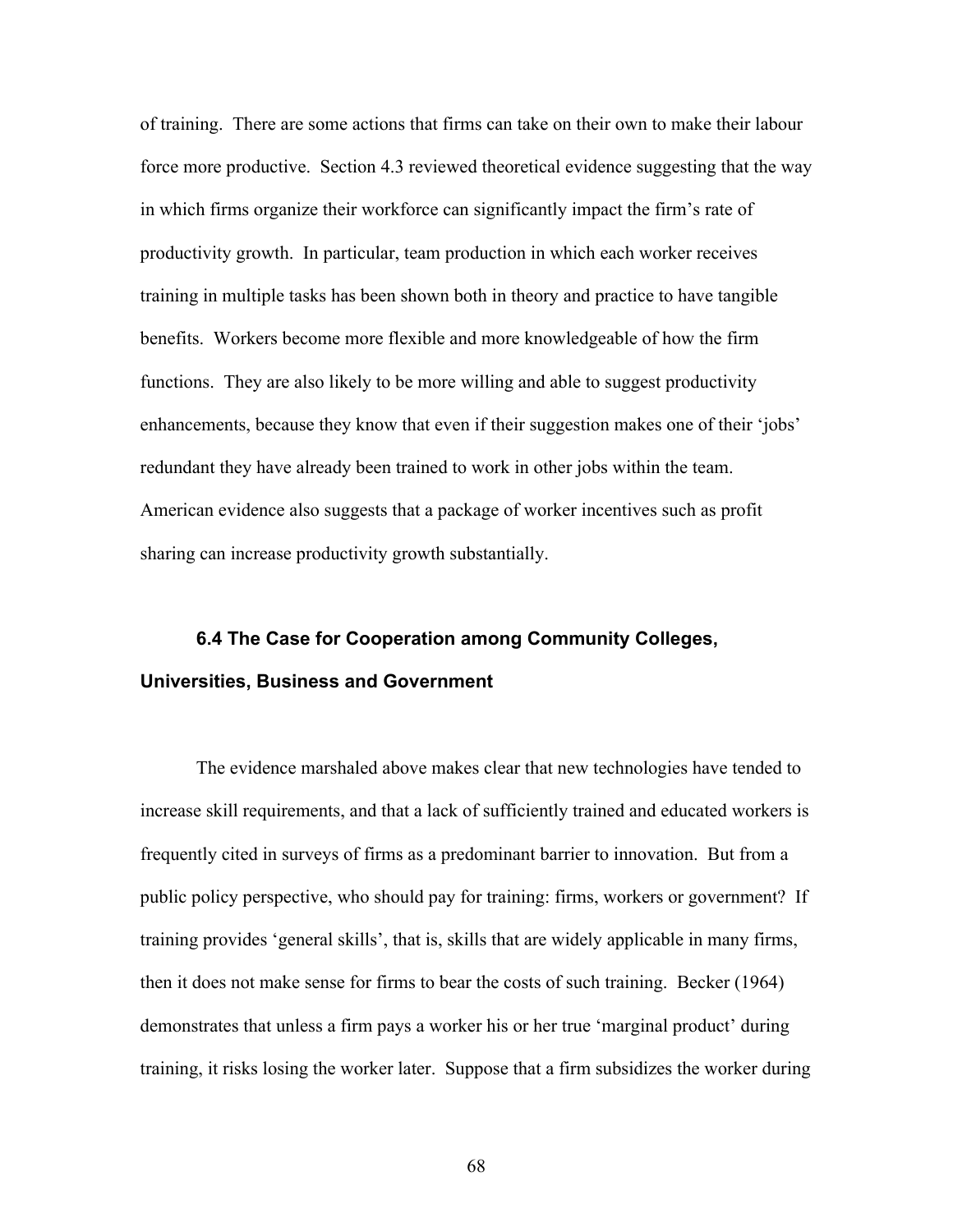of training. There are some actions that firms can take on their own to make their labour force more productive. Section 4.3 reviewed theoretical evidence suggesting that the way in which firms organize their workforce can significantly impact the firm's rate of productivity growth. In particular, team production in which each worker receives training in multiple tasks has been shown both in theory and practice to have tangible benefits. Workers become more flexible and more knowledgeable of how the firm functions. They are also likely to be more willing and able to suggest productivity enhancements, because they know that even if their suggestion makes one of their 'jobs' redundant they have already been trained to work in other jobs within the team. American evidence also suggests that a package of worker incentives such as profit sharing can increase productivity growth substantially.

### 6.4 The Case for Cooperation among Community Colleges, Universities, Business and Government

The evidence marshaled above makes clear that new technologies have tended to increase skill requirements, and that a lack of sufficiently trained and educated workers is frequently cited in surveys of firms as a predominant barrier to innovation. But from a public policy perspective, who should pay for training: firms, workers or government? If training provides 'general skills', that is, skills that are widely applicable in many firms, then it does not make sense for firms to bear the costs of such training. Becker (1964) demonstrates that unless a firm pays a worker his or her true 'marginal product' during training, it risks losing the worker later. Suppose that a firm subsidizes the worker during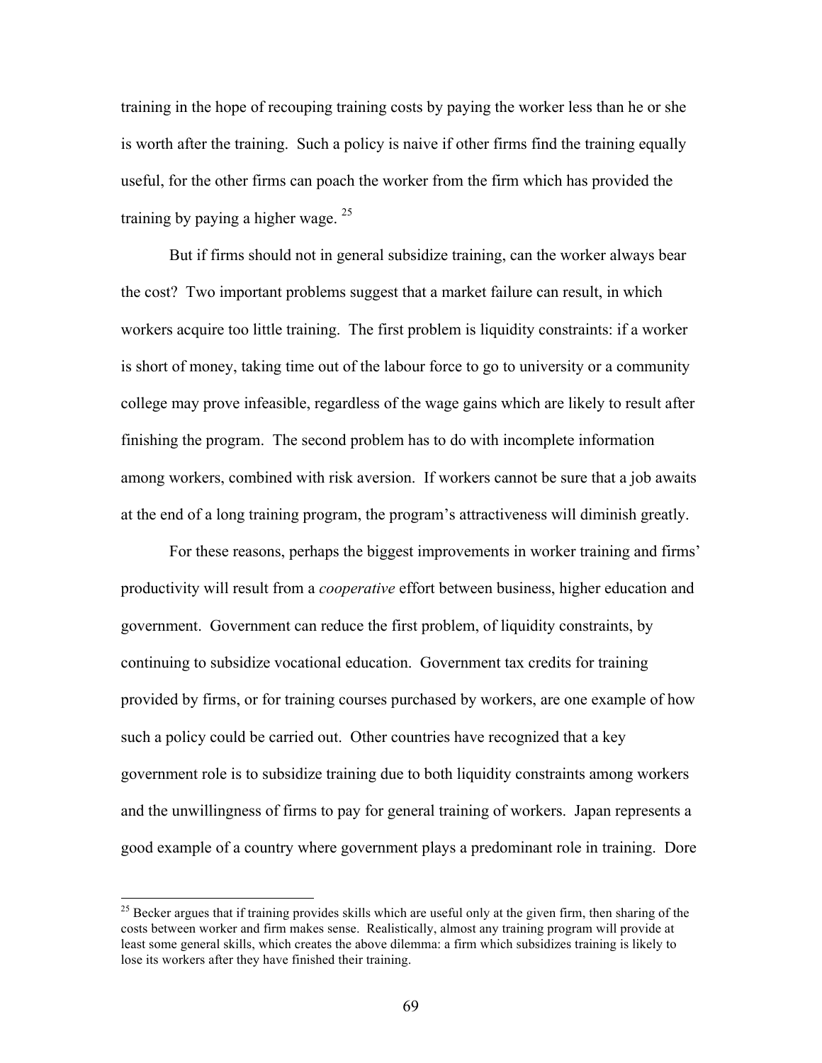training in the hope of recouping training costs by paying the worker less than he or she is worth after the training. Such a policy is naive if other firms find the training equally useful, for the other firms can poach the worker from the firm which has provided the training by paying a higher wage. [25]

But if firms should not in general subsidize training, can the worker always bear the cost? Two important problems suggest that a market failure can result, in which workers acquire too little training. The first problem is liquidity constraints: if a worker is short of money, taking time out of the labour force to go to university or a community college may prove infeasible, regardless of the wage gains which are likely to result after finishing the program. The second problem has to do with incomplete information among workers, combined with risk aversion. If workers cannot be sure that a job awaits at the end of a long training program, the program's attractiveness will diminish greatly.

For these reasons, perhaps the biggest improvements in worker training and firms' productivity will result from a *cooperative* effort between business, higher education and government. Government can reduce the first problem, of liquidity constraints, by continuing to subsidize vocational education. Government tax credits for training provided by firms, or for training courses purchased by workers, are one example of how such a policy could be carried out. Other countries have recognized that a key government role is to subsidize training due to both liquidity constraints among workers and the unwillingness of firms to pay for general training of workers. Japan represents a good example of a country where government plays a predominant role in training. Dore

[25] Becker argues that if training provides skills which are useful only at the given firm, then sharing of the costs between worker and firm makes sense. Realistically, almost any training program will provide at least some general skills, which creates the above dilemma: a firm which subsidizes training is likely to lose its workers after they have finished their training.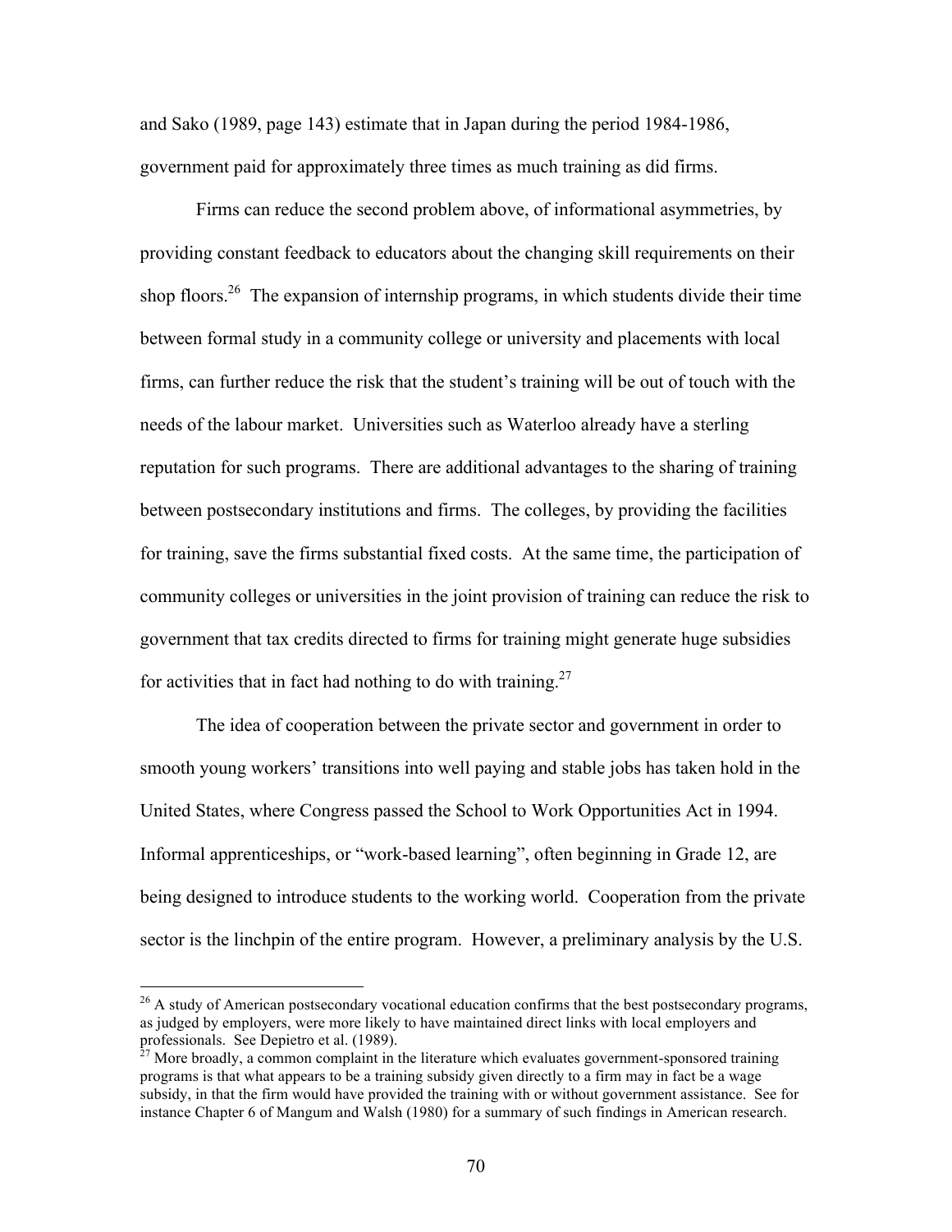and Sako (1989, page 143) estimate that in Japan during the period 1984-1986, government paid for approximately three times as much training as did firms.

Firms can reduce the second problem above, of informational asymmetries, by providing constant feedback to educators about the changing skill requirements on their shop floors.[26] The expansion of internship programs, in which students divide their time between formal study in a community college or university and placements with local firms, can further reduce the risk that the student's training will be out of touch with the needs of the labour market. Universities such as Waterloo already have a sterling reputation for such programs. There are additional advantages to the sharing of training between postsecondary institutions and firms. The colleges, by providing the facilities for training, save the firms substantial fixed costs. At the same time, the participation of community colleges or universities in the joint provision of training can reduce the risk to government that tax credits directed to firms for training might generate huge subsidies for activities that in fact had nothing to do with training.[27]

The idea of cooperation between the private sector and government in order to smooth young workers' transitions into well paying and stable jobs has taken hold in the United States, where Congress passed the School to Work Opportunities Act in 1994. Informal apprenticeships, or "work-based learning", often beginning in Grade 12, are being designed to introduce students to the working world. Cooperation from the private sector is the linchpin of the entire program. However, a preliminary analysis by the U.S.

---

[26] A study of American postsecondary vocational education confirms that the best postsecondary programs, as judged by employers, were more likely to have maintained direct links with local employers and professionals. See Depietro et al. (1989).

[27] More broadly, a common complaint in the literature which evaluates government-sponsored training programs is that what appears to be a training subsidy given directly to a firm may in fact be a wage subsidy, in that the firm would have provided the training with or without government assistance. See for instance Chapter 6 of Mangum and Walsh (1980) for a summary of such findings in American research.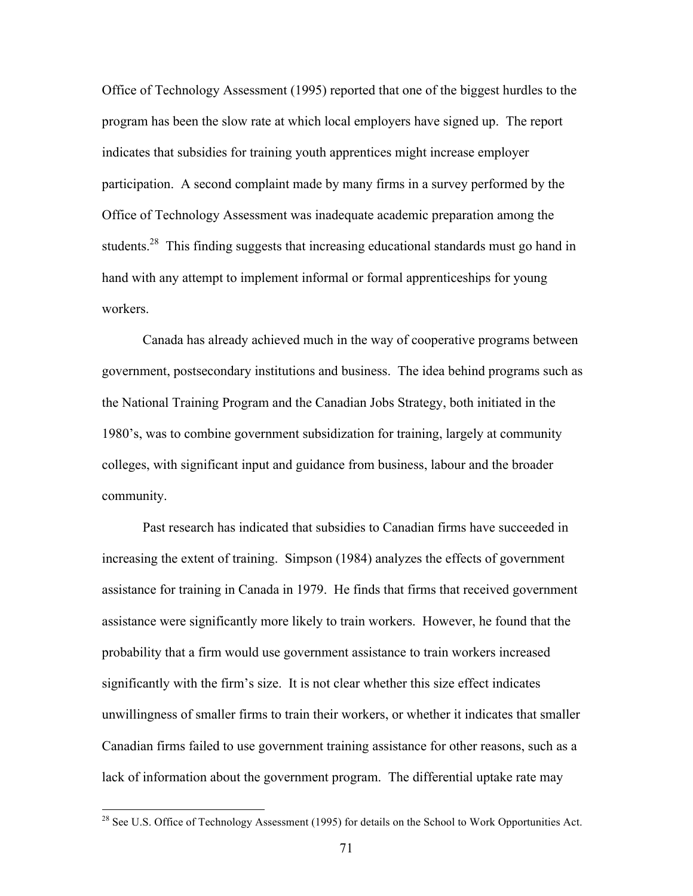Office of Technology Assessment (1995) reported that one of the biggest hurdles to the program has been the slow rate at which local employers have signed up. The report indicates that subsidies for training youth apprentices might increase employer participation. A second complaint made by many firms in a survey performed by the Office of Technology Assessment was inadequate academic preparation among the students.[28] This finding suggests that increasing educational standards must go hand in hand with any attempt to implement informal or formal apprenticeships for young workers.

Canada has already achieved much in the way of cooperative programs between government, postsecondary institutions and business. The idea behind programs such as the National Training Program and the Canadian Jobs Strategy, both initiated in the 1980's, was to combine government subsidization for training, largely at community colleges, with significant input and guidance from business, labour and the broader community.

Past research has indicated that subsidies to Canadian firms have succeeded in increasing the extent of training. Simpson (1984) analyzes the effects of government assistance for training in Canada in 1979. He finds that firms that received government assistance were significantly more likely to train workers. However, he found that the probability that a firm would use government assistance to train workers increased significantly with the firm's size. It is not clear whether this size effect indicates unwillingness of smaller firms to train their workers, or whether it indicates that smaller Canadian firms failed to use government training assistance for other reasons, such as a lack of information about the government program. The differential uptake rate may

[28] See U.S. Office of Technology Assessment (1995) for details on the School to Work Opportunities Act.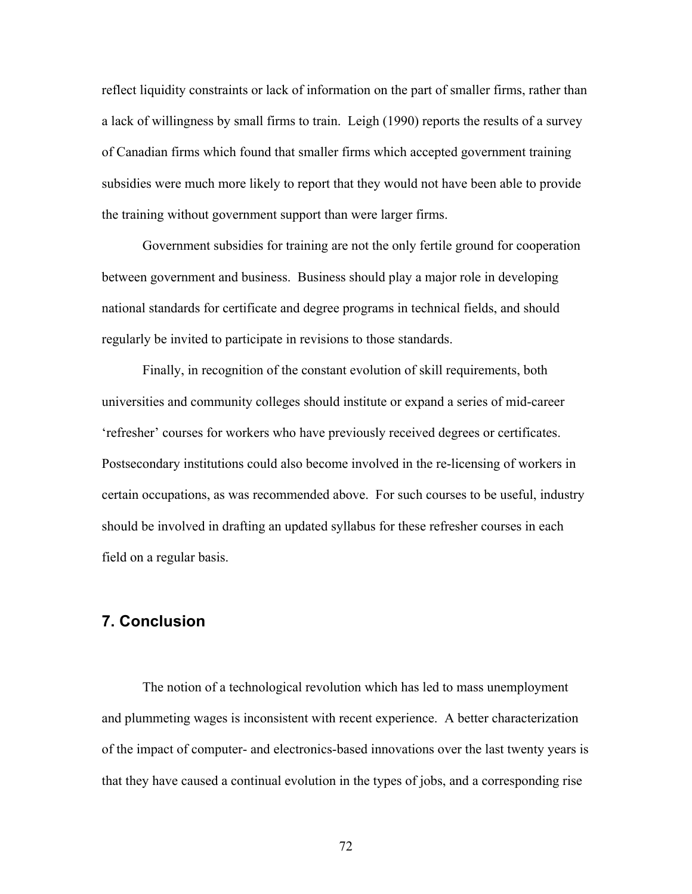reflect liquidity constraints or lack of information on the part of smaller firms, rather than a lack of willingness by small firms to train. Leigh (1990) reports the results of a survey of Canadian firms which found that smaller firms which accepted government training subsidies were much more likely to report that they would not have been able to provide the training without government support than were larger firms.

Government subsidies for training are not the only fertile ground for cooperation between government and business. Business should play a major role in developing national standards for certificate and degree programs in technical fields, and should regularly be invited to participate in revisions to those standards.

Finally, in recognition of the constant evolution of skill requirements, both universities and community colleges should institute or expand a series of mid-career 'refresher' courses for workers who have previously received degrees or certificates. Postsecondary institutions could also become involved in the re-licensing of workers in certain occupations, as was recommended above. For such courses to be useful, industry should be involved in drafting an updated syllabus for these refresher courses in each field on a regular basis.

## 7. Conclusion

The notion of a technological revolution which has led to mass unemployment and plummeting wages is inconsistent with recent experience. A better characterization of the impact of computer- and electronics-based innovations over the last twenty years is that they have caused a continual evolution in the types of jobs, and a corresponding rise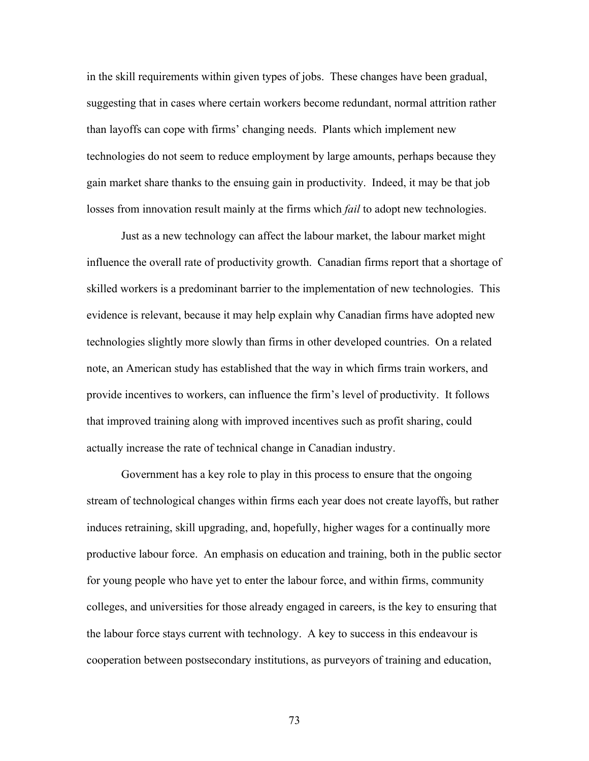in the skill requirements within given types of jobs. These changes have been gradual, suggesting that in cases where certain workers become redundant, normal attrition rather than layoffs can cope with firms' changing needs. Plants which implement new technologies do not seem to reduce employment by large amounts, perhaps because they gain market share thanks to the ensuing gain in productivity. Indeed, it may be that job losses from innovation result mainly at the firms which *fail* to adopt new technologies.

Just as a new technology can affect the labour market, the labour market might influence the overall rate of productivity growth. Canadian firms report that a shortage of skilled workers is a predominant barrier to the implementation of new technologies. This evidence is relevant, because it may help explain why Canadian firms have adopted new technologies slightly more slowly than firms in other developed countries. On a related note, an American study has established that the way in which firms train workers, and provide incentives to workers, can influence the firm's level of productivity. It follows that improved training along with improved incentives such as profit sharing, could actually increase the rate of technical change in Canadian industry.

Government has a key role to play in this process to ensure that the ongoing stream of technological changes within firms each year does not create layoffs, but rather induces retraining, skill upgrading, and, hopefully, higher wages for a continually more productive labour force. An emphasis on education and training, both in the public sector for young people who have yet to enter the labour force, and within firms, community colleges, and universities for those already engaged in careers, is the key to ensuring that the labour force stays current with technology. A key to success in this endeavour is cooperation between postsecondary institutions, as purveyors of training and education,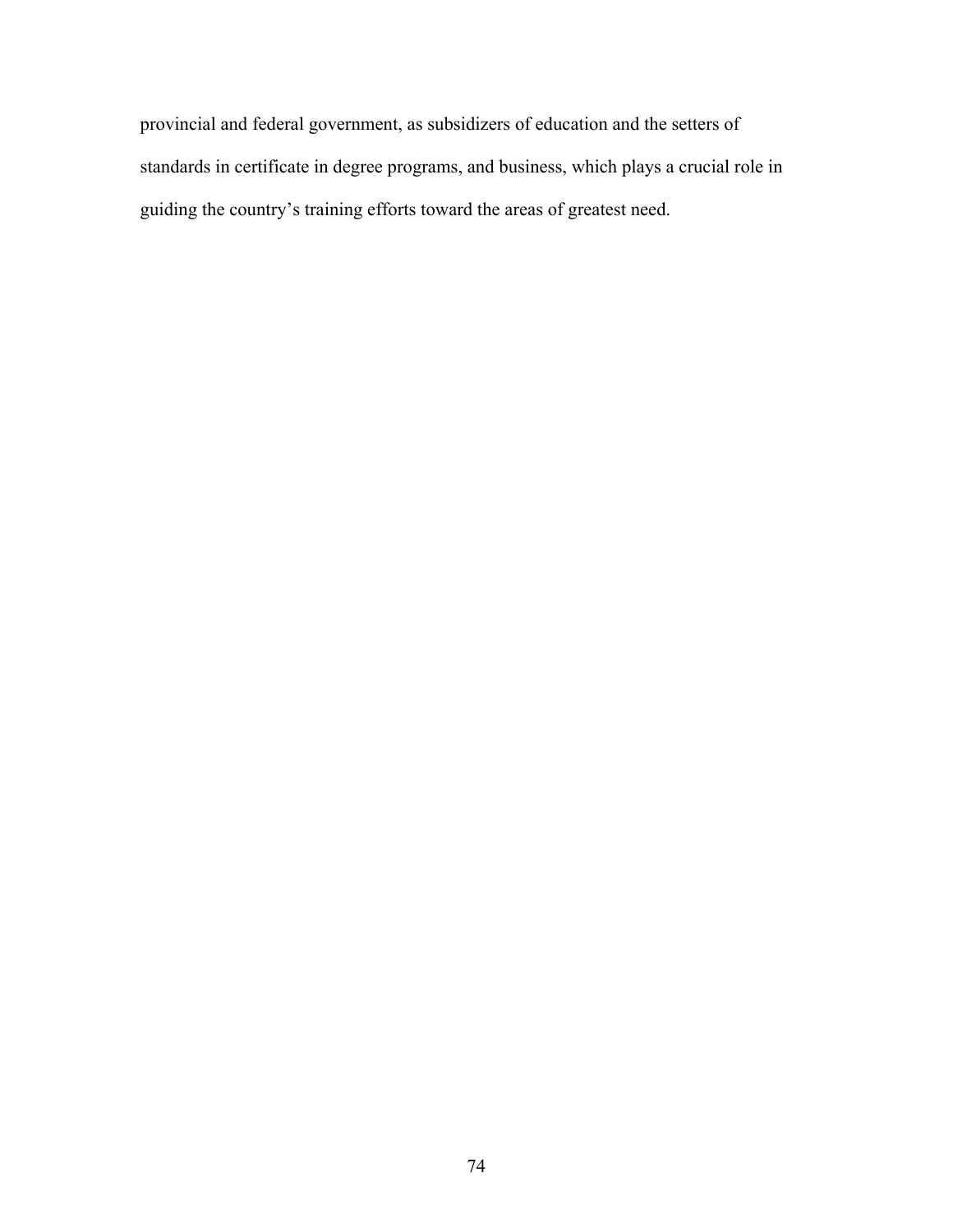provincial and federal government, as subsidizers of education and the setters of standards in certificate in degree programs, and business, which plays a crucial role in guiding the country's training efforts toward the areas of greatest need.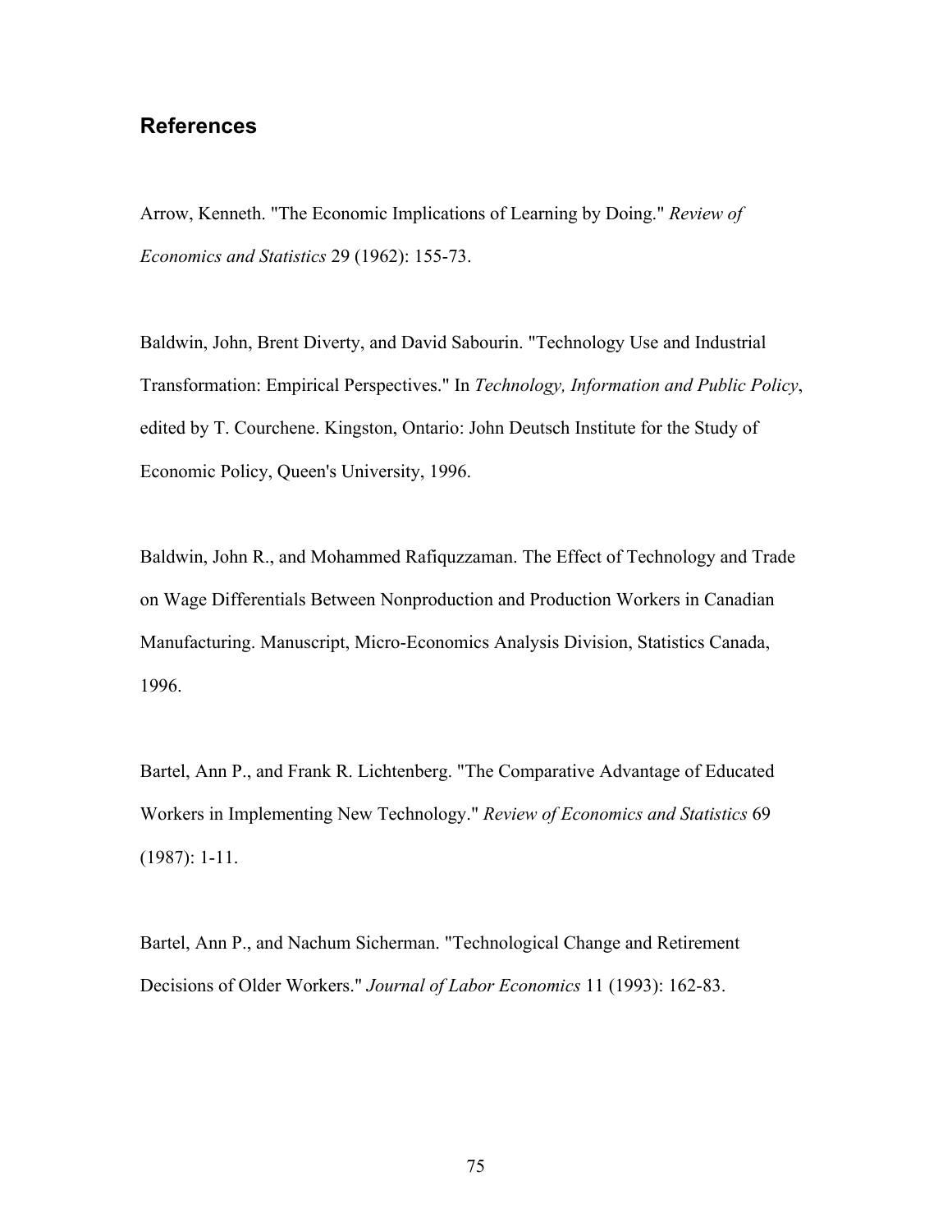## References

Arrow, Kenneth. "The Economic Implications of Learning by Doing." *Review of Economics and Statistics* 29 (1962): 155-73.

Baldwin, John, Brent Diverty, and David Sabourin. "Technology Use and Industrial Transformation: Empirical Perspectives." In *Technology, Information and Public Policy*, edited by T. Courchene. Kingston, Ontario: John Deutsch Institute for the Study of Economic Policy, Queen's University, 1996.

Baldwin, John R., and Mohammed Rafiquzzaman. The Effect of Technology and Trade on Wage Differentials Between Nonproduction and Production Workers in Canadian Manufacturing. Manuscript, Micro-Economics Analysis Division, Statistics Canada, 1996.

Bartel, Ann P., and Frank R. Lichtenberg. "The Comparative Advantage of Educated Workers in Implementing New Technology." *Review of Economics and Statistics* 69 (1987): 1-11.

Bartel, Ann P., and Nachum Sicherman. "Technological Change and Retirement Decisions of Older Workers." *Journal of Labor Economics* 11 (1993): 162-83.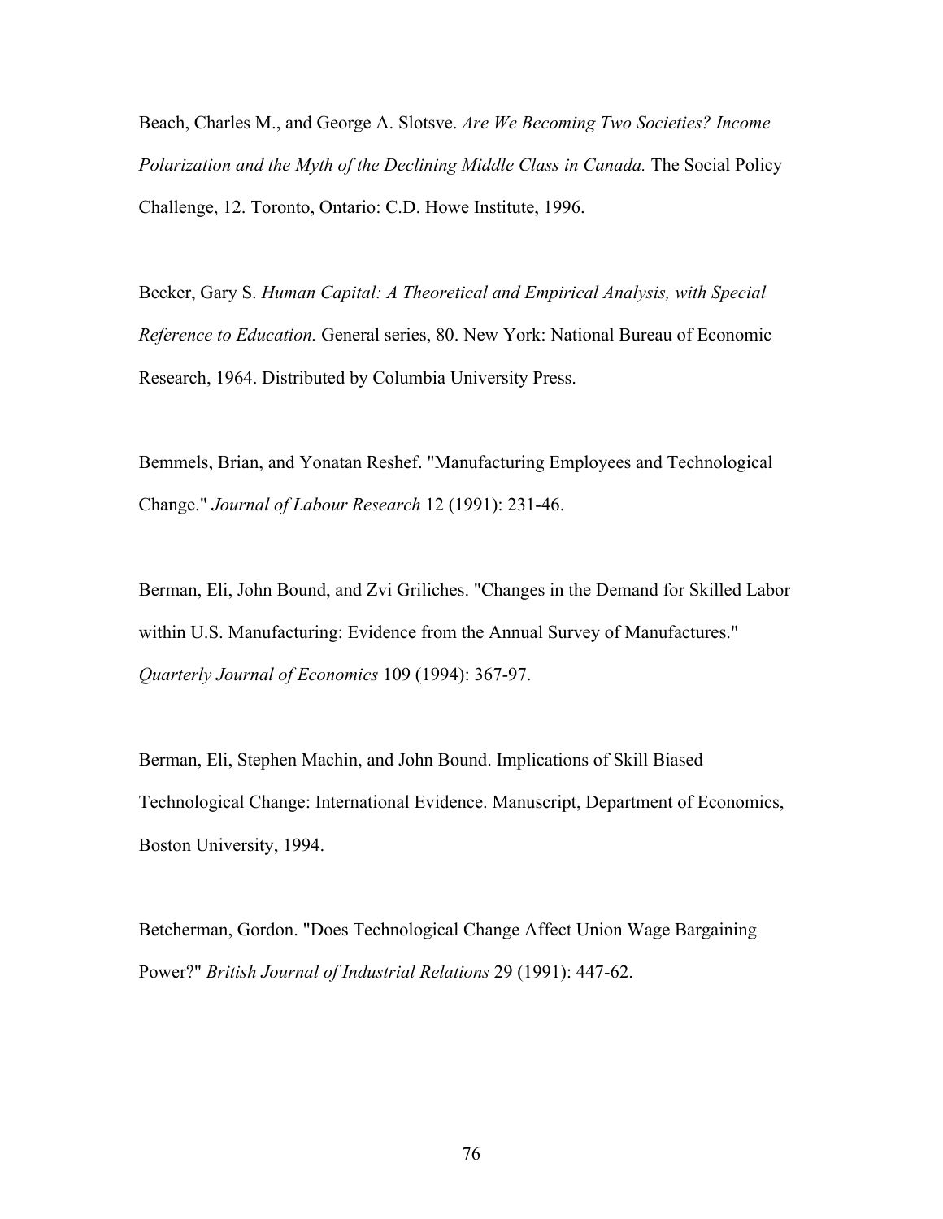Beach, Charles M., and George A. Slotsve. *Are We Becoming Two Societies? Income Polarization and the Myth of the Declining Middle Class in Canada.* The Social Policy Challenge, 12. Toronto, Ontario: C.D. Howe Institute, 1996.

Becker, Gary S. *Human Capital: A Theoretical and Empirical Analysis, with Special Reference to Education.* General series, 80. New York: National Bureau of Economic Research, 1964. Distributed by Columbia University Press.

Bemmels, Brian, and Yonatan Reshef. "Manufacturing Employees and Technological Change." *Journal of Labour Research* 12 (1991): 231-46.

Berman, Eli, John Bound, and Zvi Griliches. "Changes in the Demand for Skilled Labor within U.S. Manufacturing: Evidence from the Annual Survey of Manufactures." *Quarterly Journal of Economics* 109 (1994): 367-97.

Berman, Eli, Stephen Machin, and John Bound. Implications of Skill Biased Technological Change: International Evidence. Manuscript, Department of Economics, Boston University, 1994.

Betcherman, Gordon. "Does Technological Change Affect Union Wage Bargaining Power?" *British Journal of Industrial Relations* 29 (1991): 447-62.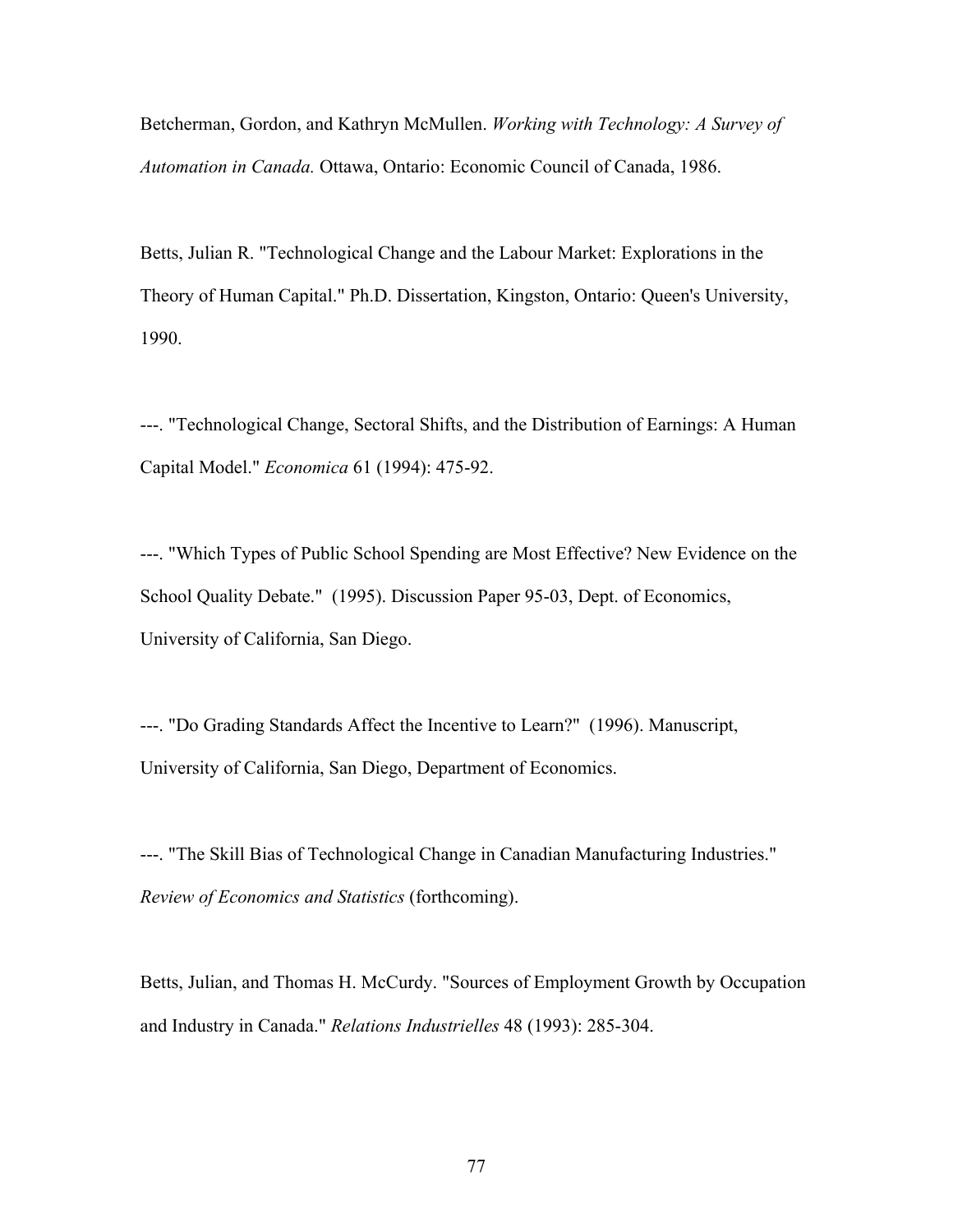Betcherman, Gordon, and Kathryn McMullen. *Working with Technology: A Survey of Automation in Canada.* Ottawa, Ontario: Economic Council of Canada, 1986.

Betts, Julian R. "Technological Change and the Labour Market: Explorations in the Theory of Human Capital." Ph.D. Dissertation, Kingston, Ontario: Queen's University, 1990.

---. "Technological Change, Sectoral Shifts, and the Distribution of Earnings: A Human Capital Model." *Economica* 61 (1994): 475-92.

---. "Which Types of Public School Spending are Most Effective? New Evidence on the School Quality Debate." (1995). Discussion Paper 95-03, Dept. of Economics, University of California, San Diego.

---. "Do Grading Standards Affect the Incentive to Learn?" (1996). Manuscript, University of California, San Diego, Department of Economics.

---. "The Skill Bias of Technological Change in Canadian Manufacturing Industries." *Review of Economics and Statistics* (forthcoming).

Betts, Julian, and Thomas H. McCurdy. "Sources of Employment Growth by Occupation and Industry in Canada." *Relations Industrielles* 48 (1993): 285-304.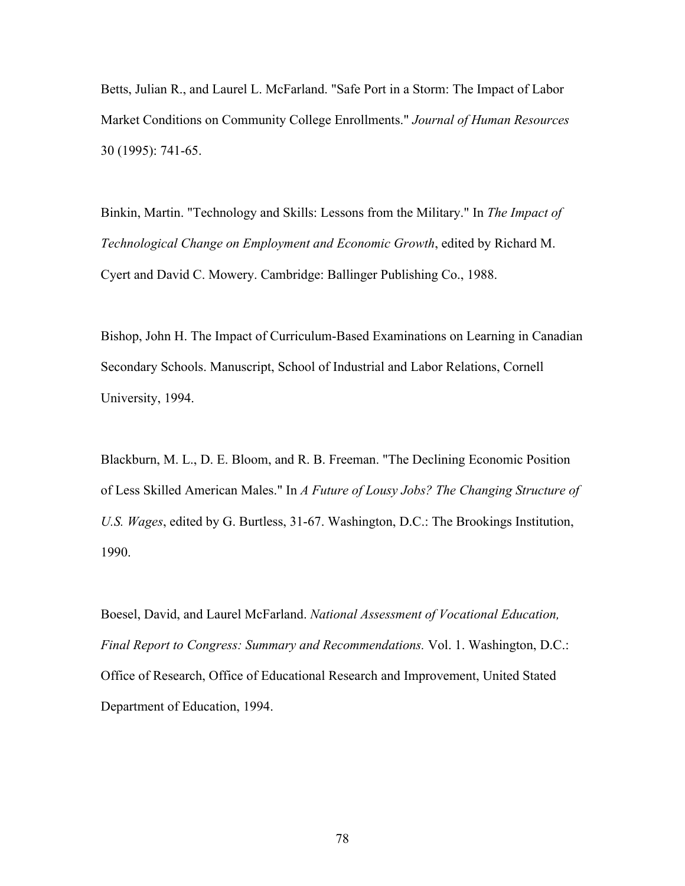Betts, Julian R., and Laurel L. McFarland. "Safe Port in a Storm: The Impact of Labor Market Conditions on Community College Enrollments." *Journal of Human Resources* 30 (1995): 741-65.

Binkin, Martin. "Technology and Skills: Lessons from the Military." In *The Impact of Technological Change on Employment and Economic Growth*, edited by Richard M. Cyert and David C. Mowery. Cambridge: Ballinger Publishing Co., 1988.

Bishop, John H. The Impact of Curriculum-Based Examinations on Learning in Canadian Secondary Schools. Manuscript, School of Industrial and Labor Relations, Cornell University, 1994.

Blackburn, M. L., D. E. Bloom, and R. B. Freeman. "The Declining Economic Position of Less Skilled American Males." In *A Future of Lousy Jobs? The Changing Structure of U.S. Wages*, edited by G. Burtless, 31-67. Washington, D.C.: The Brookings Institution, 1990.

Boesel, David, and Laurel McFarland. *National Assessment of Vocational Education, Final Report to Congress: Summary and Recommendations.* Vol. 1. Washington, D.C.: Office of Research, Office of Educational Research and Improvement, United Stated Department of Education, 1994.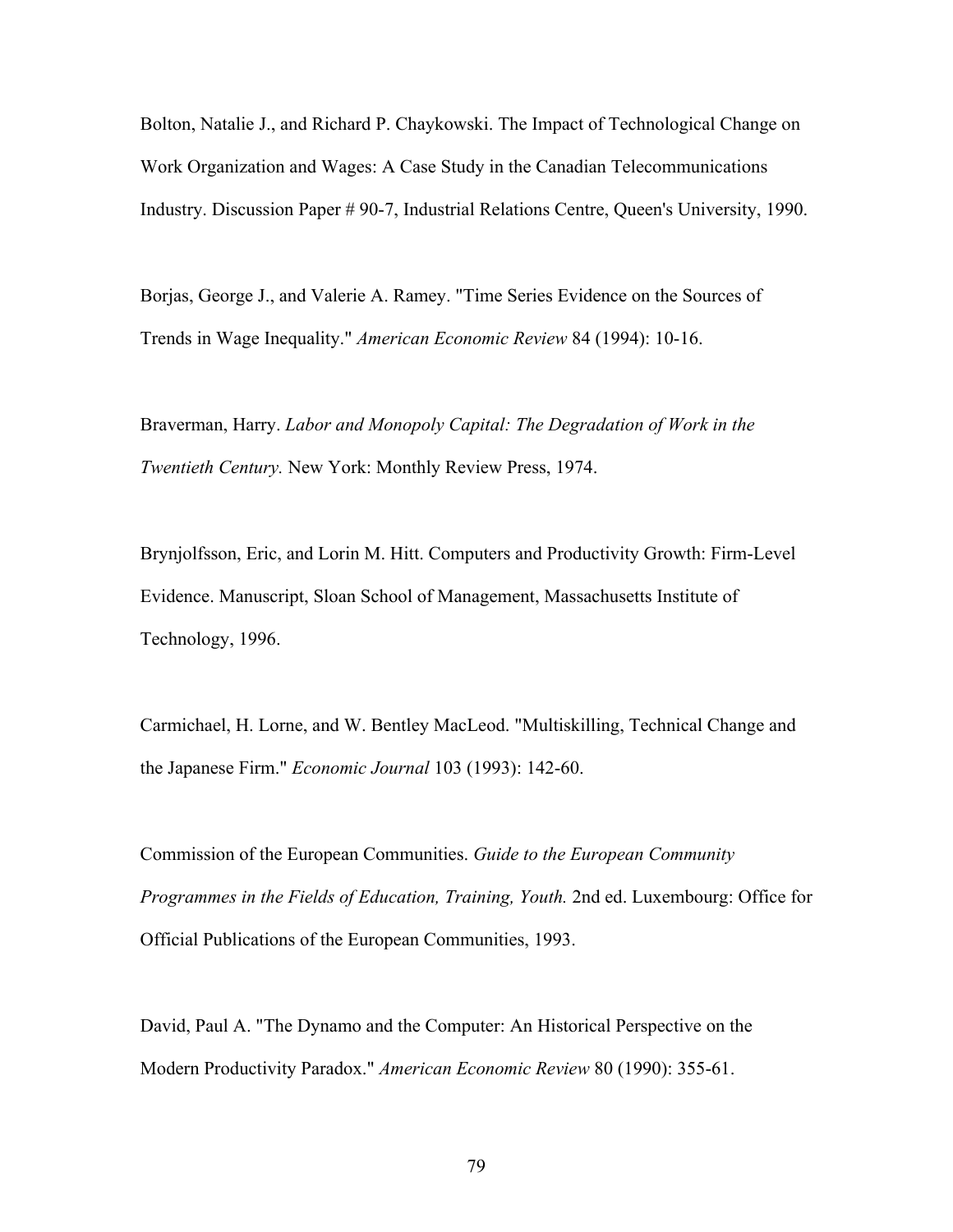Bolton, Natalie J., and Richard P. Chaykowski. The Impact of Technological Change on Work Organization and Wages: A Case Study in the Canadian Telecommunications Industry. Discussion Paper # 90-7, Industrial Relations Centre, Queen's University, 1990.

Borjas, George J., and Valerie A. Ramey. "Time Series Evidence on the Sources of Trends in Wage Inequality." *American Economic Review* 84 (1994): 10-16.

Braverman, Harry. *Labor and Monopoly Capital: The Degradation of Work in the Twentieth Century.* New York: Monthly Review Press, 1974.

Brynjolfsson, Eric, and Lorin M. Hitt. Computers and Productivity Growth: Firm-Level Evidence. Manuscript, Sloan School of Management, Massachusetts Institute of Technology, 1996.

Carmichael, H. Lorne, and W. Bentley MacLeod. "Multiskilling, Technical Change and the Japanese Firm." *Economic Journal* 103 (1993): 142-60.

Commission of the European Communities. *Guide to the European Community Programmes in the Fields of Education, Training, Youth.* 2nd ed. Luxembourg: Office for Official Publications of the European Communities, 1993.

David, Paul A. "The Dynamo and the Computer: An Historical Perspective on the Modern Productivity Paradox." *American Economic Review* 80 (1990): 355-61.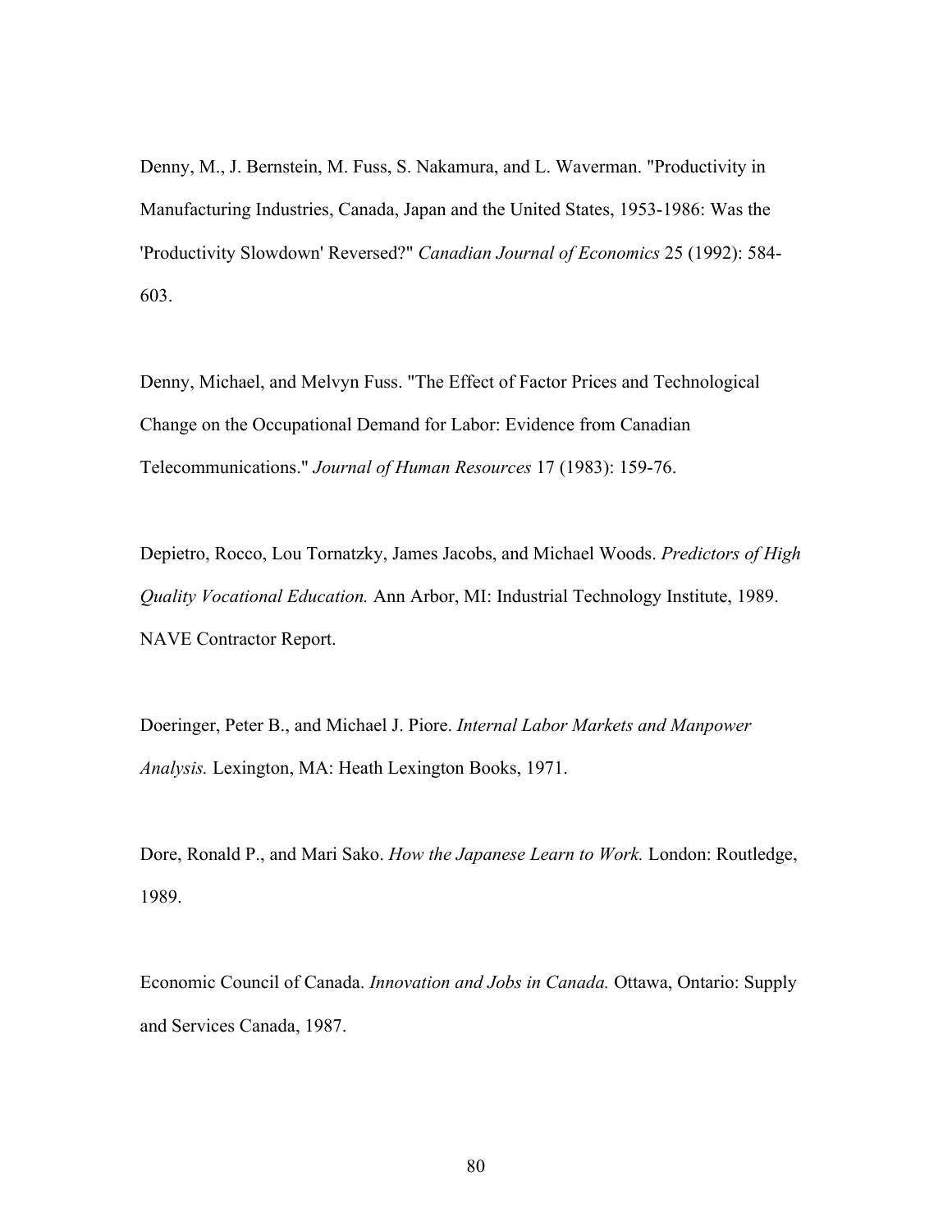Denny, M., J. Bernstein, M. Fuss, S. Nakamura, and L. Waverman. "Productivity in Manufacturing Industries, Canada, Japan and the United States, 1953-1986: Was the 'Productivity Slowdown' Reversed?" *Canadian Journal of Economics* 25 (1992): 584-603.

Denny, Michael, and Melvyn Fuss. "The Effect of Factor Prices and Technological Change on the Occupational Demand for Labor: Evidence from Canadian Telecommunications." *Journal of Human Resources* 17 (1983): 159-76.

Depietro, Rocco, Lou Tornatzky, James Jacobs, and Michael Woods. *Predictors of High Quality Vocational Education.* Ann Arbor, MI: Industrial Technology Institute, 1989. NAVE Contractor Report.

Doeringer, Peter B., and Michael J. Piore. *Internal Labor Markets and Manpower Analysis.* Lexington, MA: Heath Lexington Books, 1971.

Dore, Ronald P., and Mari Sako. *How the Japanese Learn to Work.* London: Routledge, 1989.

Economic Council of Canada. *Innovation and Jobs in Canada.* Ottawa, Ontario: Supply and Services Canada, 1987.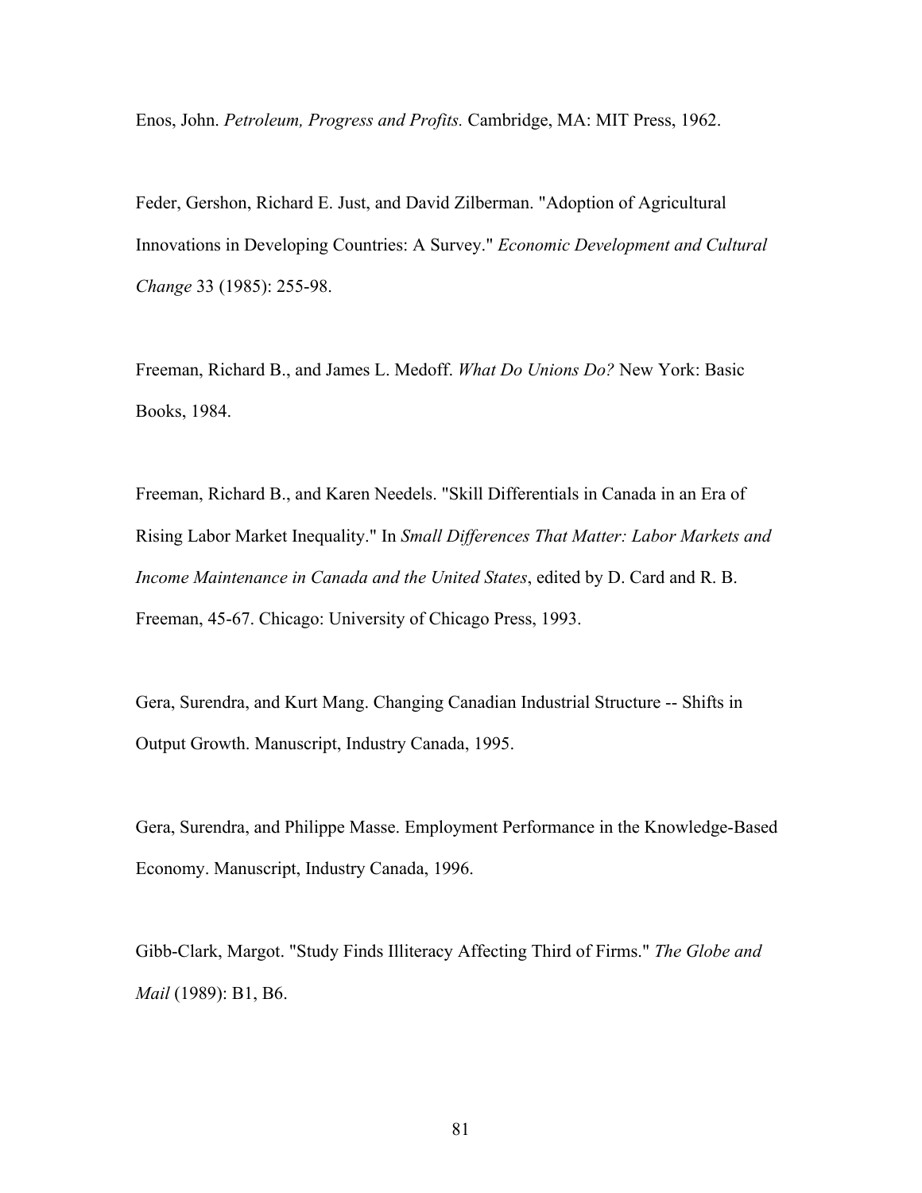Enos, John. *Petroleum, Progress and Profits.* Cambridge, MA: MIT Press, 1962.

Feder, Gershon, Richard E. Just, and David Zilberman. "Adoption of Agricultural Innovations in Developing Countries: A Survey." *Economic Development and Cultural Change* 33 (1985): 255-98.

Freeman, Richard B., and James L. Medoff. *What Do Unions Do?* New York: Basic Books, 1984.

Freeman, Richard B., and Karen Needels. "Skill Differentials in Canada in an Era of Rising Labor Market Inequality." In *Small Differences That Matter: Labor Markets and Income Maintenance in Canada and the United States*, edited by D. Card and R. B. Freeman, 45-67. Chicago: University of Chicago Press, 1993.

Gera, Surendra, and Kurt Mang. Changing Canadian Industrial Structure -- Shifts in Output Growth. Manuscript, Industry Canada, 1995.

Gera, Surendra, and Philippe Masse. Employment Performance in the Knowledge-Based Economy. Manuscript, Industry Canada, 1996.

Gibb-Clark, Margot. "Study Finds Illiteracy Affecting Third of Firms." *The Globe and Mail* (1989): B1, B6.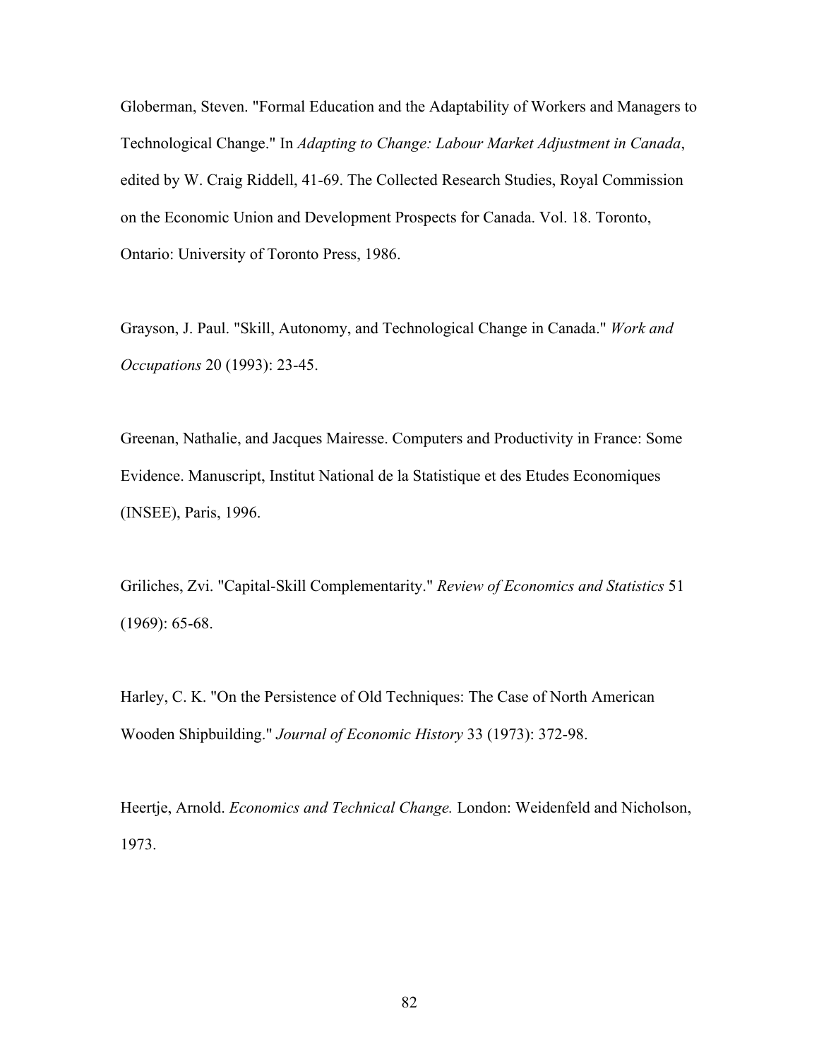Globerman, Steven. "Formal Education and the Adaptability of Workers and Managers to Technological Change." In *Adapting to Change: Labour Market Adjustment in Canada*, edited by W. Craig Riddell, 41-69. The Collected Research Studies, Royal Commission on the Economic Union and Development Prospects for Canada. Vol. 18. Toronto, Ontario: University of Toronto Press, 1986.

Grayson, J. Paul. "Skill, Autonomy, and Technological Change in Canada." *Work and Occupations* 20 (1993): 23-45.

Greenan, Nathalie, and Jacques Mairesse. Computers and Productivity in France: Some Evidence. Manuscript, Institut National de la Statistique et des Etudes Economiques (INSEE), Paris, 1996.

Griliches, Zvi. "Capital-Skill Complementarity." *Review of Economics and Statistics* 51 (1969): 65-68.

Harley, C. K. "On the Persistence of Old Techniques: The Case of North American Wooden Shipbuilding." *Journal of Economic History* 33 (1973): 372-98.

Heertje, Arnold. *Economics and Technical Change.* London: Weidenfeld and Nicholson, 1973.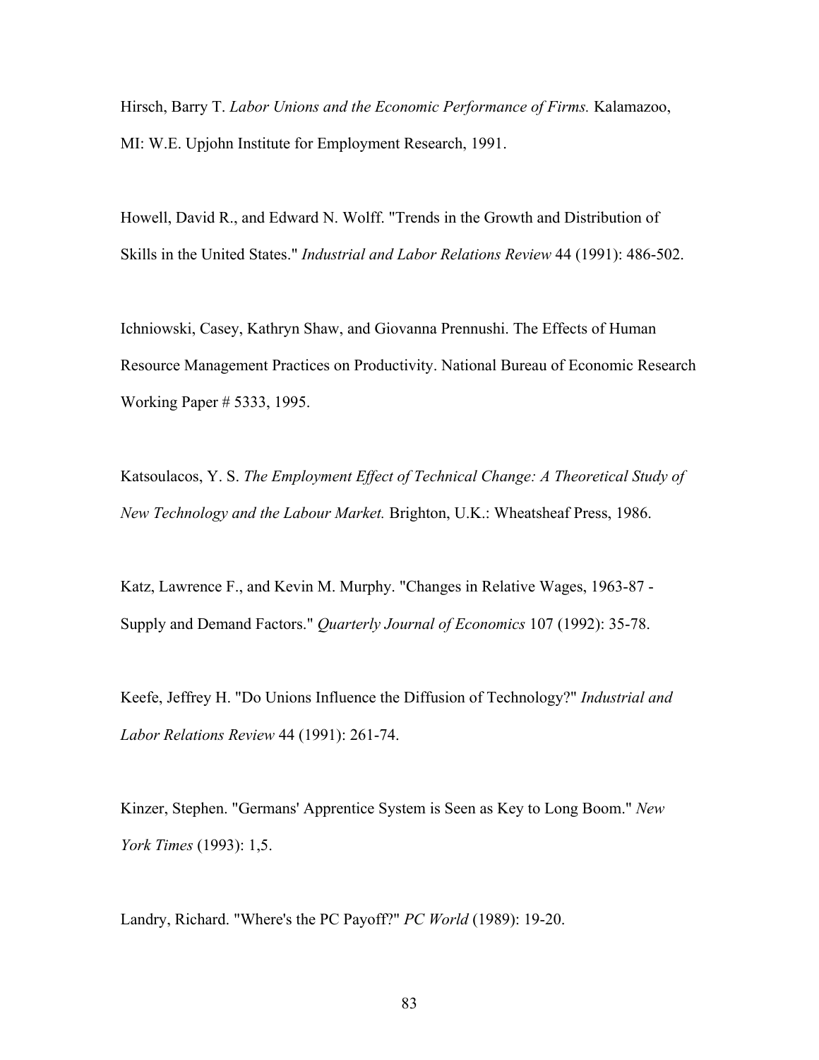Hirsch, Barry T. *Labor Unions and the Economic Performance of Firms.* Kalamazoo, MI: W.E. Upjohn Institute for Employment Research, 1991.

Howell, David R., and Edward N. Wolff. "Trends in the Growth and Distribution of Skills in the United States." *Industrial and Labor Relations Review* 44 (1991): 486-502.

Ichniowski, Casey, Kathryn Shaw, and Giovanna Prennushi. The Effects of Human Resource Management Practices on Productivity. National Bureau of Economic Research Working Paper # 5333, 1995.

Katsoulacos, Y. S. *The Employment Effect of Technical Change: A Theoretical Study of New Technology and the Labour Market.* Brighton, U.K.: Wheatsheaf Press, 1986.

Katz, Lawrence F., and Kevin M. Murphy. "Changes in Relative Wages, 1963-87 - Supply and Demand Factors." *Quarterly Journal of Economics* 107 (1992): 35-78.

Keefe, Jeffrey H. "Do Unions Influence the Diffusion of Technology?" *Industrial and Labor Relations Review* 44 (1991): 261-74.

Kinzer, Stephen. "Germans' Apprentice System is Seen as Key to Long Boom." *New York Times* (1993): 1,5.

Landry, Richard. "Where's the PC Payoff?" *PC World* (1989): 19-20.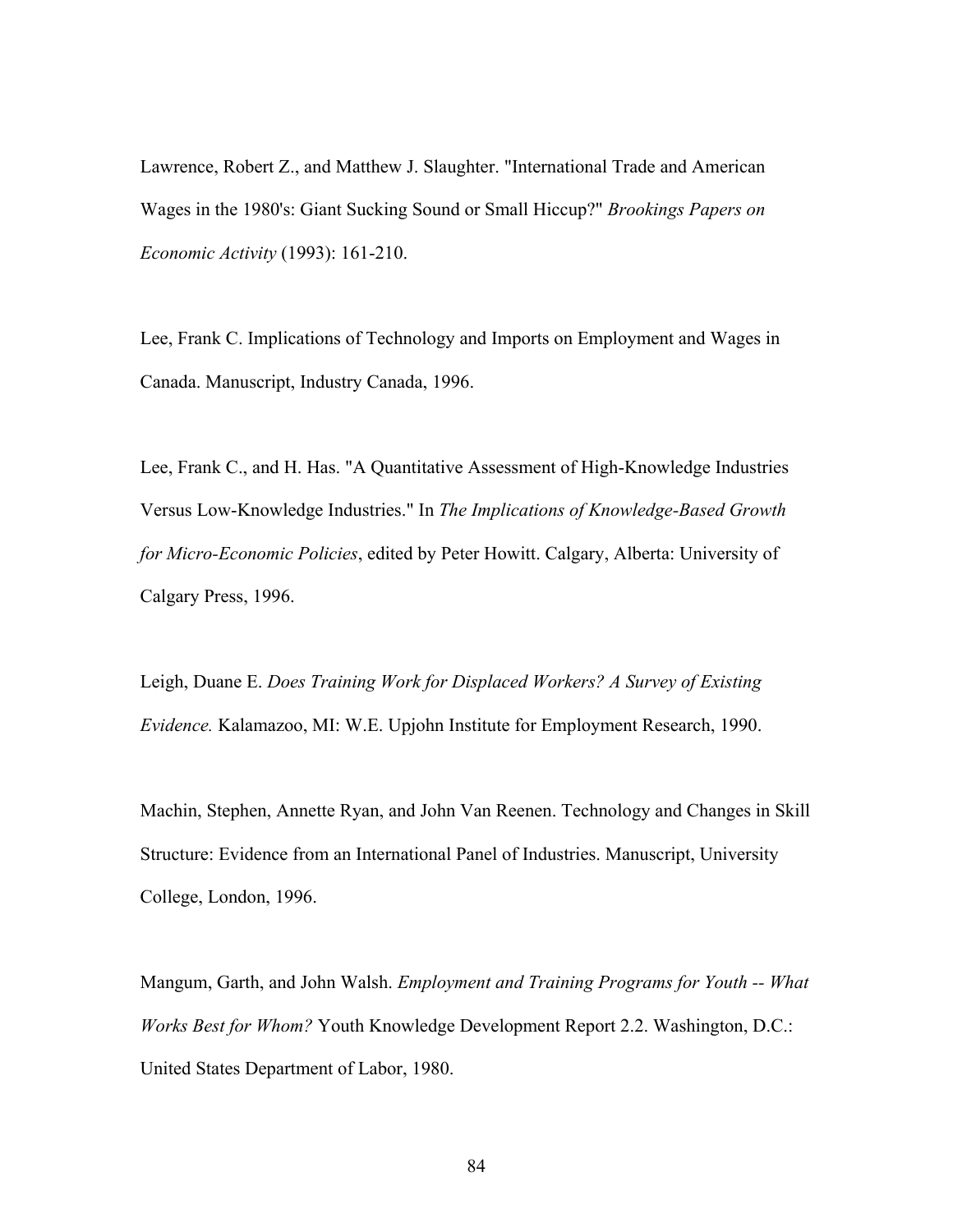Lawrence, Robert Z., and Matthew J. Slaughter. "International Trade and American Wages in the 1980's: Giant Sucking Sound or Small Hiccup?" *Brookings Papers on Economic Activity* (1993): 161-210.

Lee, Frank C. Implications of Technology and Imports on Employment and Wages in Canada. Manuscript, Industry Canada, 1996.

Lee, Frank C., and H. Has. "A Quantitative Assessment of High-Knowledge Industries Versus Low-Knowledge Industries." In *The Implications of Knowledge-Based Growth for Micro-Economic Policies*, edited by Peter Howitt. Calgary, Alberta: University of Calgary Press, 1996.

Leigh, Duane E. *Does Training Work for Displaced Workers? A Survey of Existing Evidence.* Kalamazoo, MI: W.E. Upjohn Institute for Employment Research, 1990.

Machin, Stephen, Annette Ryan, and John Van Reenen. Technology and Changes in Skill Structure: Evidence from an International Panel of Industries. Manuscript, University College, London, 1996.

Mangum, Garth, and John Walsh. *Employment and Training Programs for Youth -- What Works Best for Whom?* Youth Knowledge Development Report 2.2. Washington, D.C.: United States Department of Labor, 1980.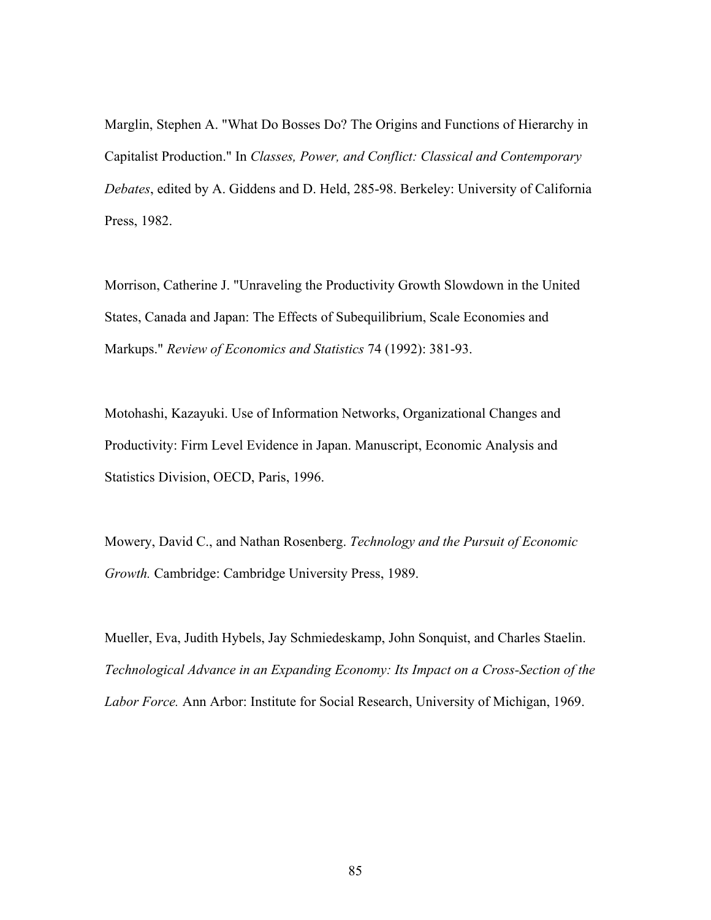Marglin, Stephen A. "What Do Bosses Do? The Origins and Functions of Hierarchy in Capitalist Production." In *Classes, Power, and Conflict: Classical and Contemporary Debates*, edited by A. Giddens and D. Held, 285-98. Berkeley: University of California Press, 1982.

Morrison, Catherine J. "Unraveling the Productivity Growth Slowdown in the United States, Canada and Japan: The Effects of Subequilibrium, Scale Economies and Markups." *Review of Economics and Statistics* 74 (1992): 381-93.

Motohashi, Kazayuki. Use of Information Networks, Organizational Changes and Productivity: Firm Level Evidence in Japan. Manuscript, Economic Analysis and Statistics Division, OECD, Paris, 1996.

Mowery, David C., and Nathan Rosenberg. *Technology and the Pursuit of Economic Growth.* Cambridge: Cambridge University Press, 1989.

Mueller, Eva, Judith Hybels, Jay Schmiedeskamp, John Sonquist, and Charles Staelin. *Technological Advance in an Expanding Economy: Its Impact on a Cross-Section of the Labor Force.* Ann Arbor: Institute for Social Research, University of Michigan, 1969.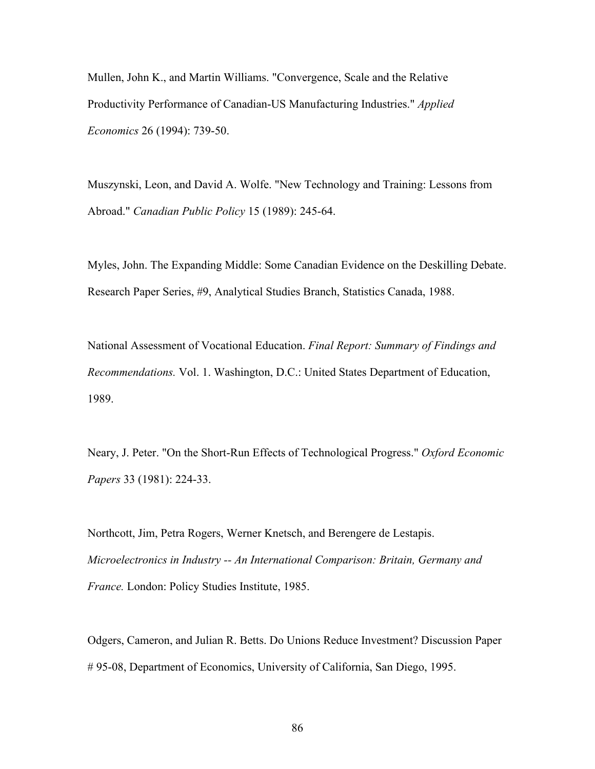Mullen, John K., and Martin Williams. "Convergence, Scale and the Relative Productivity Performance of Canadian-US Manufacturing Industries." *Applied Economics* 26 (1994): 739-50.

Muszynski, Leon, and David A. Wolfe. "New Technology and Training: Lessons from Abroad." *Canadian Public Policy* 15 (1989): 245-64.

Myles, John. The Expanding Middle: Some Canadian Evidence on the Deskilling Debate. Research Paper Series, #9, Analytical Studies Branch, Statistics Canada, 1988.

National Assessment of Vocational Education. *Final Report: Summary of Findings and Recommendations.* Vol. 1. Washington, D.C.: United States Department of Education, 1989.

Neary, J. Peter. "On the Short-Run Effects of Technological Progress." *Oxford Economic Papers* 33 (1981): 224-33.

Northcott, Jim, Petra Rogers, Werner Knetsch, and Berengere de Lestapis. *Microelectronics in Industry -- An International Comparison: Britain, Germany and France.* London: Policy Studies Institute, 1985.

Odgers, Cameron, and Julian R. Betts. Do Unions Reduce Investment? Discussion Paper # 95-08, Department of Economics, University of California, San Diego, 1995.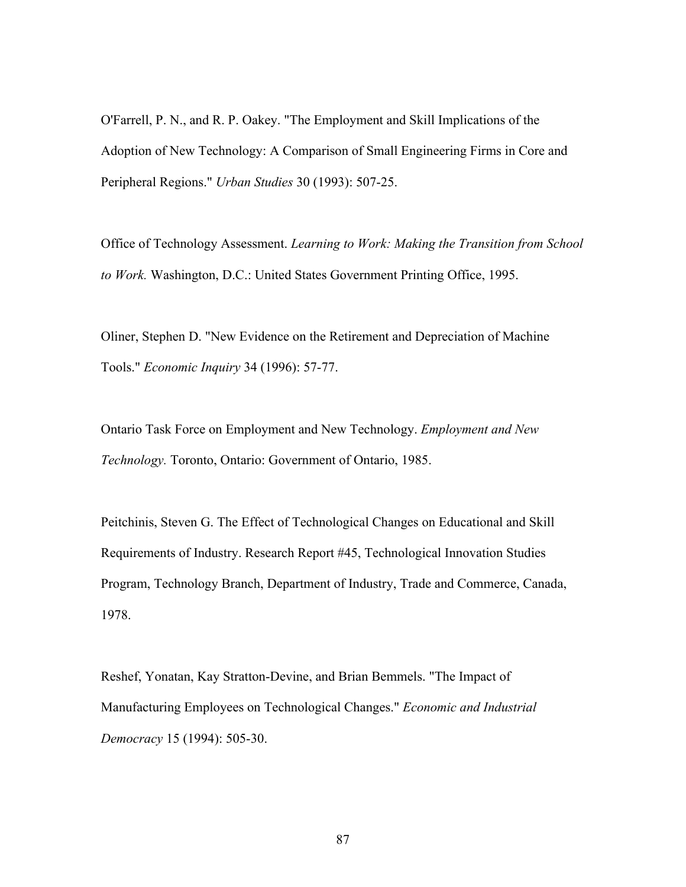O'Farrell, P. N., and R. P. Oakey. "The Employment and Skill Implications of the Adoption of New Technology: A Comparison of Small Engineering Firms in Core and Peripheral Regions." *Urban Studies* 30 (1993): 507-25.

Office of Technology Assessment. *Learning to Work: Making the Transition from School to Work.* Washington, D.C.: United States Government Printing Office, 1995.

Oliner, Stephen D. "New Evidence on the Retirement and Depreciation of Machine Tools." *Economic Inquiry* 34 (1996): 57-77.

Ontario Task Force on Employment and New Technology. *Employment and New Technology.* Toronto, Ontario: Government of Ontario, 1985.

Peitchinis, Steven G. The Effect of Technological Changes on Educational and Skill Requirements of Industry. Research Report #45, Technological Innovation Studies Program, Technology Branch, Department of Industry, Trade and Commerce, Canada, 1978.

Reshef, Yonatan, Kay Stratton-Devine, and Brian Bemmels. "The Impact of Manufacturing Employees on Technological Changes." *Economic and Industrial Democracy* 15 (1994): 505-30.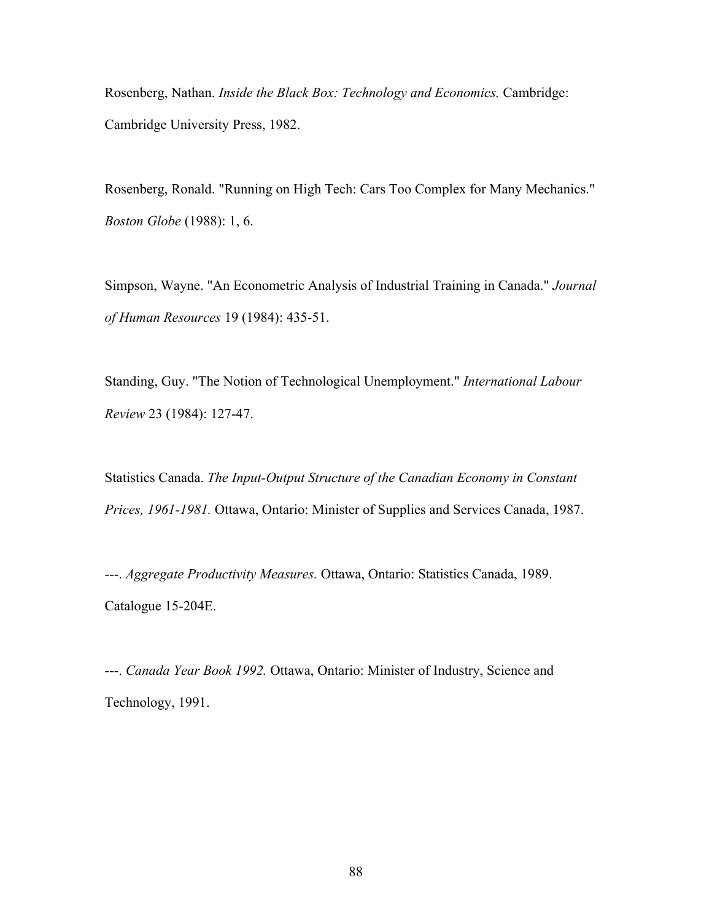Rosenberg, Nathan. *Inside the Black Box: Technology and Economics.* Cambridge: Cambridge University Press, 1982.

Rosenberg, Ronald. "Running on High Tech: Cars Too Complex for Many Mechanics." *Boston Globe* (1988): 1, 6.

Simpson, Wayne. "An Econometric Analysis of Industrial Training in Canada." *Journal of Human Resources* 19 (1984): 435-51.

Standing, Guy. "The Notion of Technological Unemployment." *International Labour Review* 23 (1984): 127-47.

Statistics Canada. *The Input-Output Structure of the Canadian Economy in Constant Prices, 1961-1981.* Ottawa, Ontario: Minister of Supplies and Services Canada, 1987.

---. *Aggregate Productivity Measures.* Ottawa, Ontario: Statistics Canada, 1989. Catalogue 15-204E.

---. *Canada Year Book 1992.* Ottawa, Ontario: Minister of Industry, Science and Technology, 1991.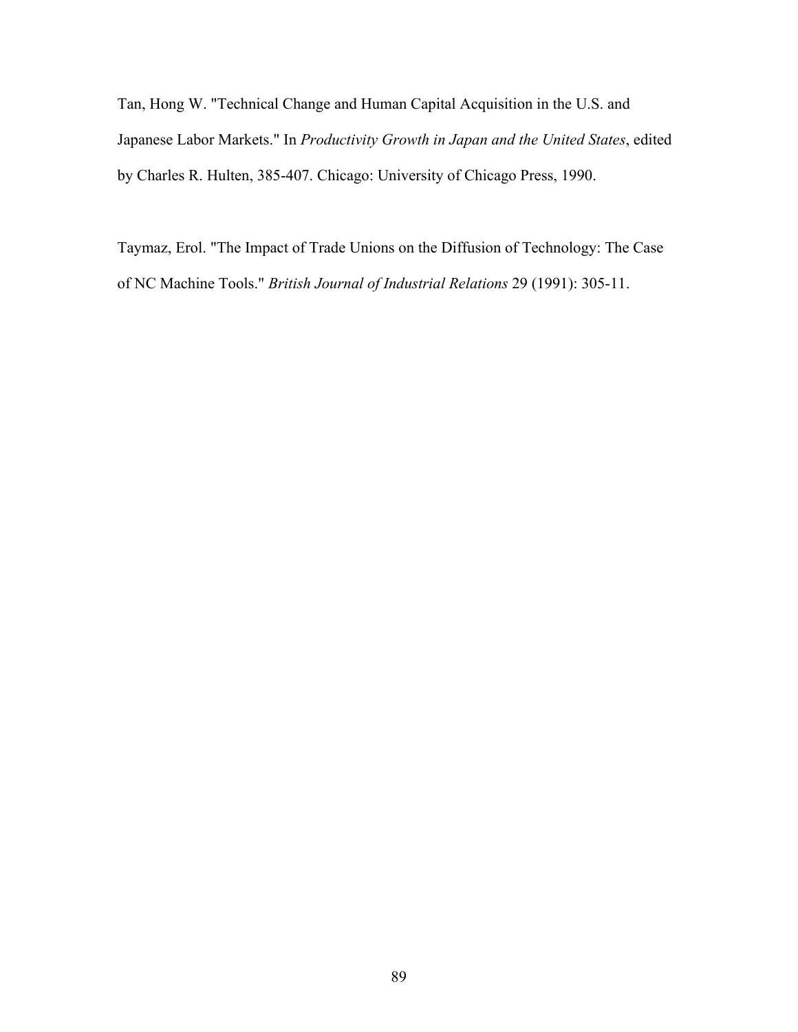Tan, Hong W. "Technical Change and Human Capital Acquisition in the U.S. and Japanese Labor Markets." In *Productivity Growth in Japan and the United States*, edited by Charles R. Hulten, 385-407. Chicago: University of Chicago Press, 1990.

Taymaz, Erol. "The Impact of Trade Unions on the Diffusion of Technology: The Case of NC Machine Tools." *British Journal of Industrial Relations* 29 (1991): 305-11.